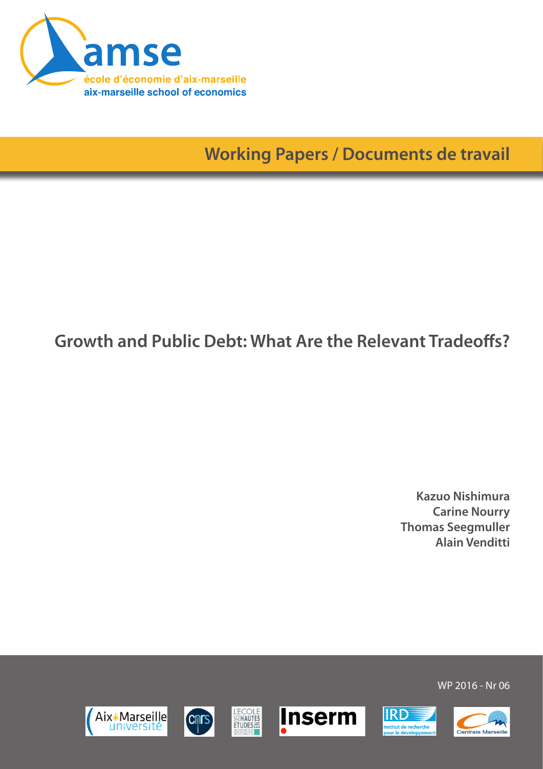amse

école d'économie d'aix-marseille
aix-marseille school of economics

Working Papers / Documents de travail

# Growth and Public Debt: What Are the Relevant Tradeoffs?

**Kazuo Nishimura**
**Carine Nourry**
**Thomas Seegmuller**
**Alain Venditti**

WP 2016 - Nr 06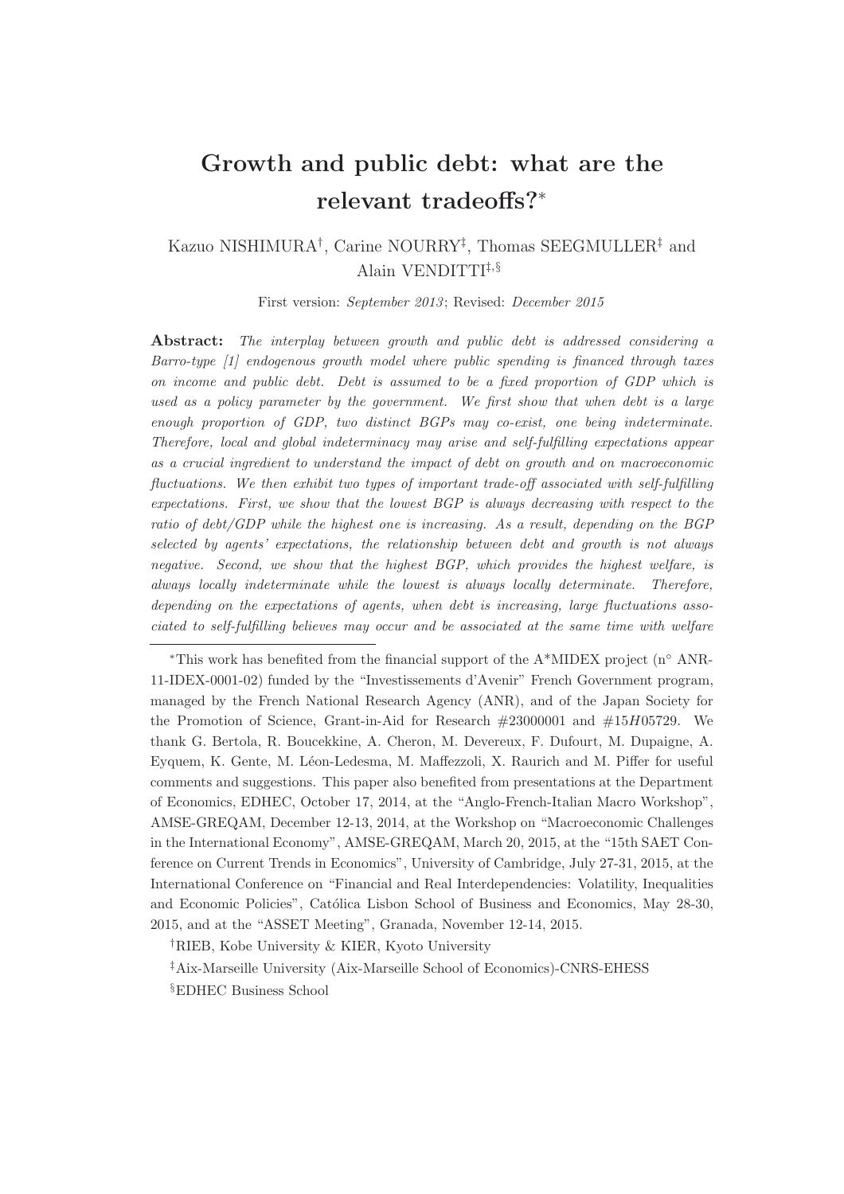# Growth and public debt: what are the relevant tradeoffs?*

Kazuo NISHIMURA[†], Carine NOURRY[‡], Thomas SEEGMULLER[‡] and Alain VENDITTI[‡,§]

First version: *September 2013*; Revised: *December 2015*

**Abstract:** *The interplay between growth and public debt is addressed considering a Barro-type [1] endogenous growth model where public spending is financed through taxes on income and public debt. Debt is assumed to be a fixed proportion of GDP which is used as a policy parameter by the government. We first show that when debt is a large enough proportion of GDP, two distinct BGPs may co-exist, one being indeterminate. Therefore, local and global indeterminacy may arise and self-fulfilling expectations appear as a crucial ingredient to understand the impact of debt on growth and on macroeconomic fluctuations. We then exhibit two types of important trade-off associated with self-fulfilling expectations. First, we show that the lowest BGP is always decreasing with respect to the ratio of debt/GDP while the highest one is increasing. As a result, depending on the BGP selected by agents' expectations, the relationship between debt and growth is not always negative. Second, we show that the highest BGP, which provides the highest welfare, is always locally indeterminate while the lowest is always locally determinate. Therefore, depending on the expectations of agents, when debt is increasing, large fluctuations associated to self-fulfilling believes may occur and be associated at the same time with welfare*

---

*This work has benefited from the financial support of the A*MIDEX project (n° ANR-11-IDEX-0001-02) funded by the "Investissements d'Avenir" French Government program, managed by the French National Research Agency (ANR), and of the Japan Society for the Promotion of Science, Grant-in-Aid for Research #23000001 and #15$H$05729. We thank G. Bertola, R. Boucekkine, A. Cheron, M. Devereux, F. Dufourt, M. Dupaigne, A. Eyquem, K. Gente, M. Léon-Ledesma, M. Maffezzoli, X. Raurich and M. Piffer for useful comments and suggestions. This paper also benefited from presentations at the Department of Economics, EDHEC, October 17, 2014, at the "Anglo-French-Italian Macro Workshop", AMSE-GREQAM, December 12-13, 2014, at the Workshop on "Macroeconomic Challenges in the International Economy", AMSE-GREQAM, March 20, 2015, at the "15th SAET Conference on Current Trends in Economics", University of Cambridge, July 27-31, 2015, at the International Conference on "Financial and Real Interdependencies: Volatility, Inequalities and Economic Policies", Católica Lisbon School of Business and Economics, May 28-30, 2015, and at the "ASSET Meeting", Granada, November 12-14, 2015.

†RIEB, Kobe University & KIER, Kyoto University

‡Aix-Marseille University (Aix-Marseille School of Economics)-CNRS-EHESS

§EDHEC Business School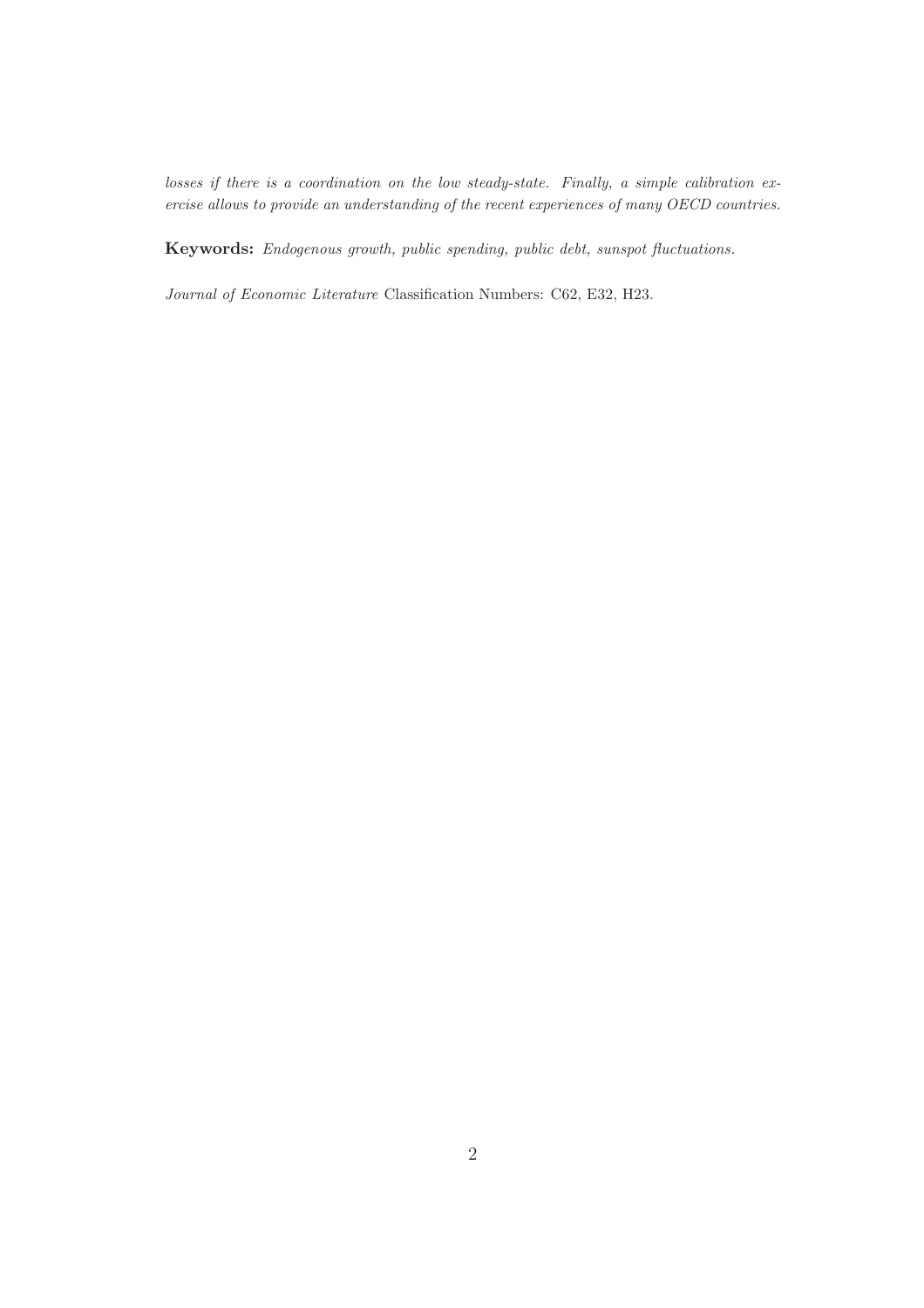*losses if there is a coordination on the low steady-state. Finally, a simple calibration exercise allows to provide an understanding of the recent experiences of many OECD countries.*

**Keywords:** *Endogenous growth, public spending, public debt, sunspot fluctuations.*

*Journal of Economic Literature* Classification Numbers: C62, E32, H23.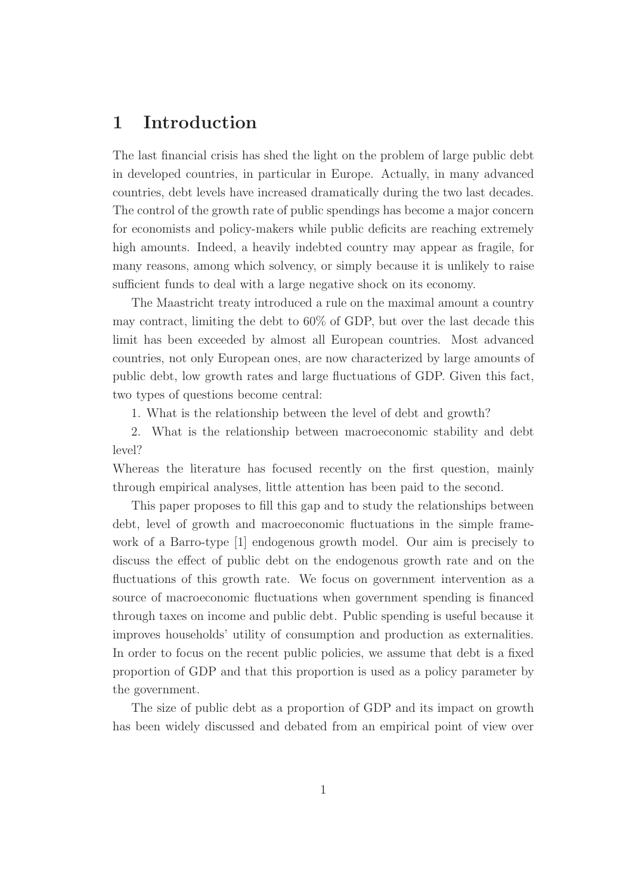# 1 Introduction

The last financial crisis has shed the light on the problem of large public debt in developed countries, in particular in Europe. Actually, in many advanced countries, debt levels have increased dramatically during the two last decades. The control of the growth rate of public spendings has become a major concern for economists and policy-makers while public deficits are reaching extremely high amounts. Indeed, a heavily indebted country may appear as fragile, for many reasons, among which solvency, or simply because it is unlikely to raise sufficient funds to deal with a large negative shock on its economy.

The Maastricht treaty introduced a rule on the maximal amount a country may contract, limiting the debt to 60% of GDP, but over the last decade this limit has been exceeded by almost all European countries. Most advanced countries, not only European ones, are now characterized by large amounts of public debt, low growth rates and large fluctuations of GDP. Given this fact, two types of questions become central:

1. What is the relationship between the level of debt and growth?

2. What is the relationship between macroeconomic stability and debt level?

Whereas the literature has focused recently on the first question, mainly through empirical analyses, little attention has been paid to the second.

This paper proposes to fill this gap and to study the relationships between debt, level of growth and macroeconomic fluctuations in the simple framework of a Barro-type [1] endogenous growth model. Our aim is precisely to discuss the effect of public debt on the endogenous growth rate and on the fluctuations of this growth rate. We focus on government intervention as a source of macroeconomic fluctuations when government spending is financed through taxes on income and public debt. Public spending is useful because it improves households' utility of consumption and production as externalities. In order to focus on the recent public policies, we assume that debt is a fixed proportion of GDP and that this proportion is used as a policy parameter by the government.

The size of public debt as a proportion of GDP and its impact on growth has been widely discussed and debated from an empirical point of view over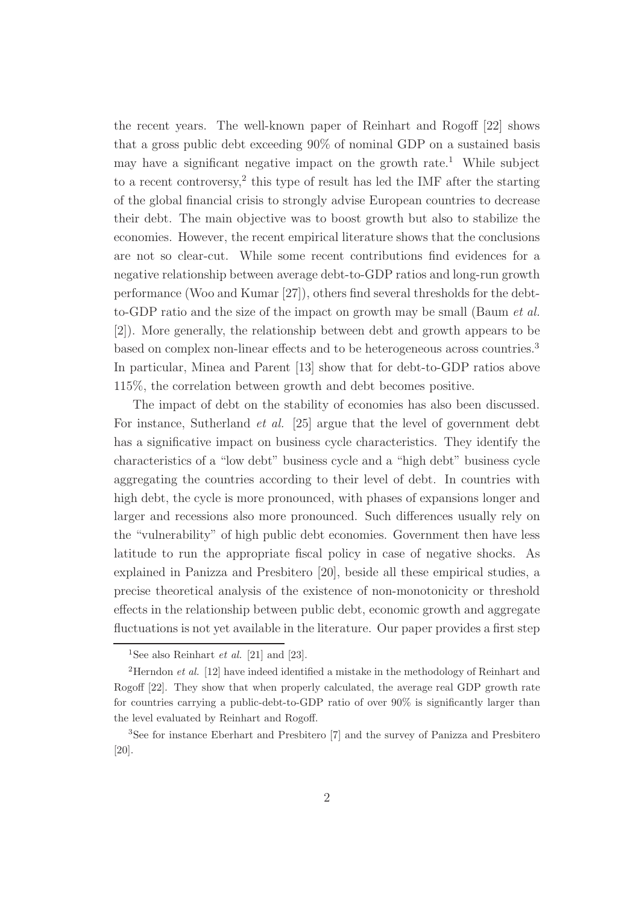the recent years. The well-known paper of Reinhart and Rogoff [22] shows that a gross public debt exceeding 90% of nominal GDP on a sustained basis may have a significant negative impact on the growth rate.[1] While subject to a recent controversy,[2] this type of result has led the IMF after the starting of the global financial crisis to strongly advise European countries to decrease their debt. The main objective was to boost growth but also to stabilize the economies. However, the recent empirical literature shows that the conclusions are not so clear-cut. While some recent contributions find evidences for a negative relationship between average debt-to-GDP ratios and long-run growth performance (Woo and Kumar [27]), others find several thresholds for the debt-to-GDP ratio and the size of the impact on growth may be small (Baum *et al.* [2]). More generally, the relationship between debt and growth appears to be based on complex non-linear effects and to be heterogeneous across countries.[3] In particular, Minea and Parent [13] show that for debt-to-GDP ratios above 115%, the correlation between growth and debt becomes positive.

The impact of debt on the stability of economies has also been discussed. For instance, Sutherland *et al.* [25] argue that the level of government debt has a significative impact on business cycle characteristics. They identify the characteristics of a "low debt" business cycle and a "high debt" business cycle aggregating the countries according to their level of debt. In countries with high debt, the cycle is more pronounced, with phases of expansions longer and larger and recessions also more pronounced. Such differences usually rely on the "vulnerability" of high public debt economies. Government then have less latitude to run the appropriate fiscal policy in case of negative shocks. As explained in Panizza and Presbitero [20], beside all these empirical studies, a precise theoretical analysis of the existence of non-monotonicity or threshold effects in the relationship between public debt, economic growth and aggregate fluctuations is not yet available in the literature. Our paper provides a first step

---

[1] See also Reinhart *et al.* [21] and [23].

[2] Herndon *et al.* [12] have indeed identified a mistake in the methodology of Reinhart and Rogoff [22]. They show that when properly calculated, the average real GDP growth rate for countries carrying a public-debt-to-GDP ratio of over 90% is significantly larger than the level evaluated by Reinhart and Rogoff.

[3] See for instance Eberhart and Presbitero [7] and the survey of Panizza and Presbitero [20].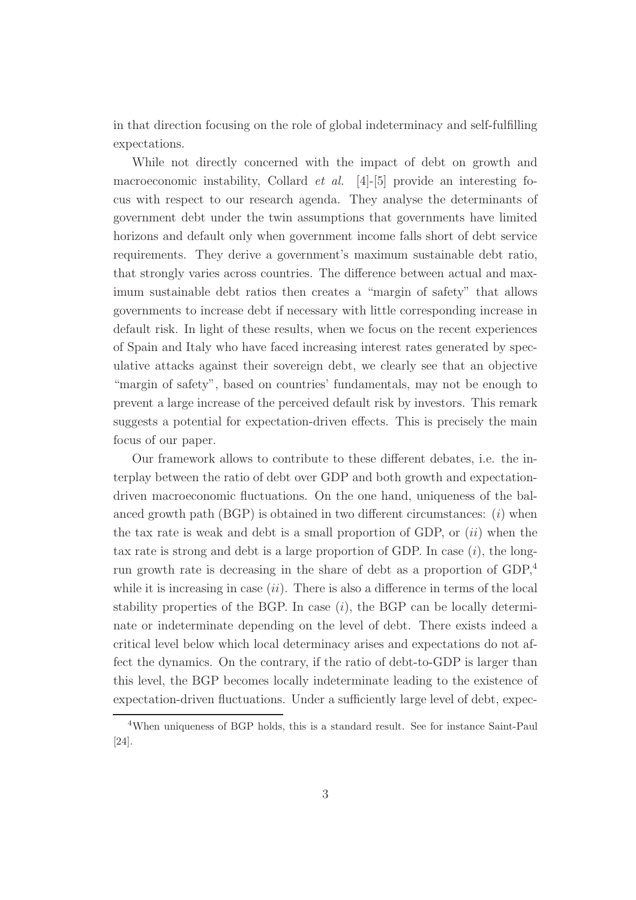in that direction focusing on the role of global indeterminacy and self-fulfilling expectations.

While not directly concerned with the impact of debt on growth and macroeconomic instability, Collard *et al.* [4]-[5] provide an interesting focus with respect to our research agenda. They analyse the determinants of government debt under the twin assumptions that governments have limited horizons and default only when government income falls short of debt service requirements. They derive a government's maximum sustainable debt ratio, that strongly varies across countries. The difference between actual and maximum sustainable debt ratios then creates a "margin of safety" that allows governments to increase debt if necessary with little corresponding increase in default risk. In light of these results, when we focus on the recent experiences of Spain and Italy who have faced increasing interest rates generated by speculative attacks against their sovereign debt, we clearly see that an objective "margin of safety", based on countries' fundamentals, may not be enough to prevent a large increase of the perceived default risk by investors. This remark suggests a potential for expectation-driven effects. This is precisely the main focus of our paper.

Our framework allows to contribute to these different debates, i.e. the interplay between the ratio of debt over GDP and both growth and expectation-driven macroeconomic fluctuations. On the one hand, uniqueness of the balanced growth path (BGP) is obtained in two different circumstances: (*i*) when the tax rate is weak and debt is a small proportion of GDP, or (*ii*) when the tax rate is strong and debt is a large proportion of GDP. In case (*i*), the long-run growth rate is decreasing in the share of debt as a proportion of GDP,[4] while it is increasing in case (*ii*). There is also a difference in terms of the local stability properties of the BGP. In case (*i*), the BGP can be locally determinate or indeterminate depending on the level of debt. There exists indeed a critical level below which local determinacy arises and expectations do not affect the dynamics. On the contrary, if the ratio of debt-to-GDP is larger than this level, the BGP becomes locally indeterminate leading to the existence of expectation-driven fluctuations. Under a sufficiently large level of debt, expec-

[4] When uniqueness of BGP holds, this is a standard result. See for instance Saint-Paul [24].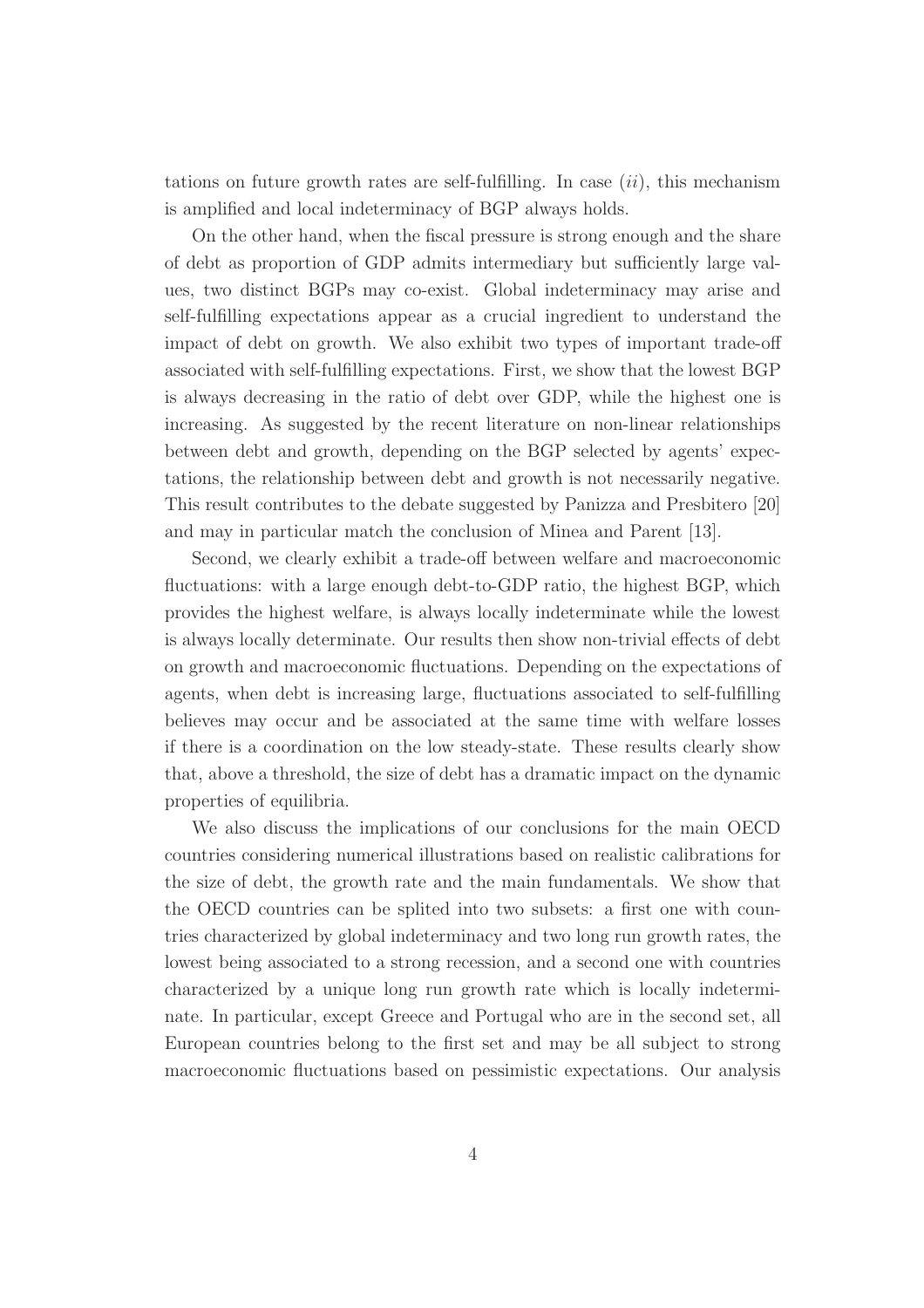tations on future growth rates are self-fulfilling. In case $(ii)$, this mechanism is amplified and local indeterminacy of BGP always holds.

On the other hand, when the fiscal pressure is strong enough and the share of debt as proportion of GDP admits intermediary but sufficiently large values, two distinct BGPs may co-exist. Global indeterminacy may arise and self-fulfilling expectations appear as a crucial ingredient to understand the impact of debt on growth. We also exhibit two types of important trade-off associated with self-fulfilling expectations. First, we show that the lowest BGP is always decreasing in the ratio of debt over GDP, while the highest one is increasing. As suggested by the recent literature on non-linear relationships between debt and growth, depending on the BGP selected by agents' expectations, the relationship between debt and growth is not necessarily negative. This result contributes to the debate suggested by Panizza and Presbitero [20] and may in particular match the conclusion of Minea and Parent [13].

Second, we clearly exhibit a trade-off between welfare and macroeconomic fluctuations: with a large enough debt-to-GDP ratio, the highest BGP, which provides the highest welfare, is always locally indeterminate while the lowest is always locally determinate. Our results then show non-trivial effects of debt on growth and macroeconomic fluctuations. Depending on the expectations of agents, when debt is increasing large, fluctuations associated to self-fulfilling believes may occur and be associated at the same time with welfare losses if there is a coordination on the low steady-state. These results clearly show that, above a threshold, the size of debt has a dramatic impact on the dynamic properties of equilibria.

We also discuss the implications of our conclusions for the main OECD countries considering numerical illustrations based on realistic calibrations for the size of debt, the growth rate and the main fundamentals. We show that the OECD countries can be splited into two subsets: a first one with countries characterized by global indeterminacy and two long run growth rates, the lowest being associated to a strong recession, and a second one with countries characterized by a unique long run growth rate which is locally indeterminate. In particular, except Greece and Portugal who are in the second set, all European countries belong to the first set and may be all subject to strong macroeconomic fluctuations based on pessimistic expectations. Our analysis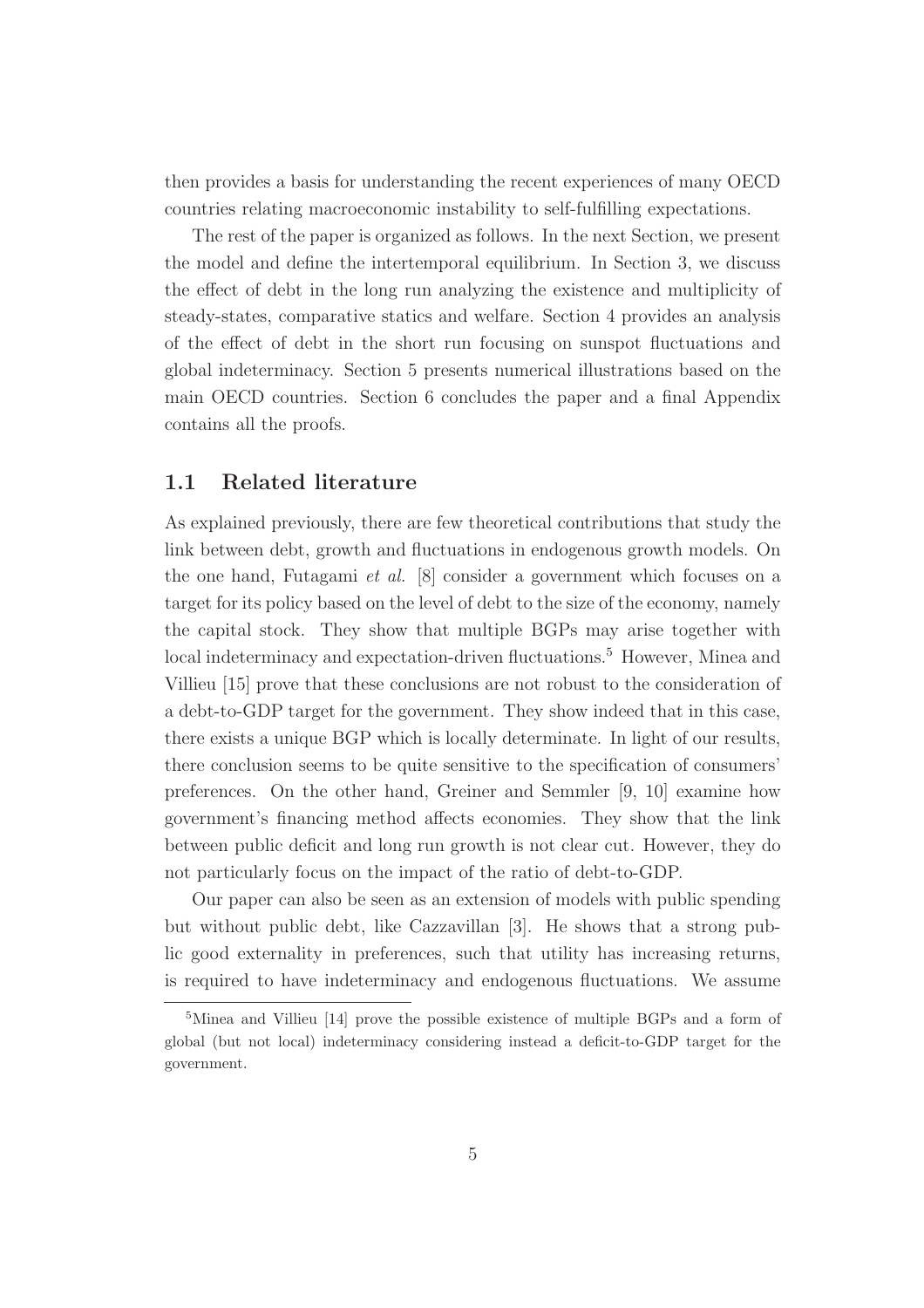then provides a basis for understanding the recent experiences of many OECD countries relating macroeconomic instability to self-fulfilling expectations.

The rest of the paper is organized as follows. In the next Section, we present the model and define the intertemporal equilibrium. In Section 3, we discuss the effect of debt in the long run analyzing the existence and multiplicity of steady-states, comparative statics and welfare. Section 4 provides an analysis of the effect of debt in the short run focusing on sunspot fluctuations and global indeterminacy. Section 5 presents numerical illustrations based on the main OECD countries. Section 6 concludes the paper and a final Appendix contains all the proofs.

## 1.1 Related literature

As explained previously, there are few theoretical contributions that study the link between debt, growth and fluctuations in endogenous growth models. On the one hand, Futagami *et al.* [8] consider a government which focuses on a target for its policy based on the level of debt to the size of the economy, namely the capital stock. They show that multiple BGPs may arise together with local indeterminacy and expectation-driven fluctuations.[5] However, Minea and Villieu [15] prove that these conclusions are not robust to the consideration of a debt-to-GDP target for the government. They show indeed that in this case, there exists a unique BGP which is locally determinate. In light of our results, there conclusion seems to be quite sensitive to the specification of consumers' preferences. On the other hand, Greiner and Semmler [9, 10] examine how government's financing method affects economies. They show that the link between public deficit and long run growth is not clear cut. However, they do not particularly focus on the impact of the ratio of debt-to-GDP.

Our paper can also be seen as an extension of models with public spending but without public debt, like Cazzavillan [3]. He shows that a strong public good externality in preferences, such that utility has increasing returns, is required to have indeterminacy and endogenous fluctuations. We assume

[5] Minea and Villieu [14] prove the possible existence of multiple BGPs and a form of global (but not local) indeterminacy considering instead a deficit-to-GDP target for the government.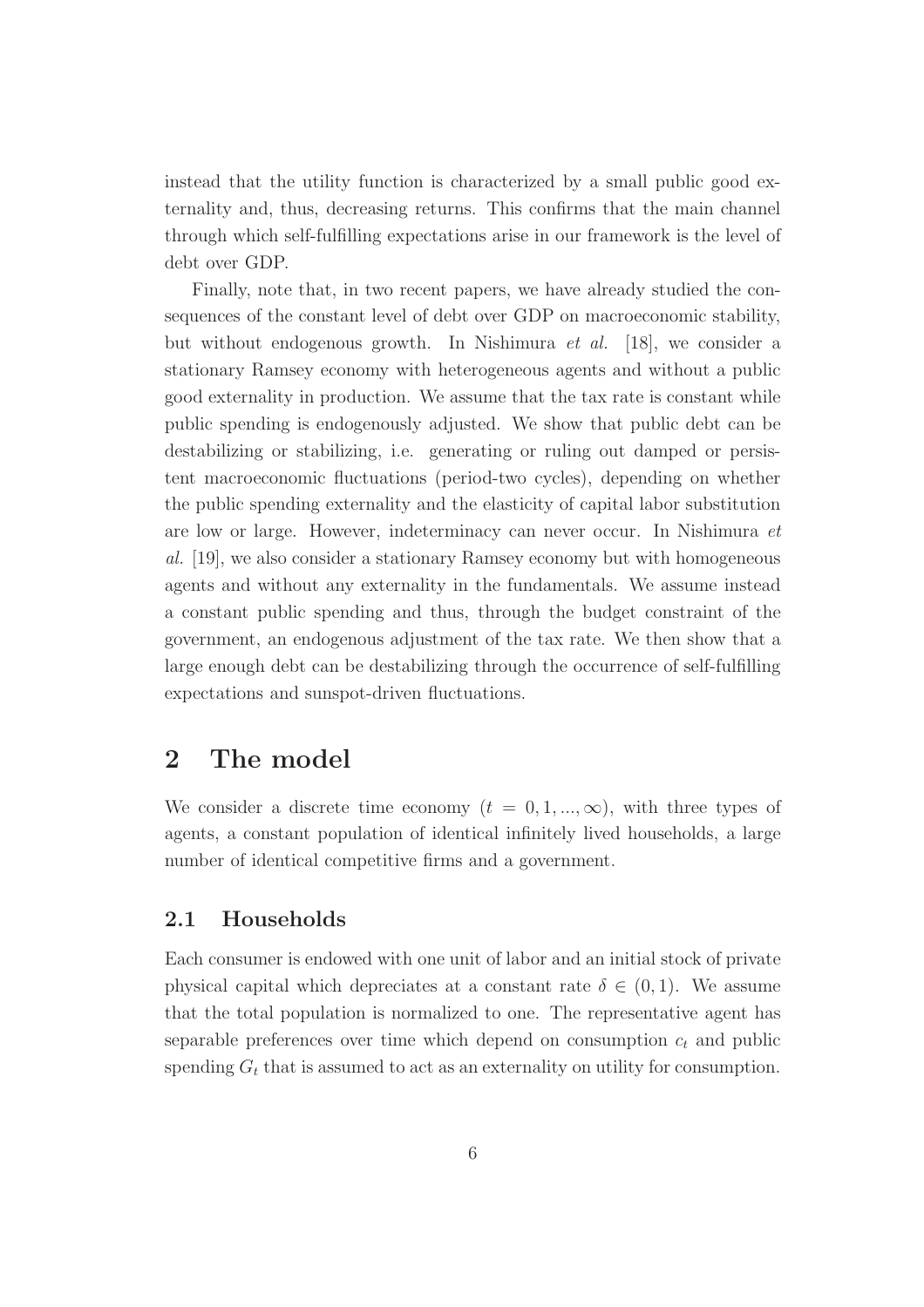instead that the utility function is characterized by a small public good externality and, thus, decreasing returns. This confirms that the main channel through which self-fulfilling expectations arise in our framework is the level of debt over GDP.

Finally, note that, in two recent papers, we have already studied the consequences of the constant level of debt over GDP on macroeconomic stability, but without endogenous growth. In Nishimura *et al.* [18], we consider a stationary Ramsey economy with heterogeneous agents and without a public good externality in production. We assume that the tax rate is constant while public spending is endogenously adjusted. We show that public debt can be destabilizing or stabilizing, i.e. generating or ruling out damped or persistent macroeconomic fluctuations (period-two cycles), depending on whether the public spending externality and the elasticity of capital labor substitution are low or large. However, indeterminacy can never occur. In Nishimura *et al.* [19], we also consider a stationary Ramsey economy but with homogeneous agents and without any externality in the fundamentals. We assume instead a constant public spending and thus, through the budget constraint of the government, an endogenous adjustment of the tax rate. We then show that a large enough debt can be destabilizing through the occurrence of self-fulfilling expectations and sunspot-driven fluctuations.

# 2 The model

We consider a discrete time economy ($t = 0, 1, ..., \infty$), with three types of agents, a constant population of identical infinitely lived households, a large number of identical competitive firms and a government.

## 2.1 Households

Each consumer is endowed with one unit of labor and an initial stock of private physical capital which depreciates at a constant rate $\delta \in (0, 1)$. We assume that the total population is normalized to one. The representative agent has separable preferences over time which depend on consumption $c_t$ and public spending $G_t$ that is assumed to act as an externality on utility for consumption.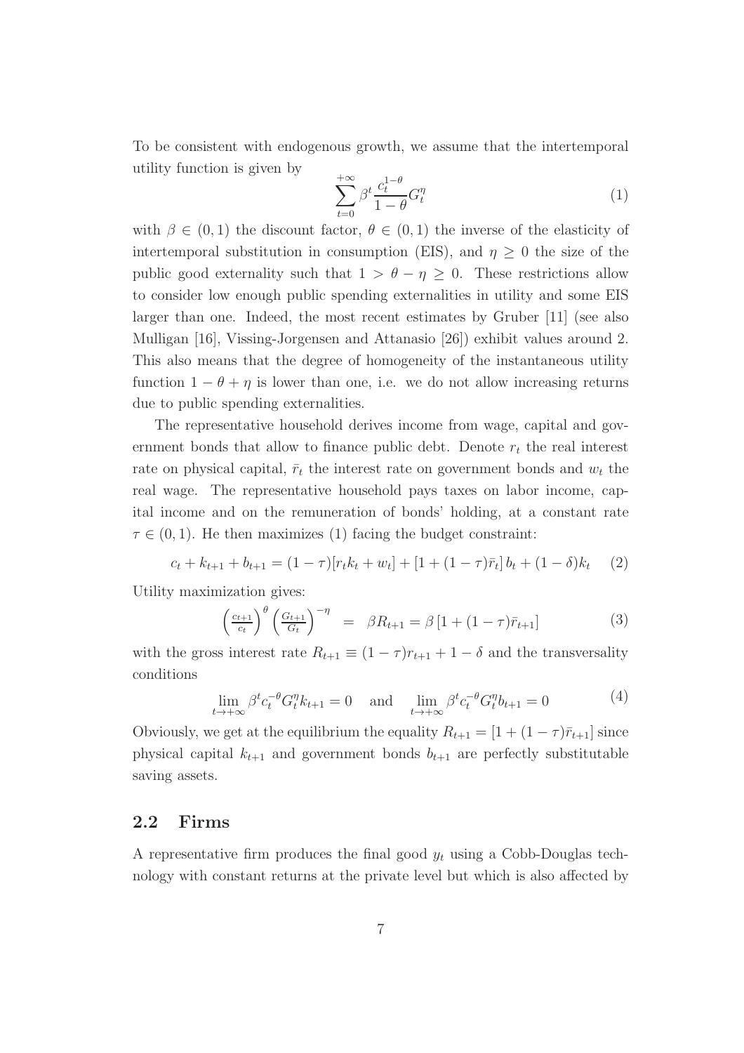To be consistent with endogenous growth, we assume that the intertemporal utility function is given by

$$\sum_{t=0}^{+\infty} \beta^t \frac{c_t^{1-\theta}}{1-\theta} G_t^\eta \tag{1}$$

with $\beta \in (0,1)$ the discount factor, $\theta \in (0,1)$ the inverse of the elasticity of intertemporal substitution in consumption (EIS), and $\eta \geq 0$ the size of the public good externality such that $1 > \theta - \eta \geq 0$. These restrictions allow to consider low enough public spending externalities in utility and some EIS larger than one. Indeed, the most recent estimates by Gruber [11] (see also Mulligan [16], Vissing-Jorgensen and Attanasio [26]) exhibit values around 2. This also means that the degree of homogeneity of the instantaneous utility function $1 - \theta + \eta$ is lower than one, i.e. we do not allow increasing returns due to public spending externalities.

The representative household derives income from wage, capital and government bonds that allow to finance public debt. Denote $r_t$ the real interest rate on physical capital, $\bar{r}_t$ the interest rate on government bonds and $w_t$ the real wage. The representative household pays taxes on labor income, capital income and on the remuneration of bonds' holding, at a constant rate $\tau \in (0,1)$. He then maximizes (1) facing the budget constraint:

$$c_t + k_{t+1} + b_{t+1} = (1-\tau)[r_t k_t + w_t] + [1 + (1-\tau)\bar{r}_t] b_t + (1-\delta)k_t \tag{2}$$

Utility maximization gives:

$$\left(\frac{c_{t+1}}{c_t}\right)^\theta \left(\frac{G_{t+1}}{G_t}\right)^{-\eta} = \beta R_{t+1} = \beta \left[1 + (1-\tau)\bar{r}_{t+1}\right] \tag{3}$$

with the gross interest rate $R_{t+1} \equiv (1-\tau)r_{t+1} + 1 - \delta$ and the transversality conditions

$$\lim_{t \to +\infty} \beta^t c_t^{-\theta} G_t^\eta k_{t+1} = 0 \quad \text{and} \quad \lim_{t \to +\infty} \beta^t c_t^{-\theta} G_t^\eta b_{t+1} = 0 \tag{4}$$

Obviously, we get at the equilibrium the equality $R_{t+1} = [1 + (1-\tau)\bar{r}_{t+1}]$ since physical capital $k_{t+1}$ and government bonds $b_{t+1}$ are perfectly substitutable saving assets.

## 2.2 Firms

A representative firm produces the final good $y_t$ using a Cobb-Douglas technology with constant returns at the private level but which is also affected by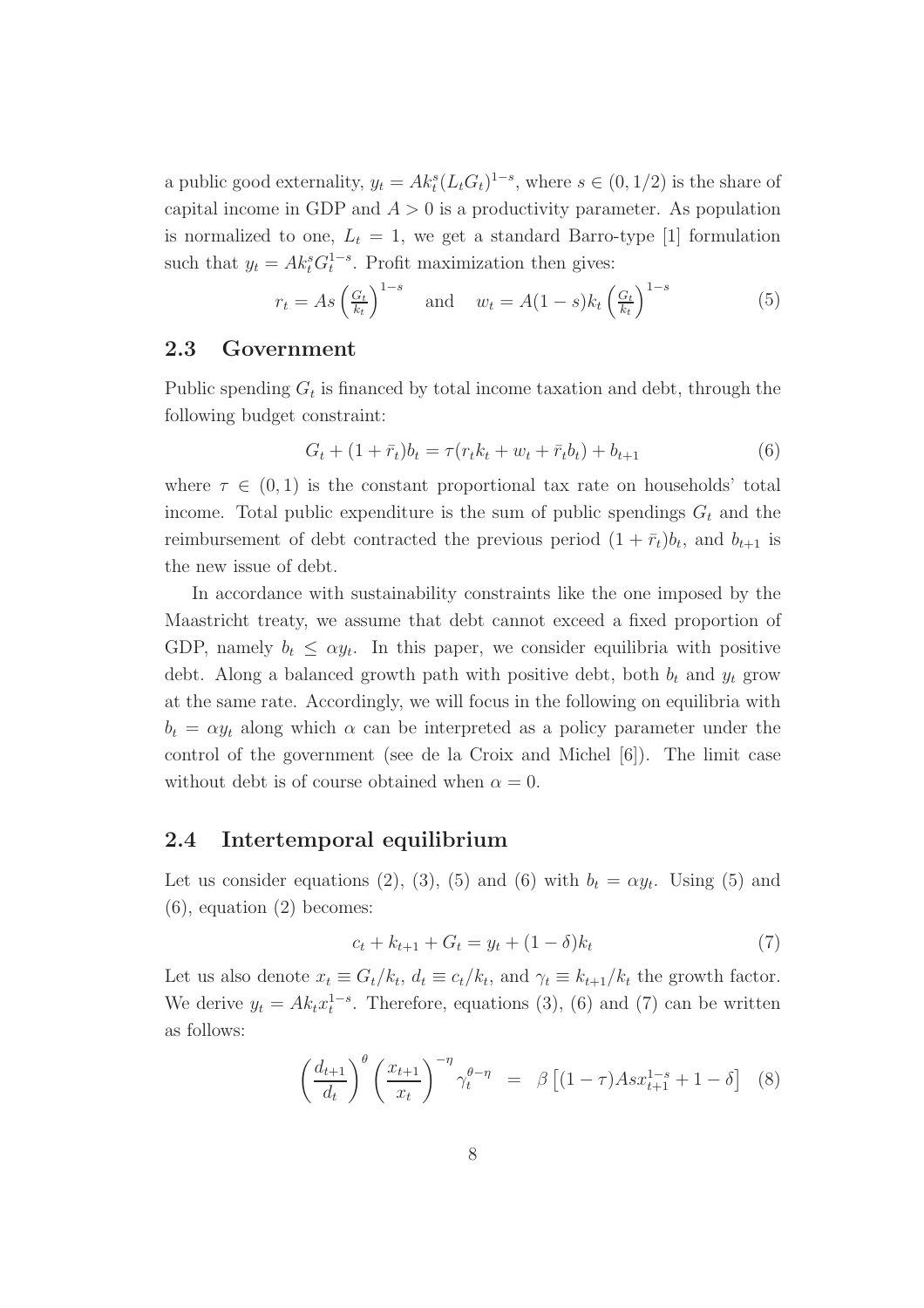a public good externality, $y_t = Ak_t^s(L_tG_t)^{1-s}$, where $s \in (0, 1/2)$ is the share of capital income in GDP and $A > 0$ is a productivity parameter. As population is normalized to one, $L_t = 1$, we get a standard Barro-type [1] formulation such that $y_t = Ak_t^s G_t^{1-s}$. Profit maximization then gives:

$$r_t = As\left(\frac{G_t}{k_t}\right)^{1-s} \quad \text{and} \quad w_t = A(1-s)k_t\left(\frac{G_t}{k_t}\right)^{1-s} \tag{5}$$

## 2.3 Government

Public spending $G_t$ is financed by total income taxation and debt, through the following budget constraint:

$$G_t + (1+\bar{r}_t)b_t = \tau(r_tk_t + w_t + \bar{r}_tb_t) + b_{t+1} \tag{6}$$

where $\tau \in (0, 1)$ is the constant proportional tax rate on households' total income. Total public expenditure is the sum of public spendings $G_t$ and the reimbursement of debt contracted the previous period $(1 + \bar{r}_t)b_t$, and $b_{t+1}$ is the new issue of debt.

In accordance with sustainability constraints like the one imposed by the Maastricht treaty, we assume that debt cannot exceed a fixed proportion of GDP, namely $b_t \leq \alpha y_t$. In this paper, we consider equilibria with positive debt. Along a balanced growth path with positive debt, both $b_t$ and $y_t$ grow at the same rate. Accordingly, we will focus in the following on equilibria with $b_t = \alpha y_t$ along which $\alpha$ can be interpreted as a policy parameter under the control of the government (see de la Croix and Michel [6]). The limit case without debt is of course obtained when $\alpha = 0$.

## 2.4 Intertemporal equilibrium

Let us consider equations (2), (3), (5) and (6) with $b_t = \alpha y_t$. Using (5) and (6), equation (2) becomes:

$$c_t + k_{t+1} + G_t = y_t + (1-\delta)k_t \tag{7}$$

Let us also denote $x_t \equiv G_t/k_t$, $d_t \equiv c_t/k_t$, and $\gamma_t \equiv k_{t+1}/k_t$ the growth factor. We derive $y_t = Ak_tx_t^{1-s}$. Therefore, equations (3), (6) and (7) can be written as follows:

$$\left(\frac{d_{t+1}}{d_t}\right)^{\theta}\left(\frac{x_{t+1}}{x_t}\right)^{-\eta}\gamma_t^{\theta-\eta} = \beta\left[(1-\tau)Asx_{t+1}^{1-s} + 1 - \delta\right] \tag{8}$$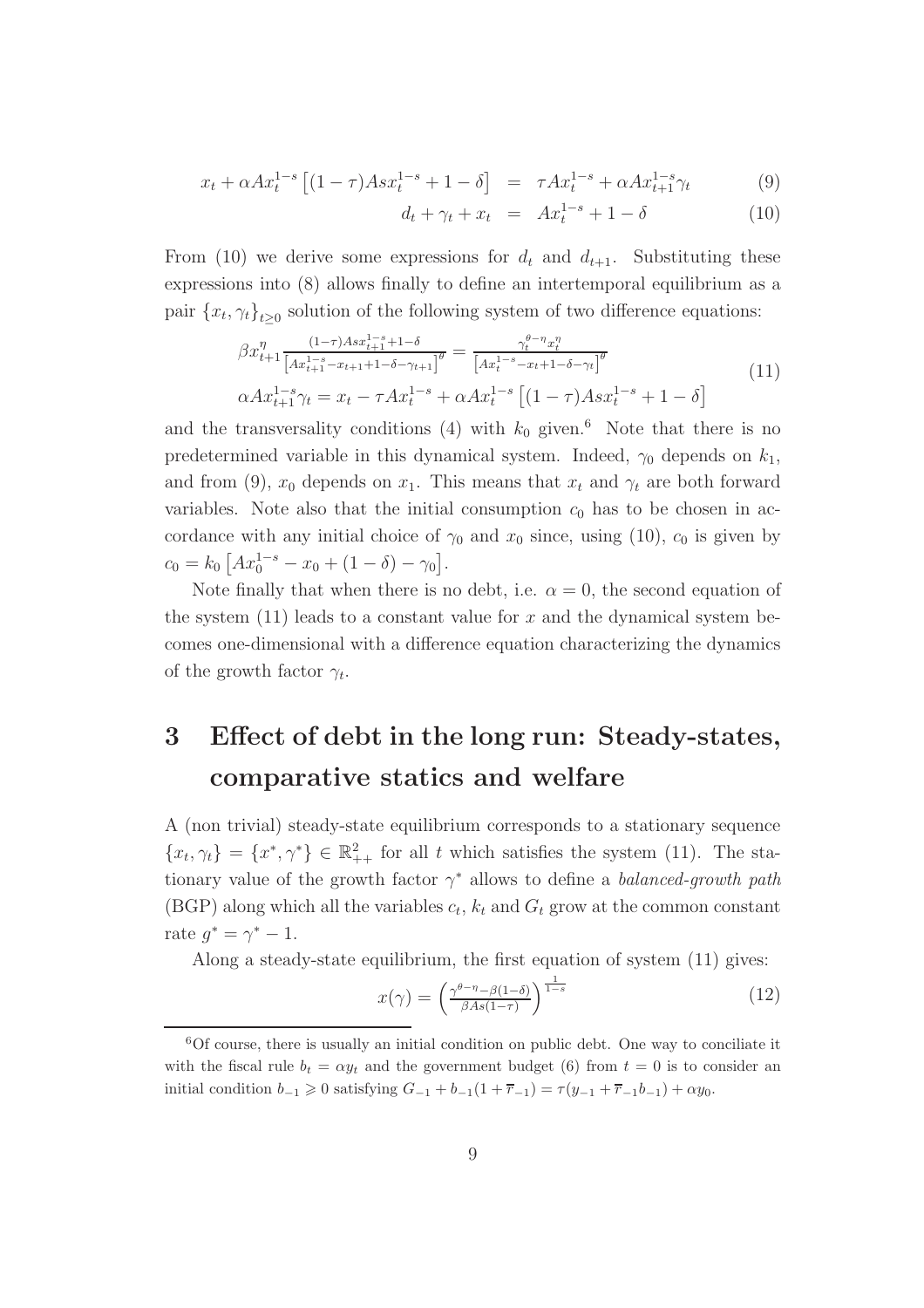$$x_t + \alpha A x_t^{1-s}\left[(1-\tau)Asx_t^{1-s} + 1 - \delta\right] = \tau A x_t^{1-s} + \alpha A x_{t+1}^{1-s}\gamma_t \tag{9}$$

$$d_t + \gamma_t + x_t = A x_t^{1-s} + 1 - \delta \tag{10}$$

From (10) we derive some expressions for $d_t$ and $d_{t+1}$. Substituting these expressions into (8) allows finally to define an intertemporal equilibrium as a pair $\{x_t, \gamma_t\}_{t\geq 0}$ solution of the following system of two difference equations:

$$\begin{aligned}
&\beta x_{t+1}^{\eta} \frac{(1-\tau)Asx_{t+1}^{1-s}+1-\delta}{\left[Ax_{t+1}^{1-s}-x_{t+1}+1-\delta-\gamma_{t+1}\right]^{\theta}} = \frac{\gamma_t^{\theta-\eta}x_t^{\eta}}{\left[Ax_t^{1-s}-x_t+1-\delta-\gamma_t\right]^{\theta}} \\
&\alpha A x_{t+1}^{1-s}\gamma_t = x_t - \tau A x_t^{1-s} + \alpha A x_t^{1-s}\left[(1-\tau)Asx_t^{1-s}+1-\delta\right]
\end{aligned} \tag{11}$$

and the transversality conditions (4) with $k_0$ given.[6] Note that there is no predetermined variable in this dynamical system. Indeed, $\gamma_0$ depends on $k_1$, and from (9), $x_0$ depends on $x_1$. This means that $x_t$ and $\gamma_t$ are both forward variables. Note also that the initial consumption $c_0$ has to be chosen in accordance with any initial choice of $\gamma_0$ and $x_0$ since, using (10), $c_0$ is given by $c_0 = k_0\left[Ax_0^{1-s} - x_0 + (1-\delta) - \gamma_0\right]$.

Note finally that when there is no debt, i.e. $\alpha = 0$, the second equation of the system (11) leads to a constant value for $x$ and the dynamical system becomes one-dimensional with a difference equation characterizing the dynamics of the growth factor $\gamma_t$.

# 3 Effect of debt in the long run: Steady-states, comparative statics and welfare

A (non trivial) steady-state equilibrium corresponds to a stationary sequence $\{x_t, \gamma_t\} = \{x^*, \gamma^*\} \in \mathbb{R}^2_{++}$ for all $t$ which satisfies the system (11). The stationary value of the growth factor $\gamma^*$ allows to define a *balanced-growth path* (BGP) along which all the variables $c_t$, $k_t$ and $G_t$ grow at the common constant rate $g^* = \gamma^* - 1$.

Along a steady-state equilibrium, the first equation of system (11) gives:

$$x(\gamma) = \left(\frac{\gamma^{\theta-\eta}-\beta(1-\delta)}{\beta As(1-\tau)}\right)^{\frac{1}{1-s}} \tag{12}$$

[6] Of course, there is usually an initial condition on public debt. One way to conciliate it with the fiscal rule $b_t = \alpha y_t$ and the government budget (6) from $t = 0$ is to consider an initial condition $b_{-1} \geqslant 0$ satisfying $G_{-1} + b_{-1}(1+\overline{r}_{-1}) = \tau(y_{-1} + \overline{r}_{-1}b_{-1}) + \alpha y_0$.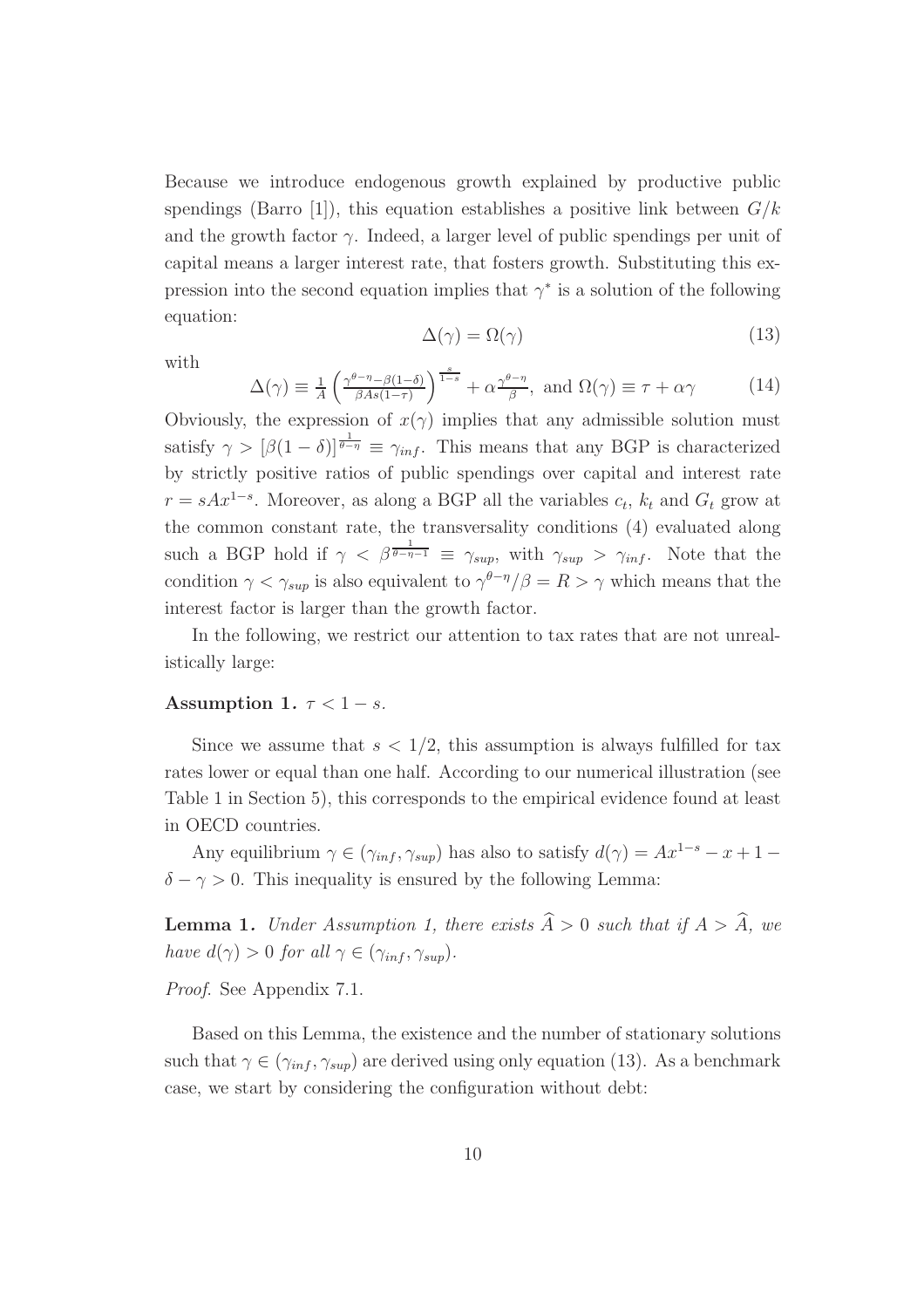Because we introduce endogenous growth explained by productive public spendings (Barro [1]), this equation establishes a positive link between $G/k$ and the growth factor $\gamma$. Indeed, a larger level of public spendings per unit of capital means a larger interest rate, that fosters growth. Substituting this expression into the second equation implies that $\gamma^*$ is a solution of the following equation:

$$\Delta(\gamma) = \Omega(\gamma) \tag{13}$$

with

$$\Delta(\gamma) \equiv \frac{1}{A}\left(\frac{\gamma^{\theta-\eta} - \beta(1-\delta)}{\beta As(1-\tau)}\right)^{\frac{s}{1-s}} + \alpha\frac{\gamma^{\theta-\eta}}{\beta}, \text{ and } \Omega(\gamma) \equiv \tau + \alpha\gamma \tag{14}$$

Obviously, the expression of $x(\gamma)$ implies that any admissible solution must satisfy $\gamma > [\beta(1-\delta)]^{\frac{1}{\theta-\eta}} \equiv \gamma_{inf}$. This means that any BGP is characterized by strictly positive ratios of public spendings over capital and interest rate $r = sAx^{1-s}$. Moreover, as along a BGP all the variables $c_t$, $k_t$ and $G_t$ grow at the common constant rate, the transversality conditions (4) evaluated along such a BGP hold if $\gamma < \beta^{\frac{1}{\theta-\eta-1}} \equiv \gamma_{sup}$, with $\gamma_{sup} > \gamma_{inf}$. Note that the condition $\gamma < \gamma_{sup}$ is also equivalent to $\gamma^{\theta-\eta}/\beta = R > \gamma$ which means that the interest factor is larger than the growth factor.

In the following, we restrict our attention to tax rates that are not unrealistically large:

**Assumption 1.** $\tau < 1 - s$.

Since we assume that $s < 1/2$, this assumption is always fulfilled for tax rates lower or equal than one half. According to our numerical illustration (see Table 1 in Section 5), this corresponds to the empirical evidence found at least in OECD countries.

Any equilibrium $\gamma \in (\gamma_{inf}, \gamma_{sup})$ has also to satisfy $d(\gamma) = Ax^{1-s} - x + 1 - \delta - \gamma > 0$. This inequality is ensured by the following Lemma:

**Lemma 1.** *Under Assumption 1, there exists $\widehat{A} > 0$ such that if $A > \widehat{A}$, we have $d(\gamma) > 0$ for all $\gamma \in (\gamma_{inf}, \gamma_{sup})$.*

*Proof.* See Appendix 7.1.

Based on this Lemma, the existence and the number of stationary solutions such that $\gamma \in (\gamma_{inf}, \gamma_{sup})$ are derived using only equation (13). As a benchmark case, we start by considering the configuration without debt: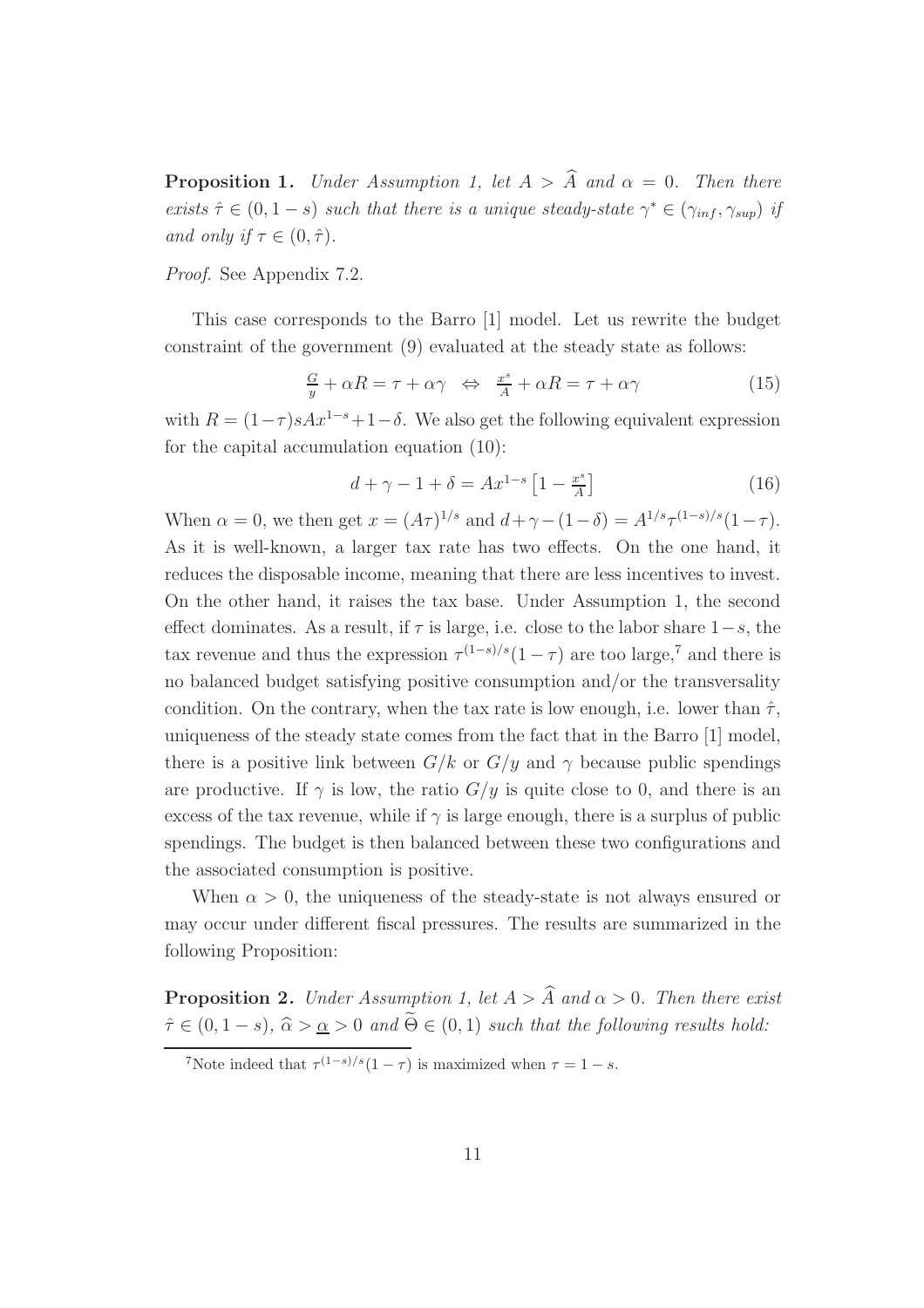**Proposition 1.** *Under Assumption 1, let $A > \widehat{A}$ and $\alpha = 0$. Then there exists $\hat{\tau} \in (0, 1-s)$ such that there is a unique steady-state $\gamma^* \in (\gamma_{inf}, \gamma_{sup})$ if and only if $\tau \in (0, \hat{\tau})$.*

*Proof.* See Appendix 7.2.

This case corresponds to the Barro [1] model. Let us rewrite the budget constraint of the government (9) evaluated at the steady state as follows:

$$\frac{G}{y} + \alpha R = \tau + \alpha\gamma \quad \Leftrightarrow \quad \frac{x^s}{A} + \alpha R = \tau + \alpha\gamma \tag{15}$$

with $R = (1-\tau)sAx^{1-s} + 1 - \delta$. We also get the following equivalent expression for the capital accumulation equation (10):

$$d + \gamma - 1 + \delta = Ax^{1-s}\left[1 - \frac{x^s}{A}\right] \tag{16}$$

When $\alpha = 0$, we then get $x = (A\tau)^{1/s}$ and $d + \gamma - (1-\delta) = A^{1/s}\tau^{(1-s)/s}(1-\tau)$. As it is well-known, a larger tax rate has two effects. On the one hand, it reduces the disposable income, meaning that there are less incentives to invest. On the other hand, it raises the tax base. Under Assumption 1, the second effect dominates. As a result, if $\tau$ is large, i.e. close to the labor share $1-s$, the tax revenue and thus the expression $\tau^{(1-s)/s}(1-\tau)$ are too large,[7] and there is no balanced budget satisfying positive consumption and/or the transversality condition. On the contrary, when the tax rate is low enough, i.e. lower than $\hat{\tau}$, uniqueness of the steady state comes from the fact that in the Barro [1] model, there is a positive link between $G/k$ or $G/y$ and $\gamma$ because public spendings are productive. If $\gamma$ is low, the ratio $G/y$ is quite close to 0, and there is an excess of the tax revenue, while if $\gamma$ is large enough, there is a surplus of public spendings. The budget is then balanced between these two configurations and the associated consumption is positive.

When $\alpha > 0$, the uniqueness of the steady-state is not always ensured or may occur under different fiscal pressures. The results are summarized in the following Proposition:

**Proposition 2.** *Under Assumption 1, let $A > \widehat{A}$ and $\alpha > 0$. Then there exist $\hat{\tau} \in (0, 1-s)$, $\widehat{\alpha} > \underline{\alpha} > 0$ and $\widetilde{\Theta} \in (0, 1)$ such that the following results hold:*

[7] Note indeed that $\tau^{(1-s)/s}(1-\tau)$ is maximized when $\tau = 1-s$.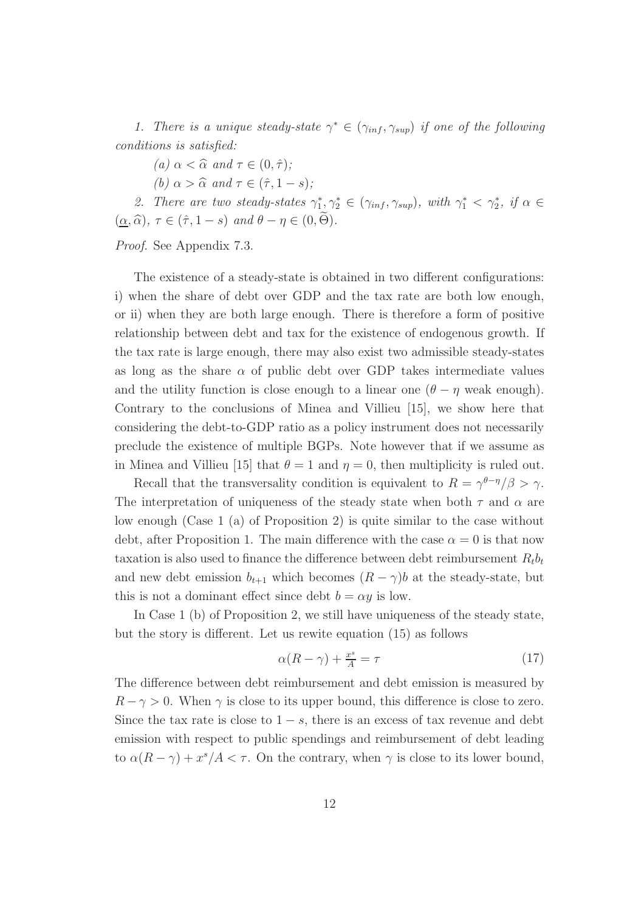*1. There is a unique steady-state $\gamma^* \in (\gamma_{inf}, \gamma_{sup})$ if one of the following conditions is satisfied:*

*(a) $\alpha < \widehat{\alpha}$ and $\tau \in (0, \hat{\tau})$;*

*(b) $\alpha > \widehat{\alpha}$ and $\tau \in (\hat{\tau}, 1-s)$;*

*2. There are two steady-states $\gamma_1^*, \gamma_2^* \in (\gamma_{inf}, \gamma_{sup})$, with $\gamma_1^* < \gamma_2^*$, if $\alpha \in (\underline{\alpha}, \widehat{\alpha})$, $\tau \in (\hat{\tau}, 1-s)$ and $\theta - \eta \in (0, \widetilde{\Theta})$.*

*Proof.* See Appendix 7.3.

The existence of a steady-state is obtained in two different configurations: i) when the share of debt over GDP and the tax rate are both low enough, or ii) when they are both large enough. There is therefore a form of positive relationship between debt and tax for the existence of endogenous growth. If the tax rate is large enough, there may also exist two admissible steady-states as long as the share $\alpha$ of public debt over GDP takes intermediate values and the utility function is close enough to a linear one ($\theta - \eta$ weak enough). Contrary to the conclusions of Minea and Villieu [15], we show here that considering the debt-to-GDP ratio as a policy instrument does not necessarily preclude the existence of multiple BGPs. Note however that if we assume as in Minea and Villieu [15] that $\theta = 1$ and $\eta = 0$, then multiplicity is ruled out.

Recall that the transversality condition is equivalent to $R = \gamma^{\theta-\eta}/\beta > \gamma$. The interpretation of uniqueness of the steady state when both $\tau$ and $\alpha$ are low enough (Case 1 (a) of Proposition 2) is quite similar to the case without debt, after Proposition 1. The main difference with the case $\alpha = 0$ is that now taxation is also used to finance the difference between debt reimbursement $R_t b_t$ and new debt emission $b_{t+1}$ which becomes $(R - \gamma)b$ at the steady-state, but this is not a dominant effect since debt $b = \alpha y$ is low.

In Case 1 (b) of Proposition 2, we still have uniqueness of the steady state, but the story is different. Let us rewite equation (15) as follows

$$\alpha(R - \gamma) + \tfrac{x^s}{A} = \tau \tag{17}$$

The difference between debt reimbursement and debt emission is measured by $R - \gamma > 0$. When $\gamma$ is close to its upper bound, this difference is close to zero. Since the tax rate is close to $1 - s$, there is an excess of tax revenue and debt emission with respect to public spendings and reimbursement of debt leading to $\alpha(R - \gamma) + x^s/A < \tau$. On the contrary, when $\gamma$ is close to its lower bound,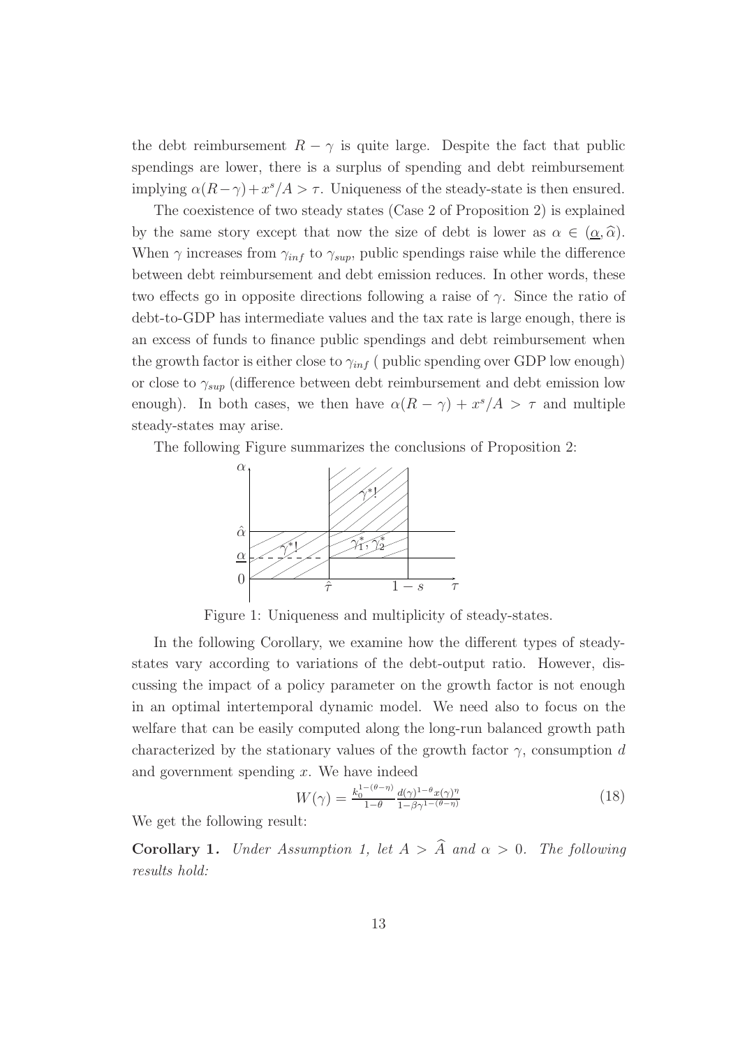the debt reimbursement $R - \gamma$ is quite large. Despite the fact that public spendings are lower, there is a surplus of spending and debt reimbursement implying $\alpha(R-\gamma)+x^s/A > \tau$. Uniqueness of the steady-state is then ensured.

The coexistence of two steady states (Case 2 of Proposition 2) is explained by the same story except that now the size of debt is lower as $\alpha \in (\underline{\alpha}, \widehat{\alpha})$. When $\gamma$ increases from $\gamma_{inf}$ to $\gamma_{sup}$, public spendings raise while the difference between debt reimbursement and debt emission reduces. In other words, these two effects go in opposite directions following a raise of $\gamma$. Since the ratio of debt-to-GDP has intermediate values and the tax rate is large enough, there is an excess of funds to finance public spendings and debt reimbursement when the growth factor is either close to $\gamma_{inf}$ ( public spending over GDP low enough) or close to $\gamma_{sup}$ (difference between debt reimbursement and debt emission low enough). In both cases, we then have $\alpha(R - \gamma) + x^s/A > \tau$ and multiple steady-states may arise.

The following Figure summarizes the conclusions of Proposition 2:

Figure 1: Uniqueness and multiplicity of steady-states.

In the following Corollary, we examine how the different types of steady-states vary according to variations of the debt-output ratio. However, discussing the impact of a policy parameter on the growth factor is not enough in an optimal intertemporal dynamic model. We need also to focus on the welfare that can be easily computed along the long-run balanced growth path characterized by the stationary values of the growth factor $\gamma$, consumption $d$ and government spending $x$. We have indeed

$$W(\gamma) = \frac{k_0^{1-(\theta-\eta)}}{1-\theta}\frac{d(\gamma)^{1-\theta}x(\gamma)^{\eta}}{1-\beta\gamma^{1-(\theta-\eta)}} \tag{18}$$

We get the following result:

**Corollary 1.** *Under Assumption 1, let $A > \widehat{A}$ and $\alpha > 0$. The following results hold:*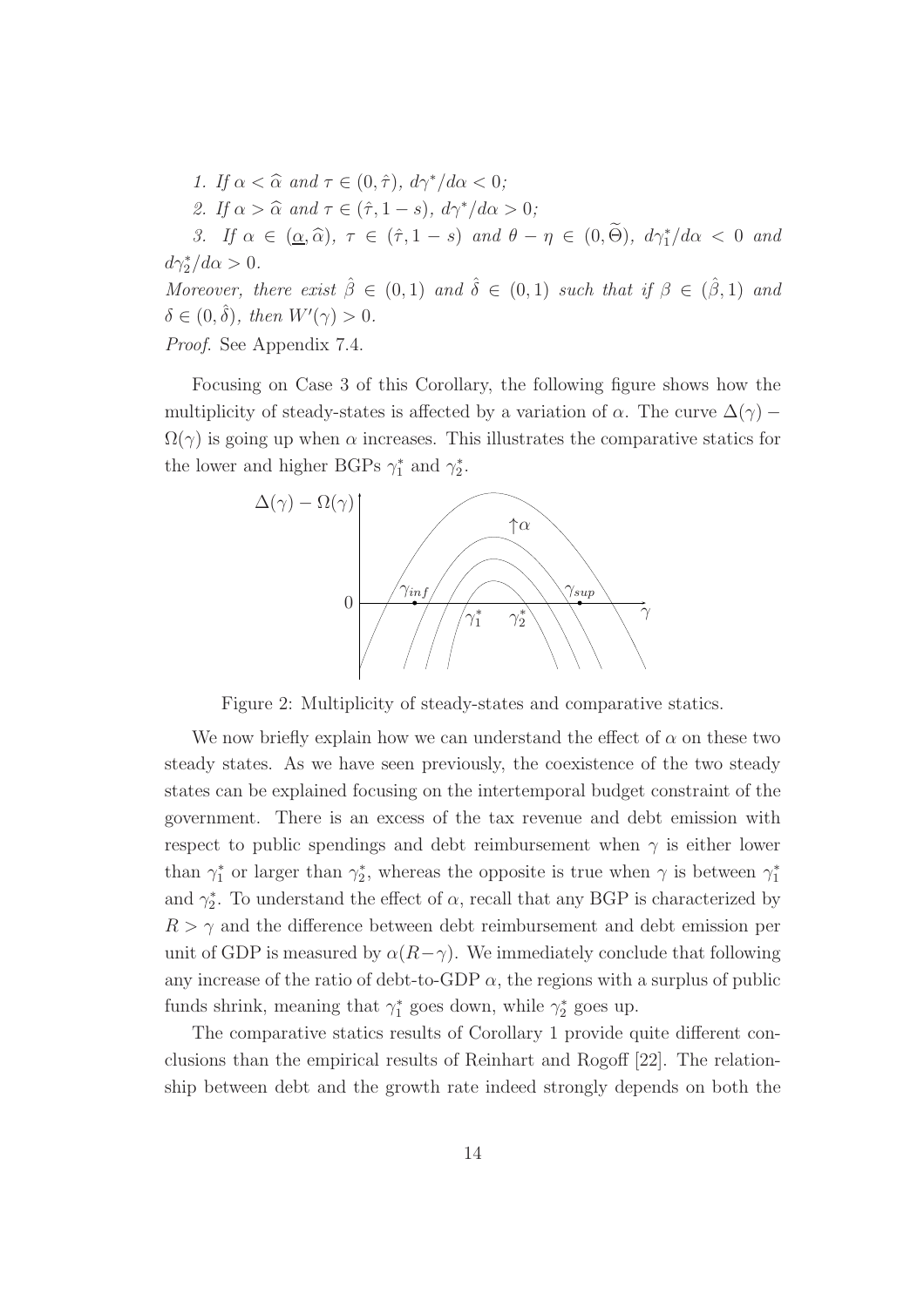1. *If* $\alpha < \widehat{\alpha}$ *and* $\tau \in (0, \hat{\tau})$*,* $d\gamma^*/d\alpha < 0$*;*

2. *If* $\alpha > \widehat{\alpha}$ *and* $\tau \in (\hat{\tau}, 1-s)$*,* $d\gamma^*/d\alpha > 0$*;*

3. *If* $\alpha \in (\underline{\alpha}, \widehat{\alpha})$*,* $\tau \in (\hat{\tau}, 1-s)$ *and* $\theta - \eta \in (0, \widetilde{\Theta})$*,* $d\gamma_1^*/d\alpha < 0$ *and* $d\gamma_2^*/d\alpha > 0$*.*

*Moreover, there exist* $\hat{\beta} \in (0,1)$ *and* $\hat{\delta} \in (0,1)$ *such that if* $\beta \in (\hat{\beta}, 1)$ *and* $\delta \in (0, \hat{\delta})$*, then* $W'(\gamma) > 0$*.*

*Proof*. See Appendix 7.4.

Focusing on Case 3 of this Corollary, the following figure shows how the multiplicity of steady-states is affected by a variation of $\alpha$. The curve $\Delta(\gamma) - \Omega(\gamma)$ is going up when $\alpha$ increases. This illustrates the comparative statics for the lower and higher BGPs $\gamma_1^*$ and $\gamma_2^*$.

Figure 2: Multiplicity of steady-states and comparative statics.

We now briefly explain how we can understand the effect of $\alpha$ on these two steady states. As we have seen previously, the coexistence of the two steady states can be explained focusing on the intertemporal budget constraint of the government. There is an excess of the tax revenue and debt emission with respect to public spendings and debt reimbursement when $\gamma$ is either lower than $\gamma_1^*$ or larger than $\gamma_2^*$, whereas the opposite is true when $\gamma$ is between $\gamma_1^*$ and $\gamma_2^*$. To understand the effect of $\alpha$, recall that any BGP is characterized by $R > \gamma$ and the difference between debt reimbursement and debt emission per unit of GDP is measured by $\alpha(R-\gamma)$. We immediately conclude that following any increase of the ratio of debt-to-GDP $\alpha$, the regions with a surplus of public funds shrink, meaning that $\gamma_1^*$ goes down, while $\gamma_2^*$ goes up.

The comparative statics results of Corollary 1 provide quite different conclusions than the empirical results of Reinhart and Rogoff [22]. The relationship between debt and the growth rate indeed strongly depends on both the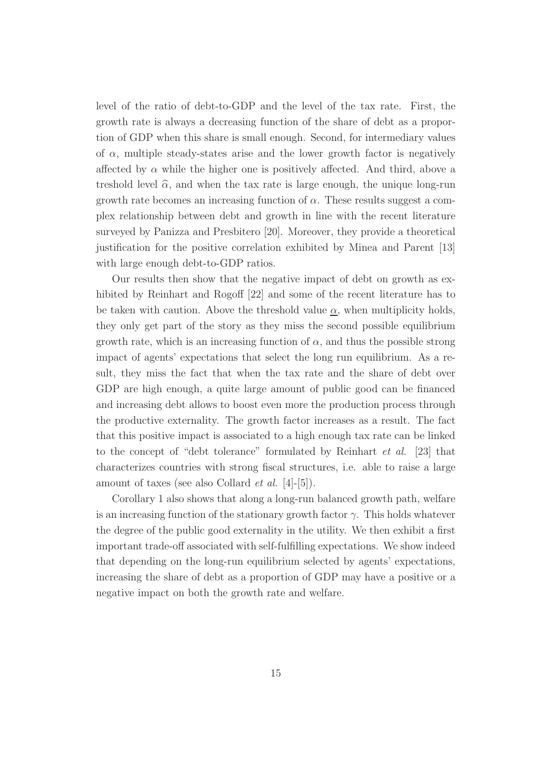level of the ratio of debt-to-GDP and the level of the tax rate. First, the growth rate is always a decreasing function of the share of debt as a proportion of GDP when this share is small enough. Second, for intermediary values of $\alpha$, multiple steady-states arise and the lower growth factor is negatively affected by $\alpha$ while the higher one is positively affected. And third, above a treshold level $\widehat{\alpha}$, and when the tax rate is large enough, the unique long-run growth rate becomes an increasing function of $\alpha$. These results suggest a complex relationship between debt and growth in line with the recent literature surveyed by Panizza and Presbitero [20]. Moreover, they provide a theoretical justification for the positive correlation exhibited by Minea and Parent [13] with large enough debt-to-GDP ratios.

Our results then show that the negative impact of debt on growth as exhibited by Reinhart and Rogoff [22] and some of the recent literature has to be taken with caution. Above the threshold value $\underline{\alpha}$, when multiplicity holds, they only get part of the story as they miss the second possible equilibrium growth rate, which is an increasing function of $\alpha$, and thus the possible strong impact of agents' expectations that select the long run equilibrium. As a result, they miss the fact that when the tax rate and the share of debt over GDP are high enough, a quite large amount of public good can be financed and increasing debt allows to boost even more the production process through the productive externality. The growth factor increases as a result. The fact that this positive impact is associated to a high enough tax rate can be linked to the concept of "debt tolerance" formulated by Reinhart *et al.* [23] that characterizes countries with strong fiscal structures, i.e. able to raise a large amount of taxes (see also Collard *et al.* [4]-[5]).

Corollary 1 also shows that along a long-run balanced growth path, welfare is an increasing function of the stationary growth factor $\gamma$. This holds whatever the degree of the public good externality in the utility. We then exhibit a first important trade-off associated with self-fulfilling expectations. We show indeed that depending on the long-run equilibrium selected by agents' expectations, increasing the share of debt as a proportion of GDP may have a positive or a negative impact on both the growth rate and welfare.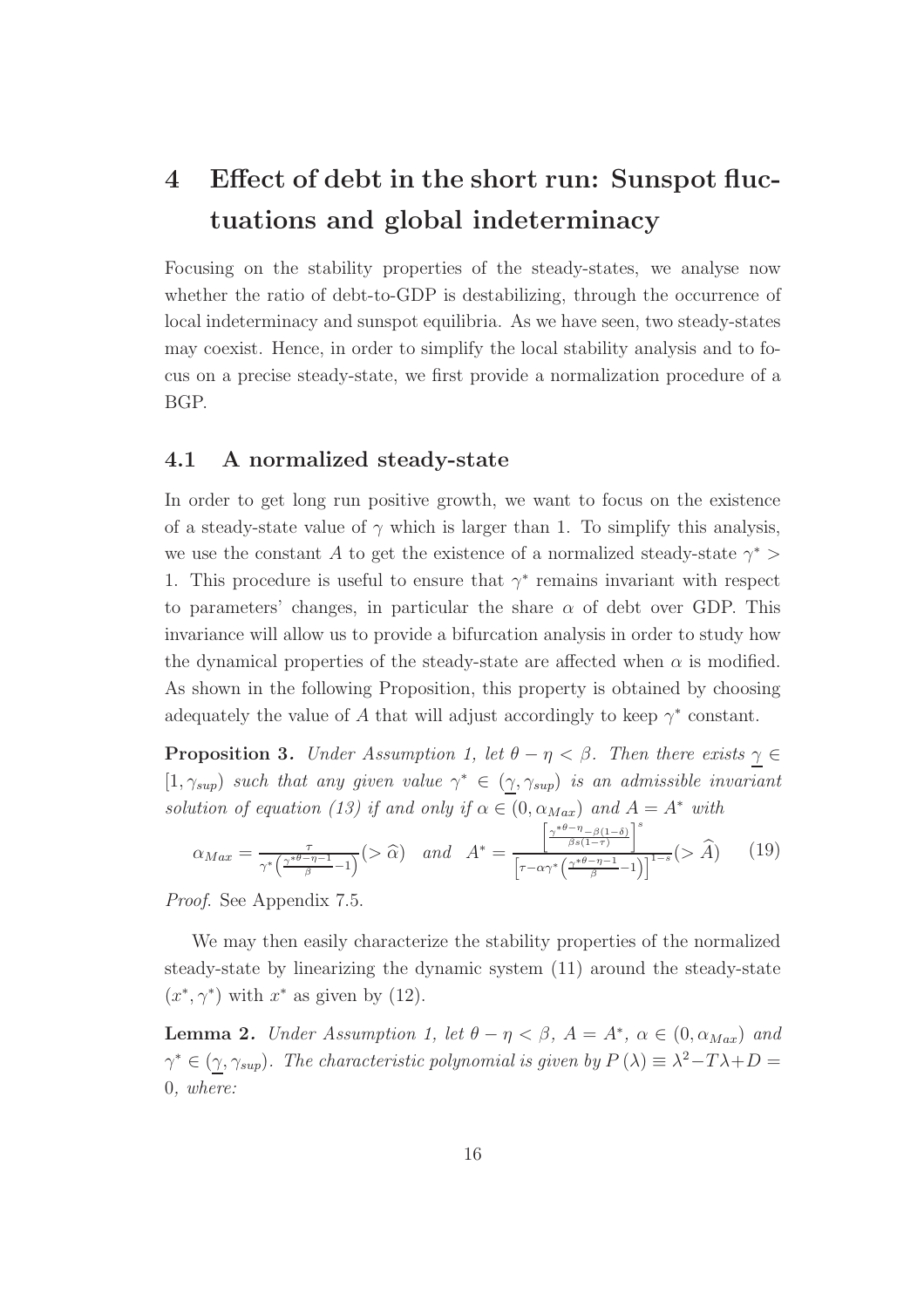# 4 Effect of debt in the short run: Sunspot fluctuations and global indeterminacy

Focusing on the stability properties of the steady-states, we analyse now whether the ratio of debt-to-GDP is destabilizing, through the occurrence of local indeterminacy and sunspot equilibria. As we have seen, two steady-states may coexist. Hence, in order to simplify the local stability analysis and to focus on a precise steady-state, we first provide a normalization procedure of a BGP.

## 4.1 A normalized steady-state

In order to get long run positive growth, we want to focus on the existence of a steady-state value of $\gamma$ which is larger than 1. To simplify this analysis, we use the constant $A$ to get the existence of a normalized steady-state $\gamma^* > 1$. This procedure is useful to ensure that $\gamma^*$ remains invariant with respect to parameters' changes, in particular the share $\alpha$ of debt over GDP. This invariance will allow us to provide a bifurcation analysis in order to study how the dynamical properties of the steady-state are affected when $\alpha$ is modified. As shown in the following Proposition, this property is obtained by choosing adequately the value of $A$ that will adjust accordingly to keep $\gamma^*$ constant.

**Proposition 3.** *Under Assumption 1, let $\theta - \eta < \beta$. Then there exists $\underline{\gamma} \in [1, \gamma_{sup})$ such that any given value $\gamma^* \in (\underline{\gamma}, \gamma_{sup})$ is an admissible invariant solution of equation (13) if and only if $\alpha \in (0, \alpha_{Max})$ and $A = A^*$ with*

$$\alpha_{Max} = \frac{\tau}{\gamma^*\left(\frac{\gamma^{*\theta-\eta}-1}{\beta}-1\right)} (> \widehat{\alpha}) \quad \text{and} \quad A^* = \frac{\left[\frac{\gamma^{*\theta-\eta}-\beta(1-\delta)}{\beta s(1-\tau)}\right]^s}{\left[\tau - \alpha\gamma^*\left(\frac{\gamma^{*\theta-\eta}-1}{\beta}-1\right)\right]^{1-s}} (> \widehat{A}) \qquad (19)$$

*Proof*. See Appendix 7.5.

We may then easily characterize the stability properties of the normalized steady-state by linearizing the dynamic system (11) around the steady-state $(x^*, \gamma^*)$ with $x^*$ as given by (12).

**Lemma 2.** *Under Assumption 1, let $\theta - \eta < \beta$, $A = A^*$, $\alpha \in (0, \alpha_{Max})$ and $\gamma^* \in (\underline{\gamma}, \gamma_{sup})$. The characteristic polynomial is given by $P(\lambda) \equiv \lambda^2 - T\lambda + D = 0$, where:*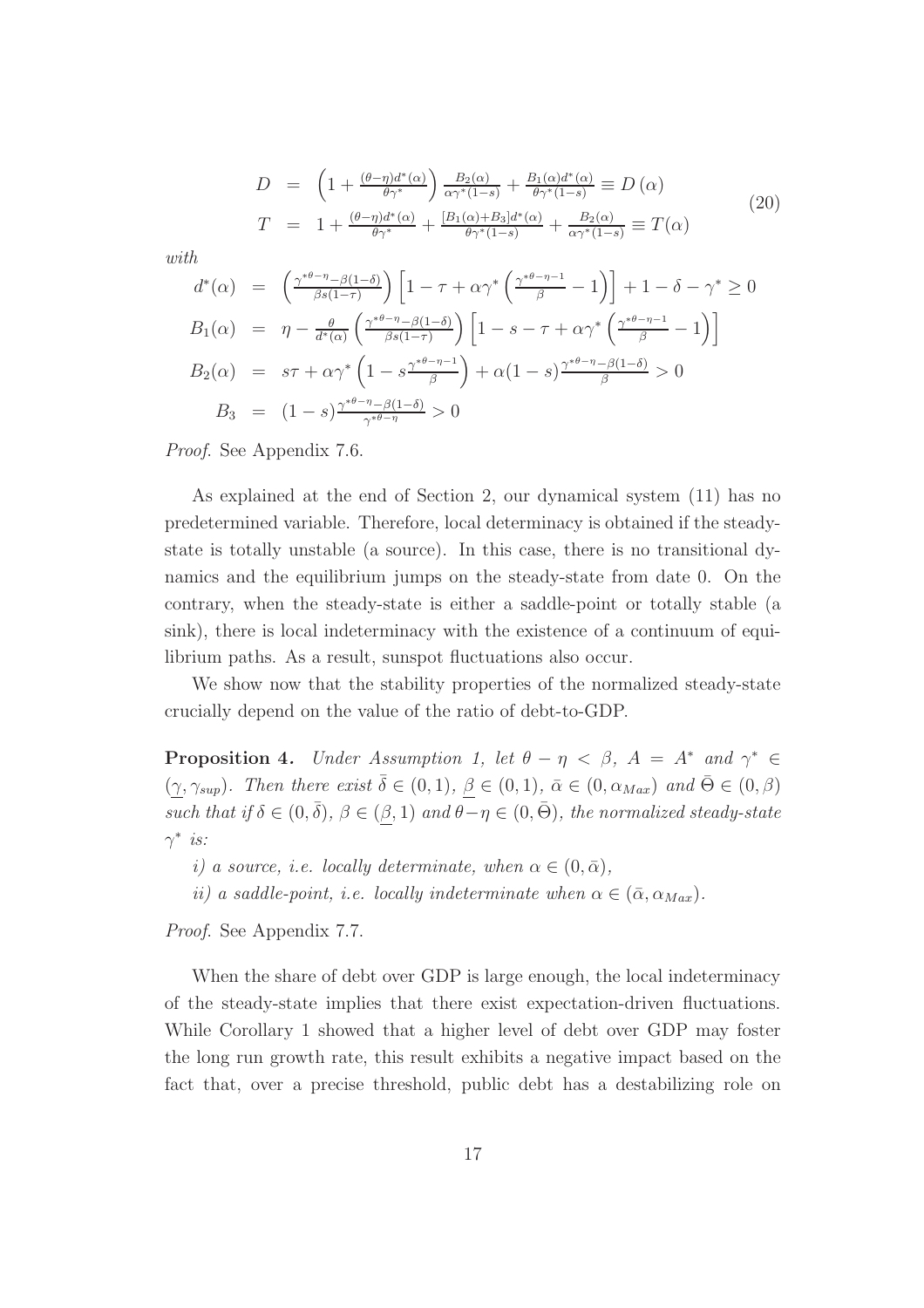$$
\begin{array}{rcl}
D & = & \left(1+\frac{(\theta-\eta)d^*(\alpha)}{\theta\gamma^*}\right)\frac{B_2(\alpha)}{\alpha\gamma^*(1-s)}+\frac{B_1(\alpha)d^*(\alpha)}{\theta\gamma^*(1-s)}\equiv D\left(\alpha\right) \\
T & = & 1+\frac{(\theta-\eta)d^*(\alpha)}{\theta\gamma^*}+\frac{[B_1(\alpha)+B_3]d^*(\alpha)}{\theta\gamma^*(1-s)}+\frac{B_2(\alpha)}{\alpha\gamma^*(1-s)}\equiv T(\alpha)
\end{array}
\tag{20}
$$

*with*

$$
\begin{array}{rcl}
d^*(\alpha) & = & \left(\frac{\gamma^{*\theta-\eta}-\beta(1-\delta)}{\beta s(1-\tau)}\right)\left[1-\tau+\alpha\gamma^*\left(\frac{\gamma^{*\theta-\eta-1}}{\beta}-1\right)\right]+1-\delta-\gamma^*\geq 0 \\
B_1(\alpha) & = & \eta-\frac{\theta}{d^*(\alpha)}\left(\frac{\gamma^{*\theta-\eta}-\beta(1-\delta)}{\beta s(1-\tau)}\right)\left[1-s-\tau+\alpha\gamma^*\left(\frac{\gamma^{*\theta-\eta-1}}{\beta}-1\right)\right] \\
B_2(\alpha) & = & s\tau+\alpha\gamma^*\left(1-s\frac{\gamma^{*\theta-\eta-1}}{\beta}\right)+\alpha(1-s)\frac{\gamma^{*\theta-\eta}-\beta(1-\delta)}{\beta}>0 \\
B_3 & = & (1-s)\frac{\gamma^{*\theta-\eta}-\beta(1-\delta)}{\gamma^{*\theta-\eta}}>0
\end{array}
$$

*Proof.* See Appendix 7.6.

As explained at the end of Section 2, our dynamical system (11) has no predetermined variable. Therefore, local determinacy is obtained if the steady-state is totally unstable (a source). In this case, there is no transitional dynamics and the equilibrium jumps on the steady-state from date 0. On the contrary, when the steady-state is either a saddle-point or totally stable (a sink), there is local indeterminacy with the existence of a continuum of equilibrium paths. As a result, sunspot fluctuations also occur.

We show now that the stability properties of the normalized steady-state crucially depend on the value of the ratio of debt-to-GDP.

**Proposition 4.** *Under Assumption 1, let $\theta-\eta<\beta$, $A=A^*$ and $\gamma^*\in(\underline{\gamma},\gamma_{sup})$. Then there exist $\bar{\delta}\in(0,1)$, $\underline{\beta}\in(0,1)$, $\bar{\alpha}\in(0,\alpha_{Max})$ and $\bar{\Theta}\in(0,\beta)$ such that if $\delta\in(0,\bar{\delta})$, $\beta\in(\underline{\beta},1)$ and $\theta-\eta\in(0,\bar{\Theta})$, the normalized steady-state $\gamma^*$ is:*

*i) a source, i.e. locally determinate, when $\alpha\in(0,\bar{\alpha})$,*

*ii) a saddle-point, i.e. locally indeterminate when $\alpha\in(\bar{\alpha},\alpha_{Max})$.*

*Proof.* See Appendix 7.7.

When the share of debt over GDP is large enough, the local indeterminacy of the steady-state implies that there exist expectation-driven fluctuations. While Corollary 1 showed that a higher level of debt over GDP may foster the long run growth rate, this result exhibits a negative impact based on the fact that, over a precise threshold, public debt has a destabilizing role on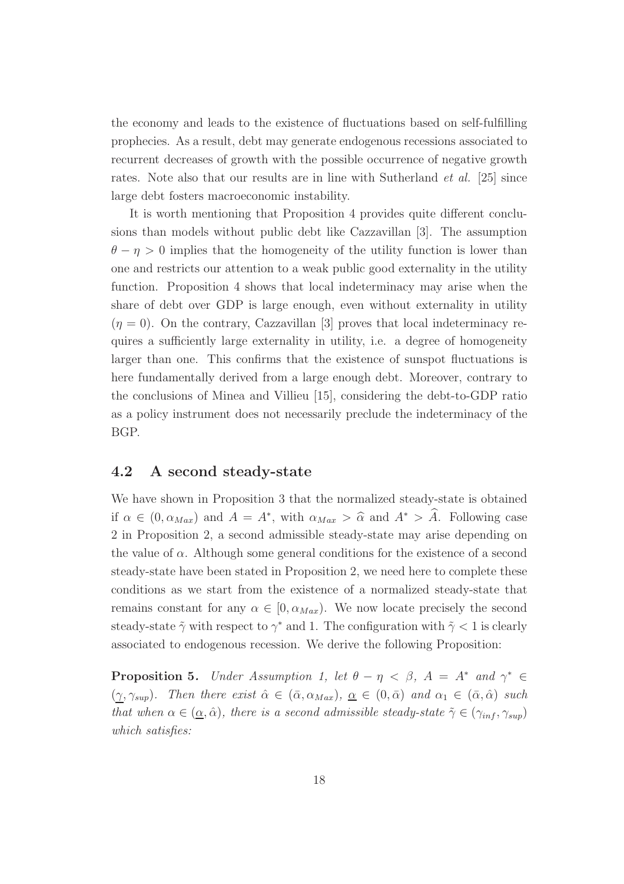the economy and leads to the existence of fluctuations based on self-fulfilling prophecies. As a result, debt may generate endogenous recessions associated to recurrent decreases of growth with the possible occurrence of negative growth rates. Note also that our results are in line with Sutherland *et al.* [25] since large debt fosters macroeconomic instability.

It is worth mentioning that Proposition 4 provides quite different conclusions than models without public debt like Cazzavillan [3]. The assumption $\theta - \eta > 0$ implies that the homogeneity of the utility function is lower than one and restricts our attention to a weak public good externality in the utility function. Proposition 4 shows that local indeterminacy may arise when the share of debt over GDP is large enough, even without externality in utility ($\eta = 0$). On the contrary, Cazzavillan [3] proves that local indeterminacy requires a sufficiently large externality in utility, i.e. a degree of homogeneity larger than one. This confirms that the existence of sunspot fluctuations is here fundamentally derived from a large enough debt. Moreover, contrary to the conclusions of Minea and Villieu [15], considering the debt-to-GDP ratio as a policy instrument does not necessarily preclude the indeterminacy of the BGP.

## 4.2 A second steady-state

We have shown in Proposition 3 that the normalized steady-state is obtained if $\alpha \in (0, \alpha_{Max})$ and $A = A^*$, with $\alpha_{Max} > \widehat{\alpha}$ and $A^* > \widehat{A}$. Following case 2 in Proposition 2, a second admissible steady-state may arise depending on the value of $\alpha$. Although some general conditions for the existence of a second steady-state have been stated in Proposition 2, we need here to complete these conditions as we start from the existence of a normalized steady-state that remains constant for any $\alpha \in [0, \alpha_{Max})$. We now locate precisely the second steady-state $\tilde{\gamma}$ with respect to $\gamma^*$ and 1. The configuration with $\tilde{\gamma} < 1$ is clearly associated to endogenous recession. We derive the following Proposition:

**Proposition 5.** *Under Assumption 1, let $\theta - \eta < \beta$, $A = A^*$ and $\gamma^* \in (\underline{\gamma}, \gamma_{sup})$. Then there exist $\hat{\alpha} \in (\bar{\alpha}, \alpha_{Max})$, $\underline{\alpha} \in (0, \bar{\alpha})$ and $\alpha_1 \in (\bar{\alpha}, \hat{\alpha})$ such that when $\alpha \in (\underline{\alpha}, \hat{\alpha})$, there is a second admissible steady-state $\tilde{\gamma} \in (\gamma_{inf}, \gamma_{sup})$ which satisfies:*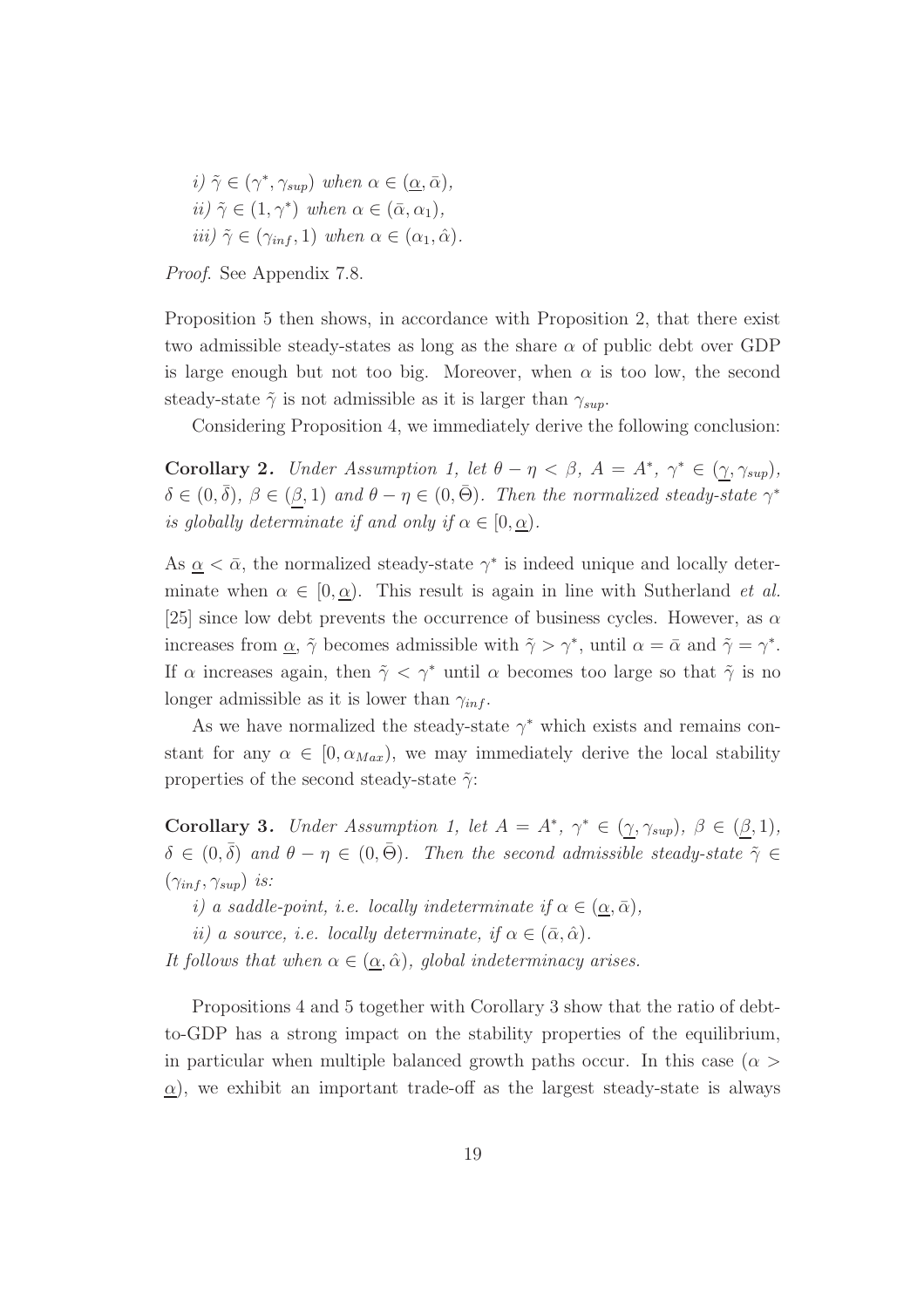*i)* $\tilde{\gamma} \in (\gamma^*, \gamma_{sup})$ *when* $\alpha \in (\underline{\alpha}, \bar{\alpha})$,
*ii)* $\tilde{\gamma} \in (1, \gamma^*)$ *when* $\alpha \in (\bar{\alpha}, \alpha_1)$,
*iii)* $\tilde{\gamma} \in (\gamma_{inf}, 1)$ *when* $\alpha \in (\alpha_1, \hat{\alpha})$.

*Proof.* See Appendix 7.8.

Proposition 5 then shows, in accordance with Proposition 2, that there exist two admissible steady-states as long as the share $\alpha$ of public debt over GDP is large enough but not too big. Moreover, when $\alpha$ is too low, the second steady-state $\tilde{\gamma}$ is not admissible as it is larger than $\gamma_{sup}$.

Considering Proposition 4, we immediately derive the following conclusion:

**Corollary 2.** *Under Assumption 1, let* $\theta - \eta < \beta$, $A = A^*$, $\gamma^* \in (\underline{\gamma}, \gamma_{sup})$, $\delta \in (0, \bar{\delta})$, $\beta \in (\underline{\beta}, 1)$ *and* $\theta - \eta \in (0, \bar{\Theta})$. *Then the normalized steady-state* $\gamma^*$ *is globally determinate if and only if* $\alpha \in [0, \underline{\alpha})$.

As $\underline{\alpha} < \bar{\alpha}$, the normalized steady-state $\gamma^*$ is indeed unique and locally determinate when $\alpha \in [0, \underline{\alpha})$. This result is again in line with Sutherland *et al.* [25] since low debt prevents the occurrence of business cycles. However, as $\alpha$ increases from $\underline{\alpha}$, $\tilde{\gamma}$ becomes admissible with $\tilde{\gamma} > \gamma^*$, until $\alpha = \bar{\alpha}$ and $\tilde{\gamma} = \gamma^*$. If $\alpha$ increases again, then $\tilde{\gamma} < \gamma^*$ until $\alpha$ becomes too large so that $\tilde{\gamma}$ is no longer admissible as it is lower than $\gamma_{inf}$.

As we have normalized the steady-state $\gamma^*$ which exists and remains constant for any $\alpha \in [0, \alpha_{Max})$, we may immediately derive the local stability properties of the second steady-state $\tilde{\gamma}$:

**Corollary 3.** *Under Assumption 1, let* $A = A^*$, $\gamma^* \in (\underline{\gamma}, \gamma_{sup})$, $\beta \in (\underline{\beta}, 1)$, $\delta \in (0, \bar{\delta})$ *and* $\theta - \eta \in (0, \bar{\Theta})$. *Then the second admissible steady-state* $\tilde{\gamma} \in (\gamma_{inf}, \gamma_{sup})$ *is:*

*i) a saddle-point, i.e. locally indeterminate if* $\alpha \in (\underline{\alpha}, \bar{\alpha})$,

*ii) a source, i.e. locally determinate, if* $\alpha \in (\bar{\alpha}, \hat{\alpha})$.

*It follows that when* $\alpha \in (\underline{\alpha}, \hat{\alpha})$, *global indeterminacy arises.*

Propositions 4 and 5 together with Corollary 3 show that the ratio of debt-to-GDP has a strong impact on the stability properties of the equilibrium, in particular when multiple balanced growth paths occur. In this case ($\alpha > \underline{\alpha}$), we exhibit an important trade-off as the largest steady-state is always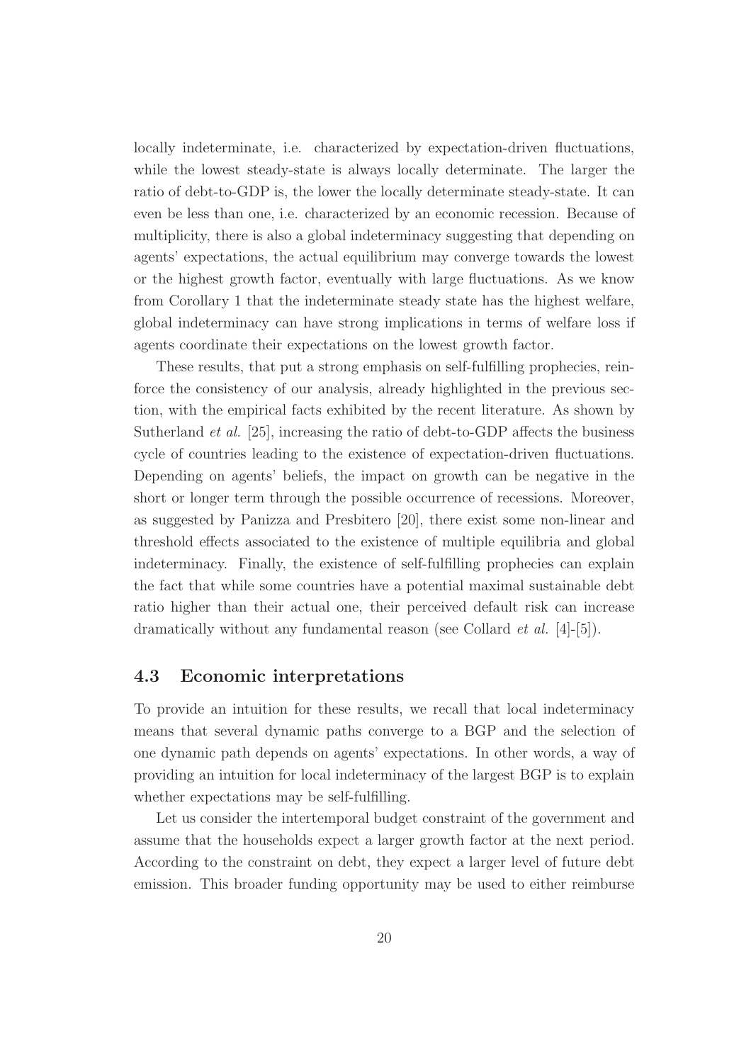locally indeterminate, i.e. characterized by expectation-driven fluctuations, while the lowest steady-state is always locally determinate. The larger the ratio of debt-to-GDP is, the lower the locally determinate steady-state. It can even be less than one, i.e. characterized by an economic recession. Because of multiplicity, there is also a global indeterminacy suggesting that depending on agents' expectations, the actual equilibrium may converge towards the lowest or the highest growth factor, eventually with large fluctuations. As we know from Corollary 1 that the indeterminate steady state has the highest welfare, global indeterminacy can have strong implications in terms of welfare loss if agents coordinate their expectations on the lowest growth factor.

These results, that put a strong emphasis on self-fulfilling prophecies, reinforce the consistency of our analysis, already highlighted in the previous section, with the empirical facts exhibited by the recent literature. As shown by Sutherland *et al.* [25], increasing the ratio of debt-to-GDP affects the business cycle of countries leading to the existence of expectation-driven fluctuations. Depending on agents' beliefs, the impact on growth can be negative in the short or longer term through the possible occurrence of recessions. Moreover, as suggested by Panizza and Presbitero [20], there exist some non-linear and threshold effects associated to the existence of multiple equilibria and global indeterminacy. Finally, the existence of self-fulfilling prophecies can explain the fact that while some countries have a potential maximal sustainable debt ratio higher than their actual one, their perceived default risk can increase dramatically without any fundamental reason (see Collard *et al.* [4]-[5]).

### 4.3 Economic interpretations

To provide an intuition for these results, we recall that local indeterminacy means that several dynamic paths converge to a BGP and the selection of one dynamic path depends on agents' expectations. In other words, a way of providing an intuition for local indeterminacy of the largest BGP is to explain whether expectations may be self-fulfilling.

Let us consider the intertemporal budget constraint of the government and assume that the households expect a larger growth factor at the next period. According to the constraint on debt, they expect a larger level of future debt emission. This broader funding opportunity may be used to either reimburse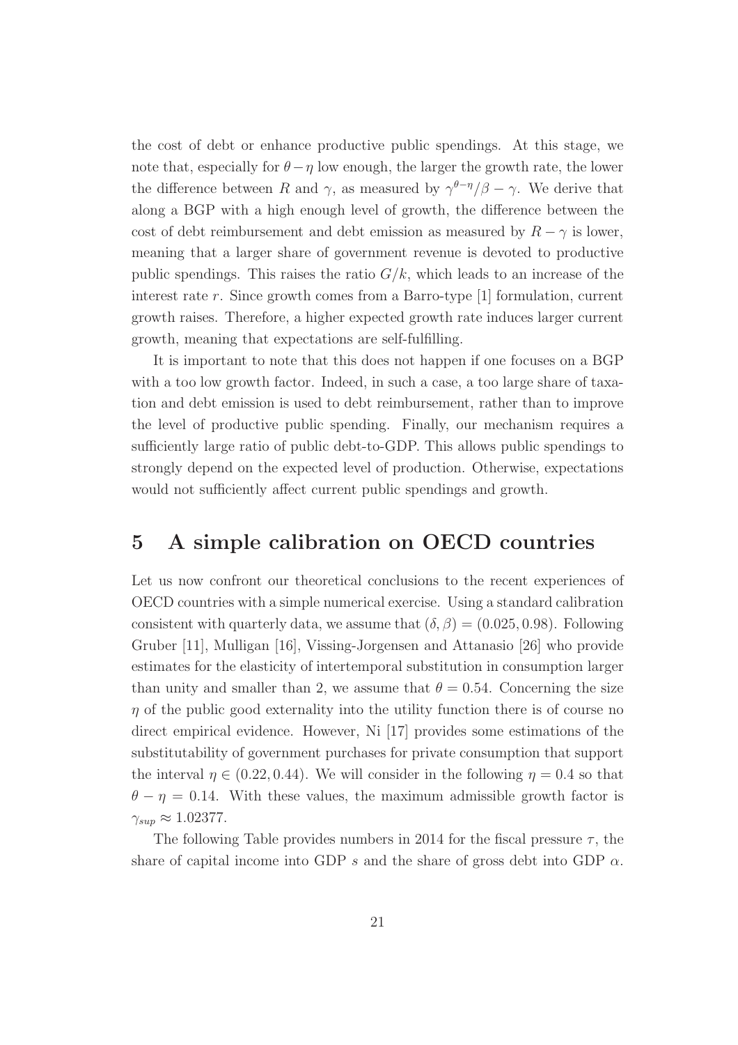the cost of debt or enhance productive public spendings. At this stage, we note that, especially for $\theta - \eta$ low enough, the larger the growth rate, the lower the difference between $R$ and $\gamma$, as measured by $\gamma^{\theta-\eta}/\beta - \gamma$. We derive that along a BGP with a high enough level of growth, the difference between the cost of debt reimbursement and debt emission as measured by $R - \gamma$ is lower, meaning that a larger share of government revenue is devoted to productive public spendings. This raises the ratio $G/k$, which leads to an increase of the interest rate $r$. Since growth comes from a Barro-type [1] formulation, current growth raises. Therefore, a higher expected growth rate induces larger current growth, meaning that expectations are self-fulfilling.

It is important to note that this does not happen if one focuses on a BGP with a too low growth factor. Indeed, in such a case, a too large share of taxation and debt emission is used to debt reimbursement, rather than to improve the level of productive public spending. Finally, our mechanism requires a sufficiently large ratio of public debt-to-GDP. This allows public spendings to strongly depend on the expected level of production. Otherwise, expectations would not sufficiently affect current public spendings and growth.

# 5 A simple calibration on OECD countries

Let us now confront our theoretical conclusions to the recent experiences of OECD countries with a simple numerical exercise. Using a standard calibration consistent with quarterly data, we assume that $(\delta, \beta) = (0.025, 0.98)$. Following Gruber [11], Mulligan [16], Vissing-Jorgensen and Attanasio [26] who provide estimates for the elasticity of intertemporal substitution in consumption larger than unity and smaller than 2, we assume that $\theta = 0.54$. Concerning the size $\eta$ of the public good externality into the utility function there is of course no direct empirical evidence. However, Ni [17] provides some estimations of the substitutability of government purchases for private consumption that support the interval $\eta \in (0.22, 0.44)$. We will consider in the following $\eta = 0.4$ so that $\theta - \eta = 0.14$. With these values, the maximum admissible growth factor is $\gamma_{sup} \approx 1.02377$.

The following Table provides numbers in 2014 for the fiscal pressure $\tau$, the share of capital income into GDP $s$ and the share of gross debt into GDP $\alpha$.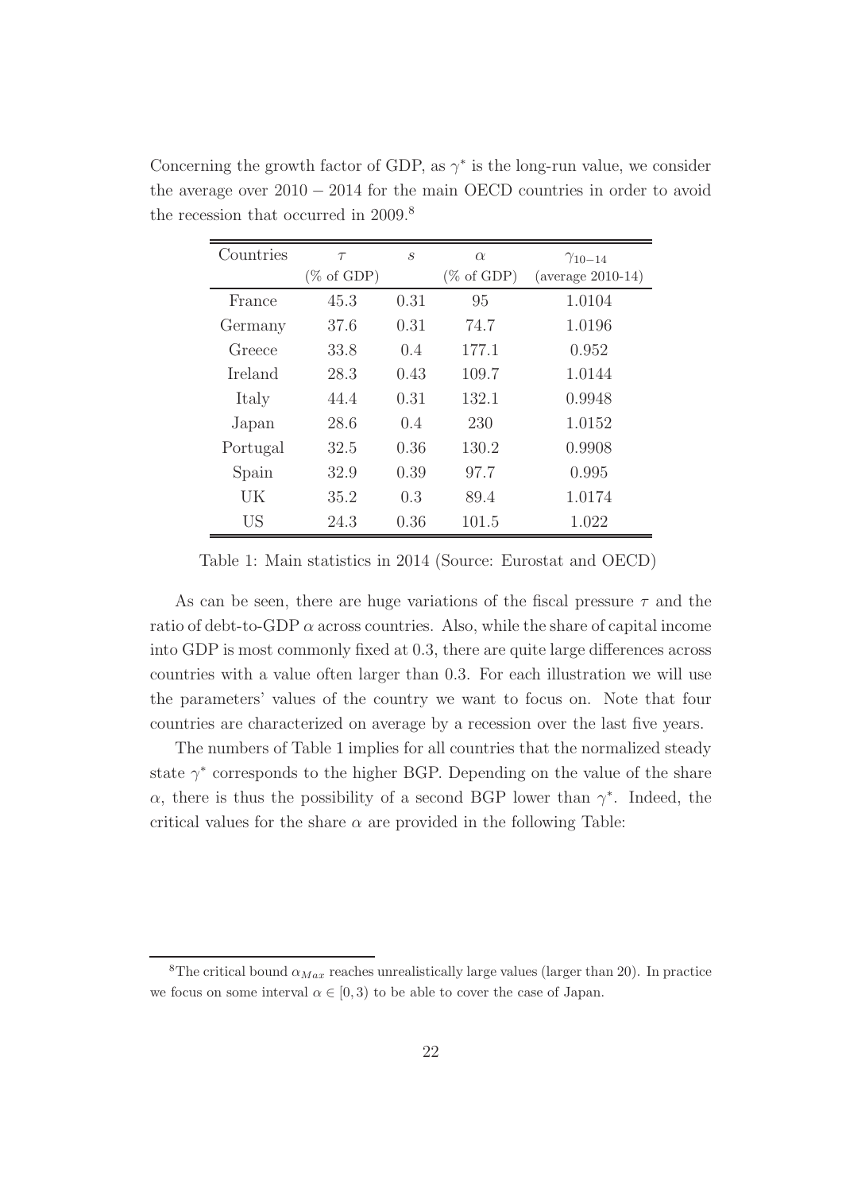Concerning the growth factor of GDP, as $\gamma^*$ is the long-run value, we consider the average over $2010-2014$ for the main OECD countries in order to avoid the recession that occurred in 2009.[8]

| Countries | $\tau$ (% of GDP) | $s$ | $\alpha$ (% of GDP) | $\gamma_{10-14}$ (average 2010-14) |
|---|---|---|---|---|
| France | 45.3 | 0.31 | 95 | 1.0104 |
| Germany | 37.6 | 0.31 | 74.7 | 1.0196 |
| Greece | 33.8 | 0.4 | 177.1 | 0.952 |
| Ireland | 28.3 | 0.43 | 109.7 | 1.0144 |
| Italy | 44.4 | 0.31 | 132.1 | 0.9948 |
| Japan | 28.6 | 0.4 | 230 | 1.0152 |
| Portugal | 32.5 | 0.36 | 130.2 | 0.9908 |
| Spain | 32.9 | 0.39 | 97.7 | 0.995 |
| UK | 35.2 | 0.3 | 89.4 | 1.0174 |
| US | 24.3 | 0.36 | 101.5 | 1.022 |

Table 1: Main statistics in 2014 (Source: Eurostat and OECD)

As can be seen, there are huge variations of the fiscal pressure $\tau$ and the ratio of debt-to-GDP $\alpha$ across countries. Also, while the share of capital income into GDP is most commonly fixed at 0.3, there are quite large differences across countries with a value often larger than 0.3. For each illustration we will use the parameters' values of the country we want to focus on. Note that four countries are characterized on average by a recession over the last five years.

The numbers of Table 1 implies for all countries that the normalized steady state $\gamma^*$ corresponds to the higher BGP. Depending on the value of the share $\alpha$, there is thus the possibility of a second BGP lower than $\gamma^*$. Indeed, the critical values for the share $\alpha$ are provided in the following Table:

[8] The critical bound $\alpha_{Max}$ reaches unrealistically large values (larger than 20). In practice we focus on some interval $\alpha \in [0, 3)$ to be able to cover the case of Japan.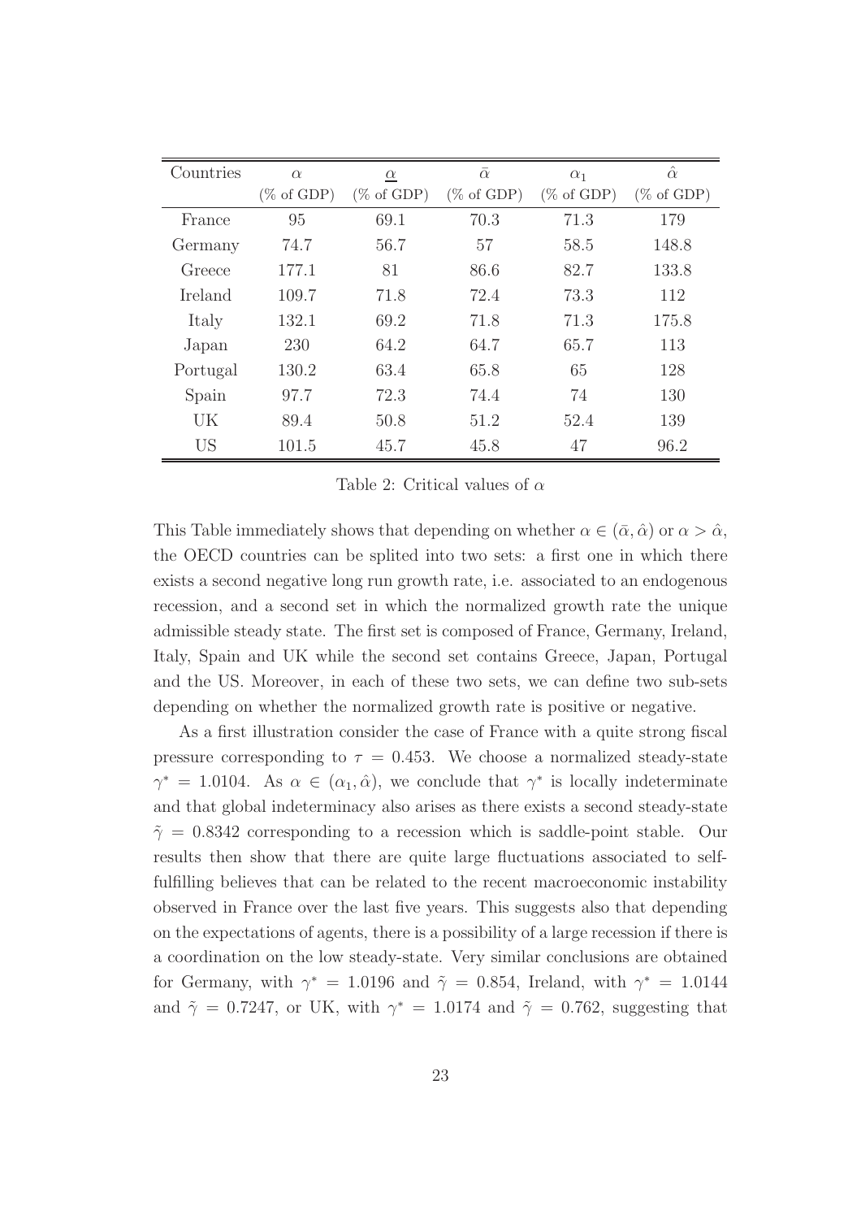| Countries | $\alpha$ (% of GDP) | $\underline{\alpha}$ (% of GDP) | $\bar{\alpha}$ (% of GDP) | $\alpha_1$ (% of GDP) | $\hat{\alpha}$ (% of GDP) |
|---|---|---|---|---|---|
| France | 95 | 69.1 | 70.3 | 71.3 | 179 |
| Germany | 74.7 | 56.7 | 57 | 58.5 | 148.8 |
| Greece | 177.1 | 81 | 86.6 | 82.7 | 133.8 |
| Ireland | 109.7 | 71.8 | 72.4 | 73.3 | 112 |
| Italy | 132.1 | 69.2 | 71.8 | 71.3 | 175.8 |
| Japan | 230 | 64.2 | 64.7 | 65.7 | 113 |
| Portugal | 130.2 | 63.4 | 65.8 | 65 | 128 |
| Spain | 97.7 | 72.3 | 74.4 | 74 | 130 |
| UK | 89.4 | 50.8 | 51.2 | 52.4 | 139 |
| US | 101.5 | 45.7 | 45.8 | 47 | 96.2 |

Table 2: Critical values of $\alpha$

This Table immediately shows that depending on whether $\alpha \in (\bar{\alpha}, \hat{\alpha})$ or $\alpha > \hat{\alpha}$, the OECD countries can be splited into two sets: a first one in which there exists a second negative long run growth rate, i.e. associated to an endogenous recession, and a second set in which the normalized growth rate the unique admissible steady state. The first set is composed of France, Germany, Ireland, Italy, Spain and UK while the second set contains Greece, Japan, Portugal and the US. Moreover, in each of these two sets, we can define two sub-sets depending on whether the normalized growth rate is positive or negative.

As a first illustration consider the case of France with a quite strong fiscal pressure corresponding to $\tau = 0.453$. We choose a normalized steady-state $\gamma^* = 1.0104$. As $\alpha \in (\alpha_1, \hat{\alpha})$, we conclude that $\gamma^*$ is locally indeterminate and that global indeterminacy also arises as there exists a second steady-state $\tilde{\gamma} = 0.8342$ corresponding to a recession which is saddle-point stable. Our results then show that there are quite large fluctuations associated to self-fulfilling believes that can be related to the recent macroeconomic instability observed in France over the last five years. This suggests also that depending on the expectations of agents, there is a possibility of a large recession if there is a coordination on the low steady-state. Very similar conclusions are obtained for Germany, with $\gamma^* = 1.0196$ and $\tilde{\gamma} = 0.854$, Ireland, with $\gamma^* = 1.0144$ and $\tilde{\gamma} = 0.7247$, or UK, with $\gamma^* = 1.0174$ and $\tilde{\gamma} = 0.762$, suggesting that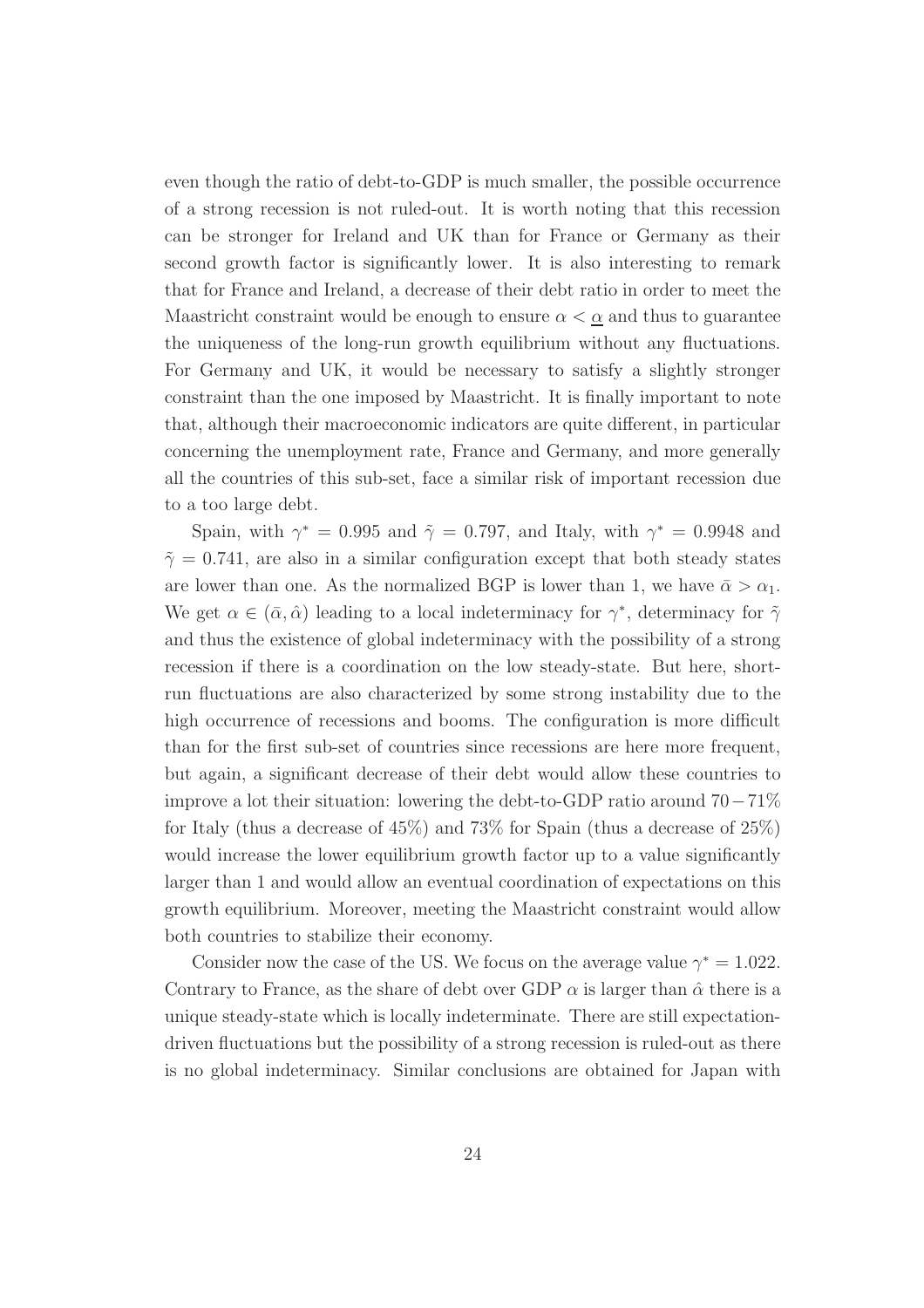even though the ratio of debt-to-GDP is much smaller, the possible occurrence of a strong recession is not ruled-out. It is worth noting that this recession can be stronger for Ireland and UK than for France or Germany as their second growth factor is significantly lower. It is also interesting to remark that for France and Ireland, a decrease of their debt ratio in order to meet the Maastricht constraint would be enough to ensure $\alpha < \underline{\alpha}$ and thus to guarantee the uniqueness of the long-run growth equilibrium without any fluctuations. For Germany and UK, it would be necessary to satisfy a slightly stronger constraint than the one imposed by Maastricht. It is finally important to note that, although their macroeconomic indicators are quite different, in particular concerning the unemployment rate, France and Germany, and more generally all the countries of this sub-set, face a similar risk of important recession due to a too large debt.

Spain, with $\gamma^* = 0.995$ and $\tilde{\gamma} = 0.797$, and Italy, with $\gamma^* = 0.9948$ and $\tilde{\gamma} = 0.741$, are also in a similar configuration except that both steady states are lower than one. As the normalized BGP is lower than 1, we have $\bar{\alpha} > \alpha_1$. We get $\alpha \in (\bar{\alpha}, \hat{\alpha})$ leading to a local indeterminacy for $\gamma^*$, determinacy for $\tilde{\gamma}$ and thus the existence of global indeterminacy with the possibility of a strong recession if there is a coordination on the low steady-state. But here, short-run fluctuations are also characterized by some strong instability due to the high occurrence of recessions and booms. The configuration is more difficult than for the first sub-set of countries since recessions are here more frequent, but again, a significant decrease of their debt would allow these countries to improve a lot their situation: lowering the debt-to-GDP ratio around $70-71\%$ for Italy (thus a decrease of 45%) and 73% for Spain (thus a decrease of 25%) would increase the lower equilibrium growth factor up to a value significantly larger than 1 and would allow an eventual coordination of expectations on this growth equilibrium. Moreover, meeting the Maastricht constraint would allow both countries to stabilize their economy.

Consider now the case of the US. We focus on the average value $\gamma^* = 1.022$. Contrary to France, as the share of debt over GDP $\alpha$ is larger than $\hat{\alpha}$ there is a unique steady-state which is locally indeterminate. There are still expectation-driven fluctuations but the possibility of a strong recession is ruled-out as there is no global indeterminacy. Similar conclusions are obtained for Japan with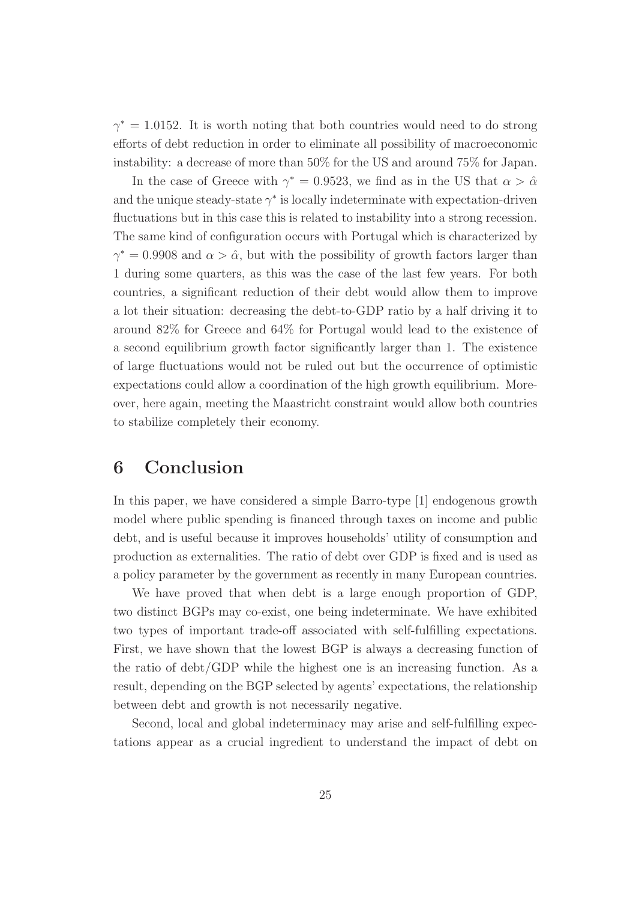$\gamma^* = 1.0152$. It is worth noting that both countries would need to do strong efforts of debt reduction in order to eliminate all possibility of macroeconomic instability: a decrease of more than 50% for the US and around 75% for Japan.

In the case of Greece with $\gamma^* = 0.9523$, we find as in the US that $\alpha > \hat{\alpha}$ and the unique steady-state $\gamma^*$ is locally indeterminate with expectation-driven fluctuations but in this case this is related to instability into a strong recession. The same kind of configuration occurs with Portugal which is characterized by $\gamma^* = 0.9908$ and $\alpha > \hat{\alpha}$, but with the possibility of growth factors larger than 1 during some quarters, as this was the case of the last few years. For both countries, a significant reduction of their debt would allow them to improve a lot their situation: decreasing the debt-to-GDP ratio by a half driving it to around 82% for Greece and 64% for Portugal would lead to the existence of a second equilibrium growth factor significantly larger than 1. The existence of large fluctuations would not be ruled out but the occurrence of optimistic expectations could allow a coordination of the high growth equilibrium. Moreover, here again, meeting the Maastricht constraint would allow both countries to stabilize completely their economy.

# 6 Conclusion

In this paper, we have considered a simple Barro-type [1] endogenous growth model where public spending is financed through taxes on income and public debt, and is useful because it improves households' utility of consumption and production as externalities. The ratio of debt over GDP is fixed and is used as a policy parameter by the government as recently in many European countries.

We have proved that when debt is a large enough proportion of GDP, two distinct BGPs may co-exist, one being indeterminate. We have exhibited two types of important trade-off associated with self-fulfilling expectations. First, we have shown that the lowest BGP is always a decreasing function of the ratio of debt/GDP while the highest one is an increasing function. As a result, depending on the BGP selected by agents' expectations, the relationship between debt and growth is not necessarily negative.

Second, local and global indeterminacy may arise and self-fulfilling expectations appear as a crucial ingredient to understand the impact of debt on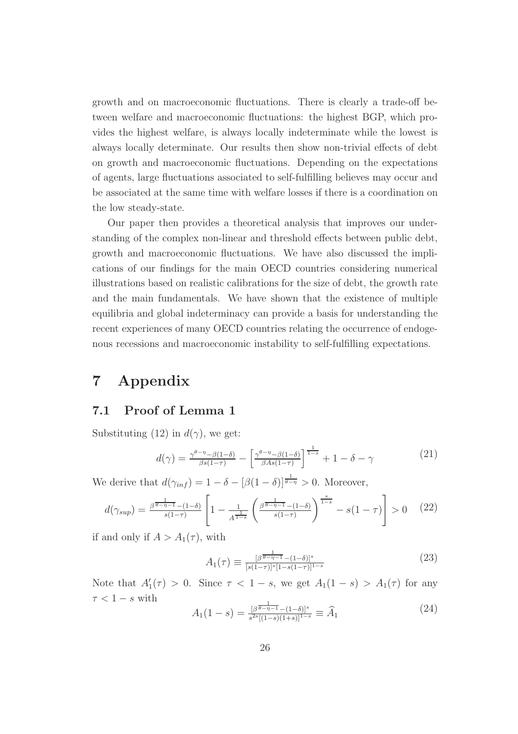growth and on macroeconomic fluctuations. There is clearly a trade-off between welfare and macroeconomic fluctuations: the highest BGP, which provides the highest welfare, is always locally indeterminate while the lowest is always locally determinate. Our results then show non-trivial effects of debt on growth and macroeconomic fluctuations. Depending on the expectations of agents, large fluctuations associated to self-fulfilling believes may occur and be associated at the same time with welfare losses if there is a coordination on the low steady-state.

Our paper then provides a theoretical analysis that improves our understanding of the complex non-linear and threshold effects between public debt, growth and macroeconomic fluctuations. We have also discussed the implications of our findings for the main OECD countries considering numerical illustrations based on realistic calibrations for the size of debt, the growth rate and the main fundamentals. We have shown that the existence of multiple equilibria and global indeterminacy can provide a basis for understanding the recent experiences of many OECD countries relating the occurrence of endogenous recessions and macroeconomic instability to self-fulfilling expectations.

# 7 Appendix

## 7.1 Proof of Lemma 1

Substituting (12) in $d(\gamma)$, we get:

$$d(\gamma) = \frac{\gamma^{\theta-\eta} - \beta(1-\delta)}{\beta s(1-\tau)} - \left[\frac{\gamma^{\theta-\eta} - \beta(1-\delta)}{\beta A s(1-\tau)}\right]^{\frac{1}{1-s}} + 1 - \delta - \gamma \tag{21}$$

We derive that $d(\gamma_{inf}) = 1 - \delta - [\beta(1-\delta)]^{\frac{1}{\theta-\eta}} > 0$. Moreover,

$$d(\gamma_{sup}) = \frac{\beta^{\frac{1}{\theta-\eta-1}} - (1-\delta)}{s(1-\tau)} \left[1 - \frac{1}{A^{\frac{1}{1-s}}}\left(\frac{\beta^{\frac{1}{\theta-\eta-1}} - (1-\delta)}{s(1-\tau)}\right)^{\frac{s}{1-s}} - s(1-\tau)\right] > 0 \tag{22}$$

if and only if $A > A_1(\tau)$, with

$$A_1(\tau) \equiv \frac{[\beta^{\frac{1}{\theta-\eta-1}} - (1-\delta)]^s}{[s(1-\tau)]^s[1-s(1-\tau)]^{1-s}} \tag{23}$$

Note that $A_1'(\tau) > 0$. Since $\tau < 1 - s$, we get $A_1(1-s) > A_1(\tau)$ for any $\tau < 1 - s$ with

$$A_1(1-s) = \frac{[\beta^{\frac{1}{\theta-\eta-1}} - (1-\delta)]^s}{s^{2s}[(1-s)(1+s)]^{1-s}} \equiv \widehat{A}_1 \tag{24}$$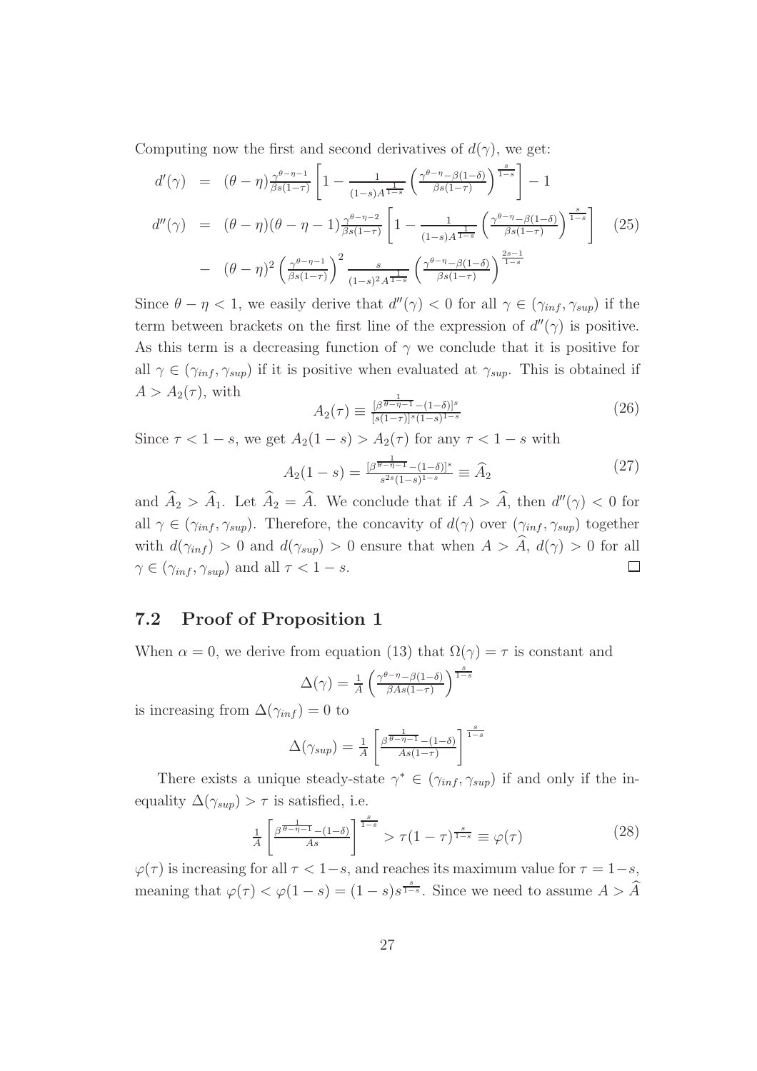Computing now the first and second derivatives of $d(\gamma)$, we get:

$$
\begin{aligned}
d'(\gamma) &= (\theta-\eta)\frac{\gamma^{\theta-\eta-1}}{\beta s(1-\tau)}\left[1-\frac{1}{(1-s)A^{\frac{1}{1-s}}}\left(\frac{\gamma^{\theta-\eta}-\beta(1-\delta)}{\beta s(1-\tau)}\right)^{\frac{s}{1-s}}\right]-1 \\
d''(\gamma) &= (\theta-\eta)(\theta-\eta-1)\frac{\gamma^{\theta-\eta-2}}{\beta s(1-\tau)}\left[1-\frac{1}{(1-s)A^{\frac{1}{1-s}}}\left(\frac{\gamma^{\theta-\eta}-\beta(1-\delta)}{\beta s(1-\tau)}\right)^{\frac{s}{1-s}}\right] \\
&- (\theta-\eta)^2\left(\frac{\gamma^{\theta-\eta-1}}{\beta s(1-\tau)}\right)^2\frac{s}{(1-s)^2A^{\frac{1}{1-s}}}\left(\frac{\gamma^{\theta-\eta}-\beta(1-\delta)}{\beta s(1-\tau)}\right)^{\frac{2s-1}{1-s}}
\end{aligned}
\tag{25}
$$

Since $\theta-\eta<1$, we easily derive that $d''(\gamma)<0$ for all $\gamma\in(\gamma_{inf},\gamma_{sup})$ if the term between brackets on the first line of the expression of $d''(\gamma)$ is positive. As this term is a decreasing function of $\gamma$ we conclude that it is positive for all $\gamma\in(\gamma_{inf},\gamma_{sup})$ if it is positive when evaluated at $\gamma_{sup}$. This is obtained if $A>A_2(\tau)$, with

$$
A_2(\tau)\equiv\frac{[\beta^{\frac{1}{\theta-\eta-1}}-(1-\delta)]^s}{[s(1-\tau)]^s(1-s)^{1-s}}
\tag{26}
$$

Since $\tau<1-s$, we get $A_2(1-s)>A_2(\tau)$ for any $\tau<1-s$ with

$$
A_2(1-s)=\frac{[\beta^{\frac{1}{\theta-\eta-1}}-(1-\delta)]^s}{s^{2s}(1-s)^{1-s}}\equiv\widehat{A}_2
\tag{27}
$$

and $\widehat{A}_2>\widehat{A}_1$. Let $\widehat{A}_2=\widehat{A}$. We conclude that if $A>\widehat{A}$, then $d''(\gamma)<0$ for all $\gamma\in(\gamma_{inf},\gamma_{sup})$. Therefore, the concavity of $d(\gamma)$ over $(\gamma_{inf},\gamma_{sup})$ together with $d(\gamma_{inf})>0$ and $d(\gamma_{sup})>0$ ensure that when $A>\widehat{A}$, $d(\gamma)>0$ for all $\gamma\in(\gamma_{inf},\gamma_{sup})$ and all $\tau<1-s$. □

## 7.2 Proof of Proposition 1

When $\alpha=0$, we derive from equation (13) that $\Omega(\gamma)=\tau$ is constant and

$$
\Delta(\gamma)=\frac{1}{A}\left(\frac{\gamma^{\theta-\eta}-\beta(1-\delta)}{\beta As(1-\tau)}\right)^{\frac{s}{1-s}}
$$

is increasing from $\Delta(\gamma_{inf})=0$ to

$$
\Delta(\gamma_{sup})=\frac{1}{A}\left[\frac{\beta^{\frac{1}{\theta-\eta-1}}-(1-\delta)}{As(1-\tau)}\right]^{\frac{s}{1-s}}
$$

There exists a unique steady-state $\gamma^*\in(\gamma_{inf},\gamma_{sup})$ if and only if the inequality $\Delta(\gamma_{sup})>\tau$ is satisfied, i.e.

$$
\frac{1}{A}\left[\frac{\beta^{\frac{1}{\theta-\eta-1}}-(1-\delta)}{As}\right]^{\frac{s}{1-s}}>\tau(1-\tau)^{\frac{s}{1-s}}\equiv\varphi(\tau)
\tag{28}
$$

$\varphi(\tau)$ is increasing for all $\tau<1-s$, and reaches its maximum value for $\tau=1-s$, meaning that $\varphi(\tau)<\varphi(1-s)=(1-s)s^{\frac{s}{1-s}}$. Since we need to assume $A>\widehat{A}$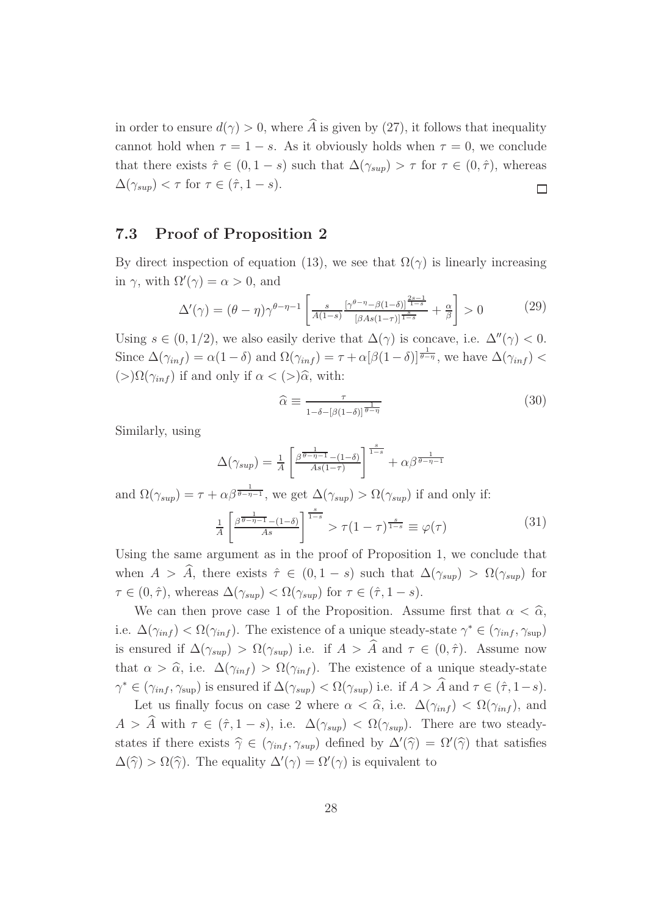in order to ensure $d(\gamma) > 0$, where $\widehat{A}$ is given by (27), it follows that inequality cannot hold when $\tau = 1 - s$. As it obviously holds when $\tau = 0$, we conclude that there exists $\hat{\tau} \in (0, 1-s)$ such that $\Delta(\gamma_{sup}) > \tau$ for $\tau \in (0, \hat{\tau})$, whereas $\Delta(\gamma_{sup}) < \tau$ for $\tau \in (\hat{\tau}, 1-s)$. □

## 7.3 Proof of Proposition 2

By direct inspection of equation (13), we see that $\Omega(\gamma)$ is linearly increasing in $\gamma$, with $\Omega'(\gamma) = \alpha > 0$, and

$$\Delta'(\gamma) = (\theta - \eta)\gamma^{\theta-\eta-1}\left[\frac{s}{A(1-s)}\frac{[\gamma^{\theta-\eta}-\beta(1-\delta)]^{\frac{2s-1}{1-s}}}{[\beta As(1-\tau)]^{\frac{s}{1-s}}} + \frac{\alpha}{\beta}\right] > 0 \tag{29}$$

Using $s \in (0, 1/2)$, we also easily derive that $\Delta(\gamma)$ is concave, i.e. $\Delta''(\gamma) < 0$. Since $\Delta(\gamma_{inf}) = \alpha(1-\delta)$ and $\Omega(\gamma_{inf}) = \tau + \alpha[\beta(1-\delta)]^{\frac{1}{\theta-\eta}}$, we have $\Delta(\gamma_{inf}) < (>) \Omega(\gamma_{inf})$ if and only if $\alpha < (>) \widehat{\alpha}$, with:

$$\widehat{\alpha} \equiv \frac{\tau}{1-\delta-[\beta(1-\delta)]^{\frac{1}{\theta-\eta}}} \tag{30}$$

Similarly, using

$$\Delta(\gamma_{sup}) = \frac{1}{A}\left[\frac{\beta^{\frac{1}{\theta-\eta-1}}-(1-\delta)}{As(1-\tau)}\right]^{\frac{s}{1-s}} + \alpha\beta^{\frac{1}{\theta-\eta-1}}$$

and $\Omega(\gamma_{sup}) = \tau + \alpha\beta^{\frac{1}{\theta-\eta-1}}$, we get $\Delta(\gamma_{sup}) > \Omega(\gamma_{sup})$ if and only if:

$$\frac{1}{A}\left[\frac{\beta^{\frac{1}{\theta-\eta-1}}-(1-\delta)}{As}\right]^{\frac{s}{1-s}} > \tau(1-\tau)^{\frac{s}{1-s}} \equiv \varphi(\tau) \tag{31}$$

Using the same argument as in the proof of Proposition 1, we conclude that when $A > \widehat{A}$, there exists $\hat{\tau} \in (0, 1-s)$ such that $\Delta(\gamma_{sup}) > \Omega(\gamma_{sup})$ for $\tau \in (0, \hat{\tau})$, whereas $\Delta(\gamma_{sup}) < \Omega(\gamma_{sup})$ for $\tau \in (\hat{\tau}, 1-s)$.

We can then prove case 1 of the Proposition. Assume first that $\alpha < \widehat{\alpha}$, i.e. $\Delta(\gamma_{inf}) < \Omega(\gamma_{inf})$. The existence of a unique steady-state $\gamma^* \in (\gamma_{inf}, \gamma_{\sup})$ is ensured if $\Delta(\gamma_{sup}) > \Omega(\gamma_{sup})$ i.e. if $A > \widehat{A}$ and $\tau \in (0, \hat{\tau})$. Assume now that $\alpha > \widehat{\alpha}$, i.e. $\Delta(\gamma_{inf}) > \Omega(\gamma_{inf})$. The existence of a unique steady-state $\gamma^* \in (\gamma_{inf}, \gamma_{\sup})$ is ensured if $\Delta(\gamma_{sup}) < \Omega(\gamma_{sup})$ i.e. if $A > \widehat{A}$ and $\tau \in (\hat{\tau}, 1-s)$.

Let us finally focus on case 2 where $\alpha < \widehat{\alpha}$, i.e. $\Delta(\gamma_{inf}) < \Omega(\gamma_{inf})$, and $A > \widehat{A}$ with $\tau \in (\hat{\tau}, 1-s)$, i.e. $\Delta(\gamma_{sup}) < \Omega(\gamma_{sup})$. There are two steady-states if there exists $\widehat{\gamma} \in (\gamma_{inf}, \gamma_{sup})$ defined by $\Delta'(\widehat{\gamma}) = \Omega'(\widehat{\gamma})$ that satisfies $\Delta(\widehat{\gamma}) > \Omega(\widehat{\gamma})$. The equality $\Delta'(\gamma) = \Omega'(\gamma)$ is equivalent to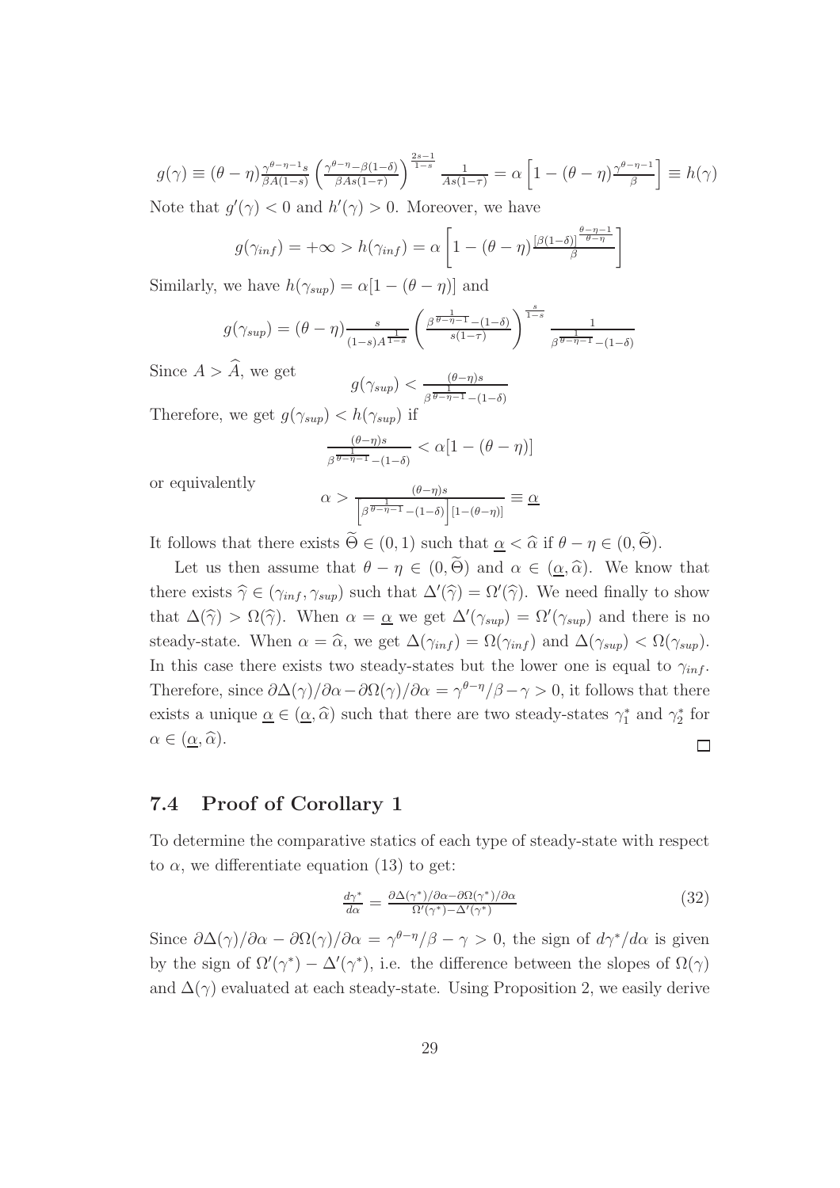$$g(\gamma) \equiv (\theta-\eta)\frac{\gamma^{\theta-\eta-1}s}{\beta A(1-s)}\left(\frac{\gamma^{\theta-\eta}-\beta(1-\delta)}{\beta As(1-\tau)}\right)^{\frac{2s-1}{1-s}}\frac{1}{As(1-\tau)} = \alpha\left[1-(\theta-\eta)\frac{\gamma^{\theta-\eta-1}}{\beta}\right] \equiv h(\gamma)$$

Note that $g'(\gamma) < 0$ and $h'(\gamma) > 0$. Moreover, we have

$$g(\gamma_{inf}) = +\infty > h(\gamma_{inf}) = \alpha\left[1-(\theta-\eta)\frac{[\beta(1-\delta)]^{\frac{\theta-\eta-1}{\theta-\eta}}}{\beta}\right]$$

Similarly, we have $h(\gamma_{sup}) = \alpha[1-(\theta-\eta)]$ and

$$g(\gamma_{sup}) = (\theta-\eta)\frac{s}{(1-s)A^{\frac{1}{1-s}}}\left(\frac{\beta^{\frac{1}{\theta-\eta-1}}-(1-\delta)}{s(1-\tau)}\right)^{\frac{s}{1-s}}\frac{1}{\beta^{\frac{1}{\theta-\eta-1}}-(1-\delta)}$$

Since $A > \widehat{A}$, we get

$$g(\gamma_{sup}) < \frac{(\theta-\eta)s}{\beta^{\frac{1}{\theta-\eta-1}}-(1-\delta)}$$

Therefore, we get $g(\gamma_{sup}) < h(\gamma_{sup})$ if

$$\frac{(\theta-\eta)s}{\beta^{\frac{1}{\theta-\eta-1}}-(1-\delta)} < \alpha[1-(\theta-\eta)]$$

or equivalently

$$\alpha > \frac{(\theta-\eta)s}{\left[\beta^{\frac{1}{\theta-\eta-1}}-(1-\delta)\right][1-(\theta-\eta)]} \equiv \underline{\alpha}$$

It follows that there exists $\widetilde{\Theta} \in (0,1)$ such that $\underline{\alpha} < \widehat{\alpha}$ if $\theta-\eta \in (0,\widetilde{\Theta})$.

Let us then assume that $\theta-\eta \in (0,\widetilde{\Theta})$ and $\alpha \in (\underline{\alpha},\widehat{\alpha})$. We know that there exists $\widehat{\gamma} \in (\gamma_{inf},\gamma_{sup})$ such that $\Delta'(\widehat{\gamma}) = \Omega'(\widehat{\gamma})$. We need finally to show that $\Delta(\widehat{\gamma}) > \Omega(\widehat{\gamma})$. When $\alpha = \underline{\alpha}$ we get $\Delta'(\gamma_{sup}) = \Omega'(\gamma_{sup})$ and there is no steady-state. When $\alpha = \widehat{\alpha}$, we get $\Delta(\gamma_{inf}) = \Omega(\gamma_{inf})$ and $\Delta(\gamma_{sup}) < \Omega(\gamma_{sup})$. In this case there exists two steady-states but the lower one is equal to $\gamma_{inf}$. Therefore, since $\partial\Delta(\gamma)/\partial\alpha - \partial\Omega(\gamma)/\partial\alpha = \gamma^{\theta-\eta}/\beta - \gamma > 0$, it follows that there exists a unique $\underline{\alpha} \in (\underline{\alpha},\widehat{\alpha})$ such that there are two steady-states $\gamma_1^*$ and $\gamma_2^*$ for $\alpha \in (\underline{\alpha},\widehat{\alpha})$. □

## 7.4 Proof of Corollary 1

To determine the comparative statics of each type of steady-state with respect to $\alpha$, we differentiate equation (13) to get:

$$\frac{d\gamma^*}{d\alpha} = \frac{\partial\Delta(\gamma^*)/\partial\alpha - \partial\Omega(\gamma^*)/\partial\alpha}{\Omega'(\gamma^*)-\Delta'(\gamma^*)} \tag{32}$$

Since $\partial\Delta(\gamma)/\partial\alpha - \partial\Omega(\gamma)/\partial\alpha = \gamma^{\theta-\eta}/\beta - \gamma > 0$, the sign of $d\gamma^*/d\alpha$ is given by the sign of $\Omega'(\gamma^*) - \Delta'(\gamma^*)$, i.e. the difference between the slopes of $\Omega(\gamma)$ and $\Delta(\gamma)$ evaluated at each steady-state. Using Proposition 2, we easily derive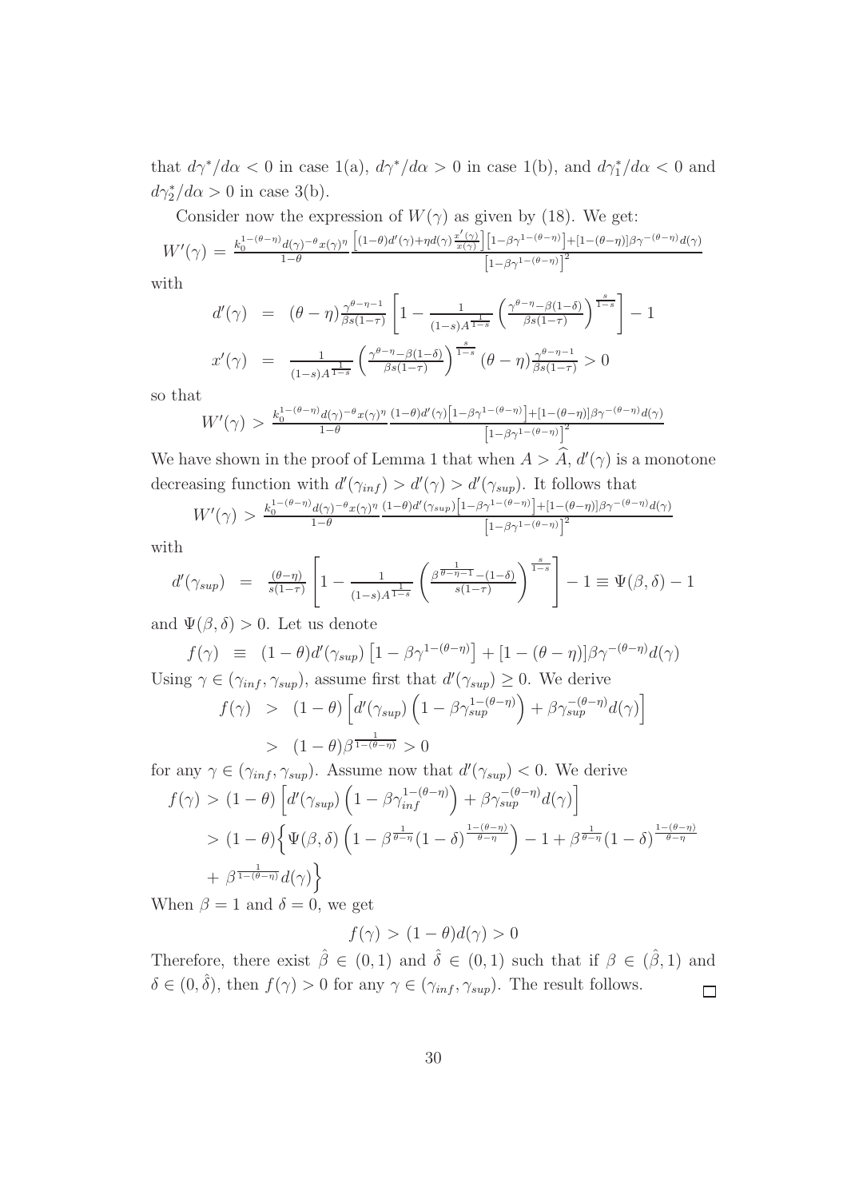that $d\gamma^*/d\alpha < 0$ in case 1(a), $d\gamma^*/d\alpha > 0$ in case 1(b), and $d\gamma_1^*/d\alpha < 0$ and $d\gamma_2^*/d\alpha > 0$ in case 3(b).

Consider now the expression of $W(\gamma)$ as given by (18). We get:

$$W'(\gamma) = \frac{k_0^{1-(\theta-\eta)}d(\gamma)^{-\theta}x(\gamma)^{\eta}}{1-\theta}\frac{\left[(1-\theta)d'(\gamma)+\eta d(\gamma)\frac{x'(\gamma)}{x(\gamma)}\right]\left[1-\beta\gamma^{1-(\theta-\eta)}\right]+[1-(\theta-\eta)]\beta\gamma^{-(\theta-\eta)}d(\gamma)}{\left[1-\beta\gamma^{1-(\theta-\eta)}\right]^2}$$

with

$$\begin{aligned} d'(\gamma) &= (\theta-\eta)\frac{\gamma^{\theta-\eta-1}}{\beta s(1-\tau)}\left[1-\frac{1}{(1-s)A^{\frac{1}{1-s}}}\left(\frac{\gamma^{\theta-\eta}-\beta(1-\delta)}{\beta s(1-\tau)}\right)^{\frac{s}{1-s}}\right]-1 \\ x'(\gamma) &= \frac{1}{(1-s)A^{\frac{1}{1-s}}}\left(\frac{\gamma^{\theta-\eta}-\beta(1-\delta)}{\beta s(1-\tau)}\right)^{\frac{s}{1-s}}(\theta-\eta)\frac{\gamma^{\theta-\eta-1}}{\beta s(1-\tau)} > 0 \end{aligned}$$

so that

$$W'(\gamma) > \frac{k_0^{1-(\theta-\eta)}d(\gamma)^{-\theta}x(\gamma)^{\eta}}{1-\theta}\frac{(1-\theta)d'(\gamma)\left[1-\beta\gamma^{1-(\theta-\eta)}\right]+[1-(\theta-\eta)]\beta\gamma^{-(\theta-\eta)}d(\gamma)}{\left[1-\beta\gamma^{1-(\theta-\eta)}\right]^2}$$

We have shown in the proof of Lemma 1 that when $A > \widehat{A}$, $d'(\gamma)$ is a monotone decreasing function with $d'(\gamma_{inf}) > d'(\gamma) > d'(\gamma_{sup})$. It follows that

$$W'(\gamma) > \frac{k_0^{1-(\theta-\eta)}d(\gamma)^{-\theta}x(\gamma)^{\eta}}{1-\theta}\frac{(1-\theta)d'(\gamma_{sup})\left[1-\beta\gamma^{1-(\theta-\eta)}\right]+[1-(\theta-\eta)]\beta\gamma^{-(\theta-\eta)}d(\gamma)}{\left[1-\beta\gamma^{1-(\theta-\eta)}\right]^2}$$

with

$$d'(\gamma_{sup}) = \frac{(\theta-\eta)}{s(1-\tau)}\left[1-\frac{1}{(1-s)A^{\frac{1}{1-s}}}\left(\frac{\beta^{\frac{1}{\theta-\eta-1}}-(1-\delta)}{s(1-\tau)}\right)^{\frac{s}{1-s}}\right]-1 \equiv \Psi(\beta,\delta)-1$$

and $\Psi(\beta,\delta) > 0$. Let us denote

$$f(\gamma) \equiv (1-\theta)d'(\gamma_{sup})\left[1-\beta\gamma^{1-(\theta-\eta)}\right]+[1-(\theta-\eta)]\beta\gamma^{-(\theta-\eta)}d(\gamma)$$

Using $\gamma \in (\gamma_{inf}, \gamma_{sup})$, assume first that $d'(\gamma_{sup}) \geq 0$. We derive

$$\begin{aligned} f(\gamma) &> (1-\theta)\left[d'(\gamma_{sup})\left(1-\beta\gamma_{sup}^{1-(\theta-\eta)}\right)+\beta\gamma_{sup}^{-(\theta-\eta)}d(\gamma)\right] \\ &> (1-\theta)\beta^{\frac{1}{1-(\theta-\eta)}} > 0 \end{aligned}$$

for any $\gamma \in (\gamma_{inf}, \gamma_{sup})$. Assume now that $d'(\gamma_{sup}) < 0$. We derive

$$\begin{aligned} f(\gamma) &> (1-\theta)\left[d'(\gamma_{sup})\left(1-\beta\gamma_{inf}^{1-(\theta-\eta)}\right)+\beta\gamma_{sup}^{-(\theta-\eta)}d(\gamma)\right] \\ &> (1-\theta)\Big\{\Psi(\beta,\delta)\left(1-\beta^{\frac{1}{\theta-\eta}}(1-\delta)^{\frac{1-(\theta-\eta)}{\theta-\eta}}\right)-1+\beta^{\frac{1}{\theta-\eta}}(1-\delta)^{\frac{1-(\theta-\eta)}{\theta-\eta}} \\ &\quad + \beta^{\frac{1}{1-(\theta-\eta)}}d(\gamma)\Big\} \end{aligned}$$

When $\beta = 1$ and $\delta = 0$, we get

$$f(\gamma) > (1-\theta)d(\gamma) > 0$$

Therefore, there exist $\hat{\beta} \in (0,1)$ and $\hat{\delta} \in (0,1)$ such that if $\beta \in (\hat{\beta}, 1)$ and $\delta \in (0, \hat{\delta})$, then $f(\gamma) > 0$ for any $\gamma \in (\gamma_{inf}, \gamma_{sup})$. The result follows. □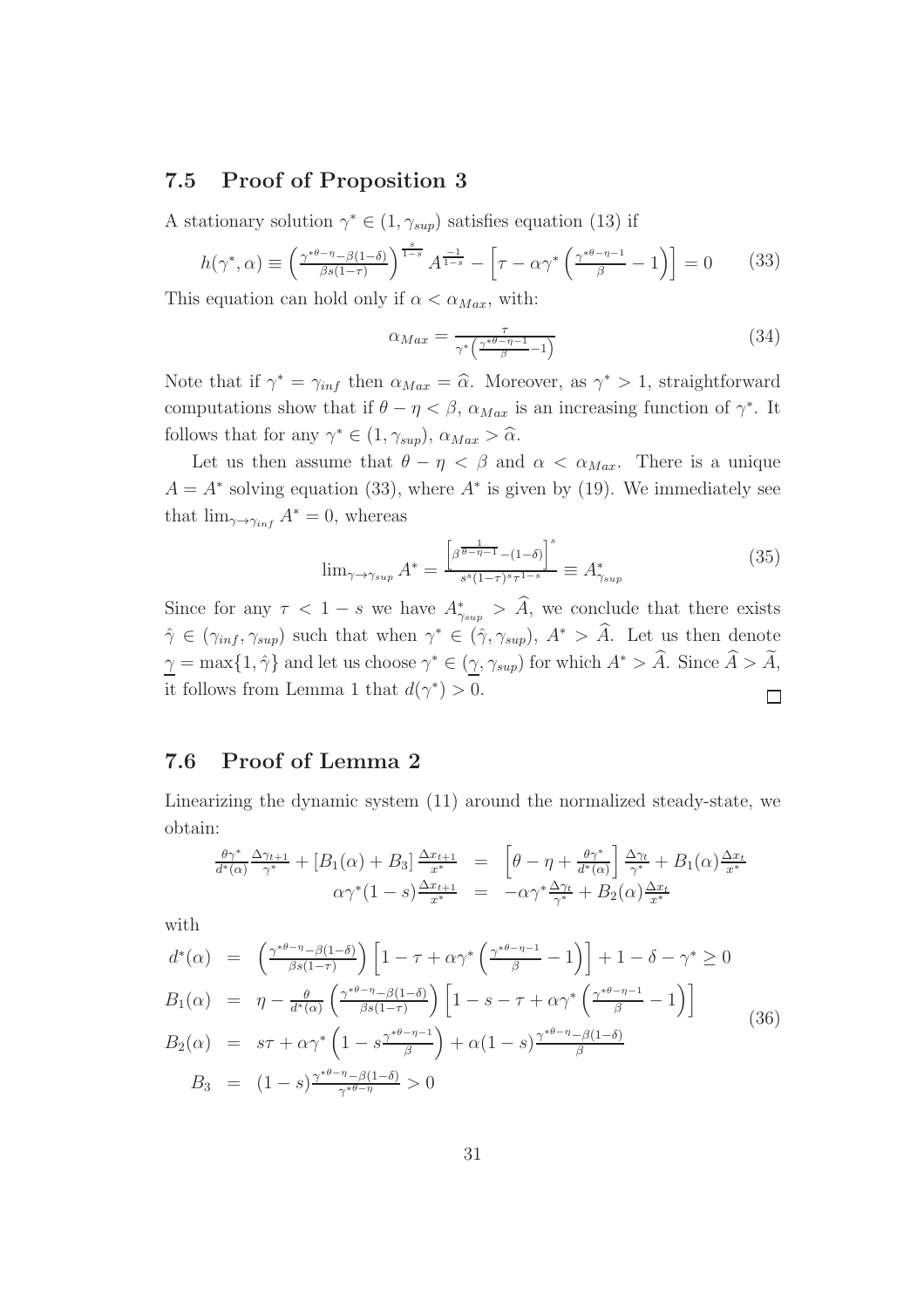## 7.5 Proof of Proposition 3

A stationary solution $\gamma^* \in (1, \gamma_{sup})$ satisfies equation (13) if

$$h(\gamma^*, \alpha) \equiv \left(\frac{\gamma^{*\theta-\eta} - \beta(1-\delta)}{\beta s(1-\tau)}\right)^{\frac{s}{1-s}} A^{\frac{-1}{1-s}} - \left[\tau - \alpha\gamma^*\left(\frac{\gamma^{*\theta-\eta-1}}{\beta} - 1\right)\right] = 0 \tag{33}$$

This equation can hold only if $\alpha < \alpha_{Max}$, with:

$$\alpha_{Max} = \frac{\tau}{\gamma^*\left(\frac{\gamma^{*\theta-\eta-1}}{\beta} - 1\right)} \tag{34}$$

Note that if $\gamma^* = \gamma_{inf}$ then $\alpha_{Max} = \widehat{\alpha}$. Moreover, as $\gamma^* > 1$, straightforward computations show that if $\theta - \eta < \beta$, $\alpha_{Max}$ is an increasing function of $\gamma^*$. It follows that for any $\gamma^* \in (1, \gamma_{sup})$, $\alpha_{Max} > \widehat{\alpha}$.

Let us then assume that $\theta - \eta < \beta$ and $\alpha < \alpha_{Max}$. There is a unique $A = A^*$ solving equation (33), where $A^*$ is given by (19). We immediately see that $\lim_{\gamma \to \gamma_{inf}} A^* = 0$, whereas

$$\lim_{\gamma \to \gamma_{sup}} A^* = \frac{\left[\beta^{\frac{1}{\theta-\eta-1}} - (1-\delta)\right]^s}{s^s(1-\tau)^s \tau^{1-s}} \equiv A^*_{\gamma_{sup}} \tag{35}$$

Since for any $\tau < 1 - s$ we have $A^*_{\gamma_{sup}} > \widehat{A}$, we conclude that there exists $\hat{\gamma} \in (\gamma_{inf}, \gamma_{sup})$ such that when $\gamma^* \in (\hat{\gamma}, \gamma_{sup})$, $A^* > \widehat{A}$. Let us then denote $\underline{\gamma} = \max\{1, \hat{\gamma}\}$ and let us choose $\gamma^* \in (\underline{\gamma}, \gamma_{sup})$ for which $A^* > \widehat{A}$. Since $\widehat{A} > \widetilde{A}$, it follows from Lemma 1 that $d(\gamma^*) > 0$. □

## 7.6 Proof of Lemma 2

Linearizing the dynamic system (11) around the normalized steady-state, we obtain:

$$\begin{aligned}
\frac{\theta\gamma^*}{d^*(\alpha)}\frac{\Delta\gamma_{t+1}}{\gamma^*} + [B_1(\alpha) + B_3]\frac{\Delta x_{t+1}}{x^*} &= \left[\theta - \eta + \frac{\theta\gamma^*}{d^*(\alpha)}\right]\frac{\Delta\gamma_t}{\gamma^*} + B_1(\alpha)\frac{\Delta x_t}{x^*} \\
\alpha\gamma^*(1-s)\frac{\Delta x_{t+1}}{x^*} &= -\alpha\gamma^*\frac{\Delta\gamma_t}{\gamma^*} + B_2(\alpha)\frac{\Delta x_t}{x^*}
\end{aligned}$$

with

$$\begin{aligned}
d^*(\alpha) &= \left(\frac{\gamma^{*\theta-\eta} - \beta(1-\delta)}{\beta s(1-\tau)}\right)\left[1 - \tau + \alpha\gamma^*\left(\frac{\gamma^{*\theta-\eta-1}}{\beta} - 1\right)\right] + 1 - \delta - \gamma^* \geq 0 \\
B_1(\alpha) &= \eta - \frac{\theta}{d^*(\alpha)}\left(\frac{\gamma^{*\theta-\eta} - \beta(1-\delta)}{\beta s(1-\tau)}\right)\left[1 - s - \tau + \alpha\gamma^*\left(\frac{\gamma^{*\theta-\eta-1}}{\beta} - 1\right)\right] \\
B_2(\alpha) &= s\tau + \alpha\gamma^*\left(1 - s\frac{\gamma^{*\theta-\eta-1}}{\beta}\right) + \alpha(1-s)\frac{\gamma^{*\theta-\eta} - \beta(1-\delta)}{\beta} \\
B_3 &= (1-s)\frac{\gamma^{*\theta-\eta} - \beta(1-\delta)}{\gamma^{*\theta-\eta}} > 0
\end{aligned} \tag{36}$$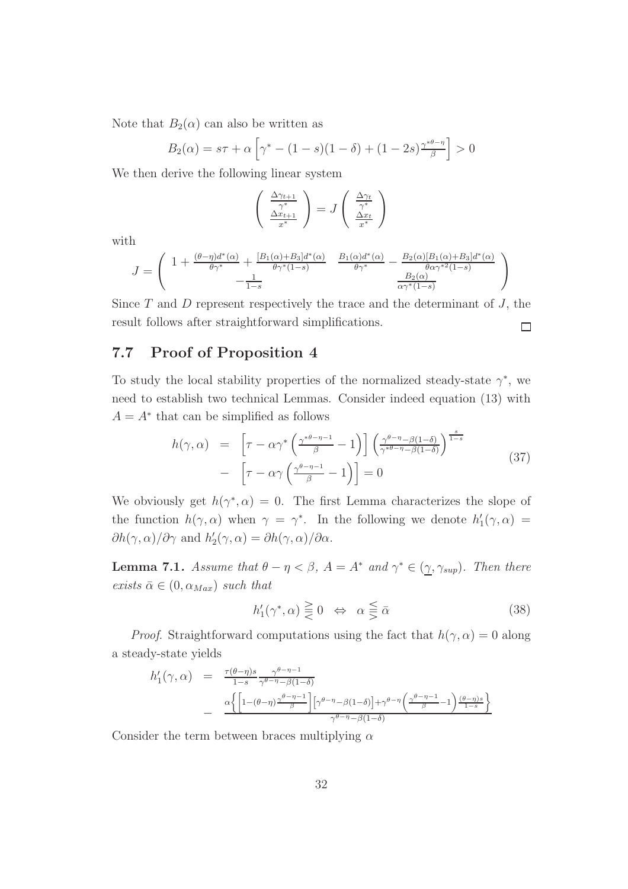Note that $B_2(\alpha)$ can also be written as

$$B_2(\alpha) = s\tau + \alpha\left[\gamma^* - (1-s)(1-\delta) + (1-2s)\frac{\gamma^{*\theta-\eta}}{\beta}\right] > 0$$

We then derive the following linear system

$$\begin{pmatrix} \frac{\Delta\gamma_{t+1}}{\gamma^*} \\ \frac{\Delta x_{t+1}}{x^*} \end{pmatrix} = J \begin{pmatrix} \frac{\Delta\gamma_t}{\gamma^*} \\ \frac{\Delta x_t}{x^*} \end{pmatrix}$$

with

$$J = \begin{pmatrix} 1 + \frac{(\theta-\eta)d^*(\alpha)}{\theta\gamma^*} + \frac{[B_1(\alpha)+B_3]d^*(\alpha)}{\theta\gamma^*(1-s)} & \frac{B_1(\alpha)d^*(\alpha)}{\theta\gamma^*} - \frac{B_2(\alpha)[B_1(\alpha)+B_3]d^*(\alpha)}{\theta\alpha\gamma^{*2}(1-s)} \\ -\frac{1}{1-s} & \frac{B_2(\alpha)}{\alpha\gamma^*(1-s)} \end{pmatrix}$$

Since $T$ and $D$ represent respectively the trace and the determinant of $J$, the result follows after straightforward simplifications. □

## 7.7 Proof of Proposition 4

To study the local stability properties of the normalized steady-state $\gamma^*$, we need to establish two technical Lemmas. Consider indeed equation (13) with $A = A^*$ that can be simplified as follows

$$\begin{aligned} h(\gamma,\alpha) &= \left[\tau - \alpha\gamma^*\left(\frac{\gamma^{*\theta-\eta-1}}{\beta} - 1\right)\right]\left(\frac{\gamma^{\theta-\eta} - \beta(1-\delta)}{\gamma^{*\theta-\eta} - \beta(1-\delta)}\right)^{\frac{s}{1-s}} \\ &- \left[\tau - \alpha\gamma\left(\frac{\gamma^{\theta-\eta-1}}{\beta} - 1\right)\right] = 0 \end{aligned} \tag{37}$$

We obviously get $h(\gamma^*,\alpha) = 0$. The first Lemma characterizes the slope of the function $h(\gamma,\alpha)$ when $\gamma = \gamma^*$. In the following we denote $h_1'(\gamma,\alpha) = \partial h(\gamma,\alpha)/\partial\gamma$ and $h_2'(\gamma,\alpha) = \partial h(\gamma,\alpha)/\partial\alpha$.

**Lemma 7.1.** *Assume that $\theta - \eta < \beta$, $A = A^*$ and $\gamma^* \in (\underline{\gamma}, \gamma_{sup})$. Then there exists $\bar{\alpha} \in (0, \alpha_{Max})$ such that*

$$h_1'(\gamma^*,\alpha) \gtreqless 0 \quad \Leftrightarrow \quad \alpha \lesseqgtr \bar{\alpha} \tag{38}$$

*Proof.* Straightforward computations using the fact that $h(\gamma,\alpha) = 0$ along a steady-state yields

$$\begin{aligned} h_1'(\gamma,\alpha) &= \frac{\tau(\theta-\eta)s}{1-s}\frac{\gamma^{\theta-\eta-1}}{\gamma^{\theta-\eta}-\beta(1-\delta)} \\ &- \frac{\alpha\left\{\left[1-(\theta-\eta)\frac{\gamma^{\theta-\eta-1}}{\beta}\right]\left[\gamma^{\theta-\eta}-\beta(1-\delta)\right]+\gamma^{\theta-\eta}\left(\frac{\gamma^{\theta-\eta-1}}{\beta}-1\right)\frac{(\theta-\eta)s}{1-s}\right\}}{\gamma^{\theta-\eta}-\beta(1-\delta)} \end{aligned}$$

Consider the term between braces multiplying $\alpha$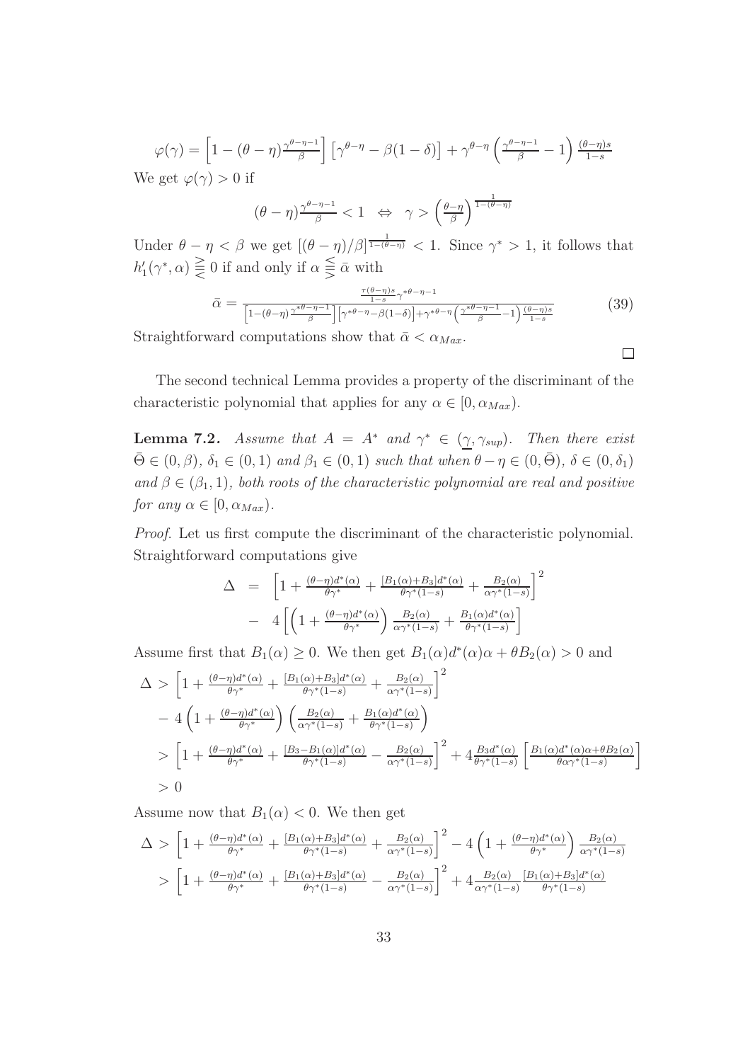$$\varphi(\gamma) = \left[1 - (\theta-\eta)\frac{\gamma^{\theta-\eta-1}}{\beta}\right]\left[\gamma^{\theta-\eta} - \beta(1-\delta)\right] + \gamma^{\theta-\eta}\left(\frac{\gamma^{\theta-\eta-1}}{\beta} - 1\right)\frac{(\theta-\eta)s}{1-s}$$

We get $\varphi(\gamma) > 0$ if

$$(\theta-\eta)\frac{\gamma^{\theta-\eta-1}}{\beta} < 1 \;\;\Leftrightarrow\;\; \gamma > \left(\frac{\theta-\eta}{\beta}\right)^{\frac{1}{1-(\theta-\eta)}}$$

Under $\theta - \eta < \beta$ we get $[(\theta-\eta)/\beta]^{\frac{1}{1-(\theta-\eta)}} < 1$. Since $\gamma^* > 1$, it follows that $h_1'(\gamma^*, \alpha) \gtreqless 0$ if and only if $\alpha \lesseqgtr \bar{\alpha}$ with

$$\bar{\alpha} = \frac{\frac{\tau(\theta-\eta)s}{1-s}\gamma^{*\theta-\eta-1}}{\left[1-(\theta-\eta)\frac{\gamma^{*\theta-\eta-1}}{\beta}\right]\left[\gamma^{*\theta-\eta}-\beta(1-\delta)\right]+\gamma^{*\theta-\eta}\left(\frac{\gamma^{*\theta-\eta-1}}{\beta}-1\right)\frac{(\theta-\eta)s}{1-s}} \tag{39}$$

Straightforward computations show that $\bar{\alpha} < \alpha_{Max}$. □

The second technical Lemma provides a property of the discriminant of the characteristic polynomial that applies for any $\alpha \in [0, \alpha_{Max})$.

**Lemma 7.2.** *Assume that $A = A^*$ and $\gamma^* \in (\underline{\gamma}, \gamma_{sup})$. Then there exist $\bar{\Theta} \in (0, \beta)$, $\delta_1 \in (0,1)$ and $\beta_1 \in (0,1)$ such that when $\theta - \eta \in (0, \bar{\Theta})$, $\delta \in (0, \delta_1)$ and $\beta \in (\beta_1, 1)$, both roots of the characteristic polynomial are real and positive for any $\alpha \in [0, \alpha_{Max})$.*

*Proof.* Let us first compute the discriminant of the characteristic polynomial. Straightforward computations give

$$\begin{aligned}
\Delta &= \left[1 + \frac{(\theta-\eta)d^*(\alpha)}{\theta\gamma^*} + \frac{[B_1(\alpha)+B_3]d^*(\alpha)}{\theta\gamma^*(1-s)} + \frac{B_2(\alpha)}{\alpha\gamma^*(1-s)}\right]^2 \\
&- 4\left[\left(1 + \frac{(\theta-\eta)d^*(\alpha)}{\theta\gamma^*}\right)\frac{B_2(\alpha)}{\alpha\gamma^*(1-s)} + \frac{B_1(\alpha)d^*(\alpha)}{\theta\gamma^*(1-s)}\right]
\end{aligned}$$

Assume first that $B_1(\alpha) \geq 0$. We then get $B_1(\alpha)d^*(\alpha)\alpha + \theta B_2(\alpha) > 0$ and

$$\begin{aligned}
\Delta &> \left[1 + \frac{(\theta-\eta)d^*(\alpha)}{\theta\gamma^*} + \frac{[B_1(\alpha)+B_3]d^*(\alpha)}{\theta\gamma^*(1-s)} + \frac{B_2(\alpha)}{\alpha\gamma^*(1-s)}\right]^2 \\
&- 4\left(1 + \frac{(\theta-\eta)d^*(\alpha)}{\theta\gamma^*}\right)\left(\frac{B_2(\alpha)}{\alpha\gamma^*(1-s)} + \frac{B_1(\alpha)d^*(\alpha)}{\theta\gamma^*(1-s)}\right) \\
&> \left[1 + \frac{(\theta-\eta)d^*(\alpha)}{\theta\gamma^*} + \frac{[B_3-B_1(\alpha)]d^*(\alpha)}{\theta\gamma^*(1-s)} - \frac{B_2(\alpha)}{\alpha\gamma^*(1-s)}\right]^2 + 4\frac{B_3 d^*(\alpha)}{\theta\gamma^*(1-s)}\left[\frac{B_1(\alpha)d^*(\alpha)\alpha+\theta B_2(\alpha)}{\theta\alpha\gamma^*(1-s)}\right] \\
&> 0
\end{aligned}$$

Assume now that $B_1(\alpha) < 0$. We then get

$$\begin{aligned}
\Delta &> \left[1 + \frac{(\theta-\eta)d^*(\alpha)}{\theta\gamma^*} + \frac{[B_1(\alpha)+B_3]d^*(\alpha)}{\theta\gamma^*(1-s)} + \frac{B_2(\alpha)}{\alpha\gamma^*(1-s)}\right]^2 - 4\left(1 + \frac{(\theta-\eta)d^*(\alpha)}{\theta\gamma^*}\right)\frac{B_2(\alpha)}{\alpha\gamma^*(1-s)} \\
&> \left[1 + \frac{(\theta-\eta)d^*(\alpha)}{\theta\gamma^*} + \frac{[B_1(\alpha)+B_3]d^*(\alpha)}{\theta\gamma^*(1-s)} - \frac{B_2(\alpha)}{\alpha\gamma^*(1-s)}\right]^2 + 4\frac{B_2(\alpha)}{\alpha\gamma^*(1-s)}\frac{[B_1(\alpha)+B_3]d^*(\alpha)}{\theta\gamma^*(1-s)}
\end{aligned}$$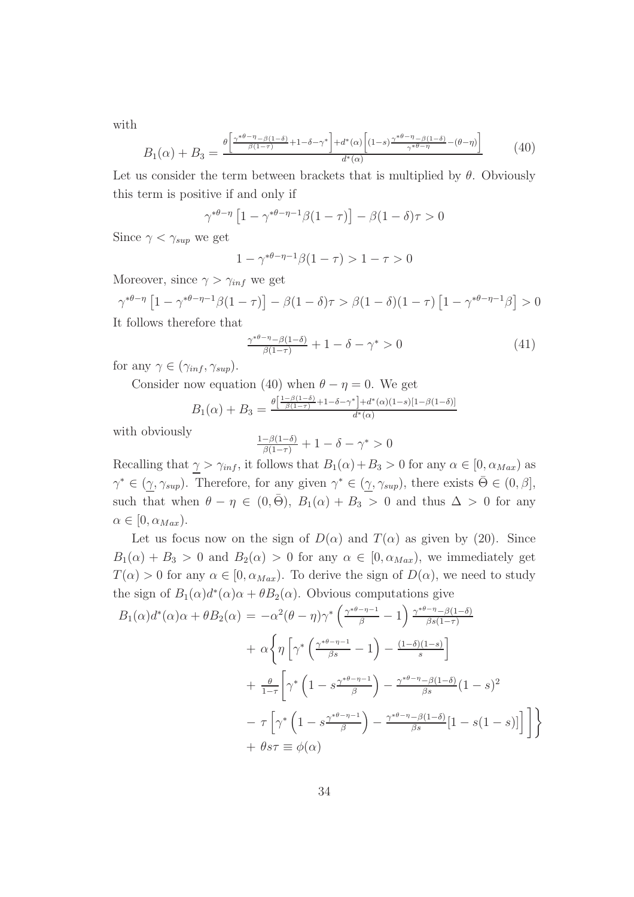with

$$B_1(\alpha) + B_3 = \frac{\theta\left[\frac{\gamma^{*\theta-\eta}-\beta(1-\delta)}{\beta(1-\tau)}+1-\delta-\gamma^*\right]+d^*(\alpha)\left[(1-s)\frac{\gamma^{*\theta-\eta}-\beta(1-\delta)}{\gamma^{*\theta-\eta}}-(\theta-\eta)\right]}{d^*(\alpha)} \tag{40}$$

Let us consider the term between brackets that is multiplied by $\theta$. Obviously this term is positive if and only if

$$\gamma^{*\theta-\eta}\left[1-\gamma^{*\theta-\eta-1}\beta(1-\tau)\right]-\beta(1-\delta)\tau > 0$$

Since $\gamma < \gamma_{sup}$ we get

$$1-\gamma^{*\theta-\eta-1}\beta(1-\tau) > 1-\tau > 0$$

Moreover, since $\gamma > \gamma_{inf}$ we get

$$\gamma^{*\theta-\eta}\left[1-\gamma^{*\theta-\eta-1}\beta(1-\tau)\right]-\beta(1-\delta)\tau > \beta(1-\delta)(1-\tau)\left[1-\gamma^{*\theta-\eta-1}\beta\right] > 0$$

It follows therefore that

$$\frac{\gamma^{*\theta-\eta}-\beta(1-\delta)}{\beta(1-\tau)}+1-\delta-\gamma^* > 0 \tag{41}$$

for any $\gamma \in (\gamma_{inf}, \gamma_{sup})$.

Consider now equation (40) when $\theta - \eta = 0$. We get

$$B_1(\alpha) + B_3 = \frac{\theta\left[\frac{1-\beta(1-\delta)}{\beta(1-\tau)}+1-\delta-\gamma^*\right]+d^*(\alpha)(1-s)[1-\beta(1-\delta)]}{d^*(\alpha)}$$

with obviously

$$\frac{1-\beta(1-\delta)}{\beta(1-\tau)}+1-\delta-\gamma^* > 0$$

Recalling that $\underline{\gamma} > \gamma_{inf}$, it follows that $B_1(\alpha)+B_3 > 0$ for any $\alpha \in [0, \alpha_{Max})$ as $\gamma^* \in (\underline{\gamma}, \gamma_{sup})$. Therefore, for any given $\gamma^* \in (\underline{\gamma}, \gamma_{sup})$, there exists $\bar{\Theta} \in (0, \beta]$, such that when $\theta - \eta \in (0, \bar{\Theta})$, $B_1(\alpha) + B_3 > 0$ and thus $\Delta > 0$ for any $\alpha \in [0, \alpha_{Max})$.

Let us focus now on the sign of $D(\alpha)$ and $T(\alpha)$ as given by (20). Since $B_1(\alpha) + B_3 > 0$ and $B_2(\alpha) > 0$ for any $\alpha \in [0, \alpha_{Max})$, we immediately get $T(\alpha) > 0$ for any $\alpha \in [0, \alpha_{Max})$. To derive the sign of $D(\alpha)$, we need to study the sign of $B_1(\alpha)d^*(\alpha)\alpha + \theta B_2(\alpha)$. Obvious computations give

$$\begin{aligned}
B_1(\alpha)d^*(\alpha)\alpha + \theta B_2(\alpha) &= -\alpha^2(\theta-\eta)\gamma^*\left(\frac{\gamma^{*\theta-\eta-1}}{\beta}-1\right)\frac{\gamma^{*\theta-\eta}-\beta(1-\delta)}{\beta s(1-\tau)} \\
&+ \alpha\Bigg\{\eta\left[\gamma^*\left(\frac{\gamma^{*\theta-\eta-1}}{\beta s}-1\right)-\frac{(1-\delta)(1-s)}{s}\right] \\
&+ \frac{\theta}{1-\tau}\Bigg[\gamma^*\left(1-s\frac{\gamma^{*\theta-\eta-1}}{\beta}\right)-\frac{\gamma^{*\theta-\eta}-\beta(1-\delta)}{\beta s}(1-s)^2 \\
&- \tau\left[\gamma^*\left(1-s\frac{\gamma^{*\theta-\eta-1}}{\beta}\right)-\frac{\gamma^{*\theta-\eta}-\beta(1-\delta)}{\beta s}[1-s(1-s)]\right]\Bigg]\Bigg\} \\
&+ \theta s\tau \equiv \phi(\alpha)
\end{aligned}$$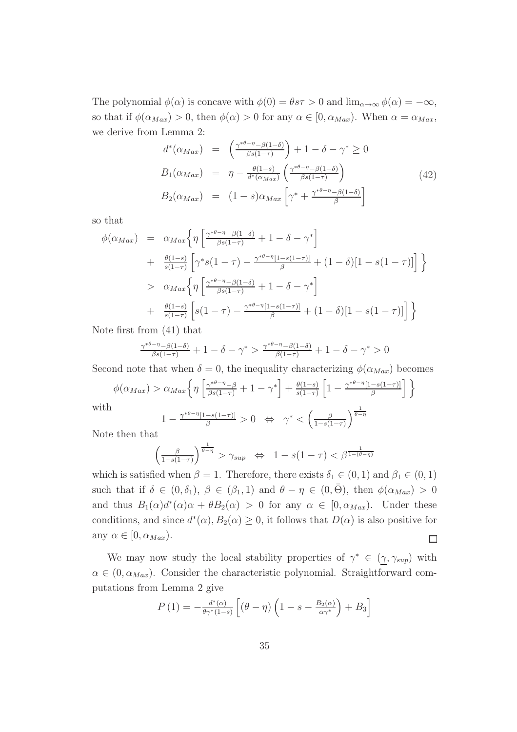The polynomial $\phi(\alpha)$ is concave with $\phi(0) = \theta s \tau > 0$ and $\lim_{\alpha \to \infty} \phi(\alpha) = -\infty$, so that if $\phi(\alpha_{Max}) > 0$, then $\phi(\alpha) > 0$ for any $\alpha \in [0, \alpha_{Max})$. When $\alpha = \alpha_{Max}$, we derive from Lemma 2:

$$
\begin{aligned}
d^*(\alpha_{Max}) &= \left(\frac{\gamma^{*\theta-\eta} - \beta(1-\delta)}{\beta s(1-\tau)}\right) + 1 - \delta - \gamma^* \geq 0 \\
B_1(\alpha_{Max}) &= \eta - \frac{\theta(1-s)}{d^*(\alpha_{Max})}\left(\frac{\gamma^{*\theta-\eta} - \beta(1-\delta)}{\beta s(1-\tau)}\right) \\
B_2(\alpha_{Max}) &= (1-s)\alpha_{Max}\left[\gamma^* + \frac{\gamma^{*\theta-\eta} - \beta(1-\delta)}{\beta}\right]
\end{aligned} \tag{42}
$$

so that

$$
\begin{aligned}
\phi(\alpha_{Max}) &= \alpha_{Max}\Big\{\eta\left[\frac{\gamma^{*\theta-\eta} - \beta(1-\delta)}{\beta s(1-\tau)} + 1 - \delta - \gamma^*\right] \\
&+ \frac{\theta(1-s)}{s(1-\tau)}\left[\gamma^* s(1-\tau) - \frac{\gamma^{*\theta-\eta}[1-s(1-\tau)]}{\beta} + (1-\delta)[1-s(1-\tau)]\right]\Big\} \\
&> \alpha_{Max}\Big\{\eta\left[\frac{\gamma^{*\theta-\eta} - \beta(1-\delta)}{\beta s(1-\tau)} + 1 - \delta - \gamma^*\right] \\
&+ \frac{\theta(1-s)}{s(1-\tau)}\left[s(1-\tau) - \frac{\gamma^{*\theta-\eta}[1-s(1-\tau)]}{\beta} + (1-\delta)[1-s(1-\tau)]\right]\Big\}
\end{aligned}
$$

Note first from (41) that

$$
\frac{\gamma^{*\theta-\eta} - \beta(1-\delta)}{\beta s(1-\tau)} + 1 - \delta - \gamma^* > \frac{\gamma^{*\theta-\eta} - \beta(1-\delta)}{\beta(1-\tau)} + 1 - \delta - \gamma^* > 0
$$

Second note that when $\delta = 0$, the inequality characterizing $\phi(\alpha_{Max})$ becomes

$$
\phi(\alpha_{Max}) > \alpha_{Max}\Big\{\eta\left[\frac{\gamma^{*\theta-\eta} - \beta}{\beta s(1-\tau)} + 1 - \gamma^*\right] + \frac{\theta(1-s)}{s(1-\tau)}\left[1 - \frac{\gamma^{*\theta-\eta}[1-s(1-\tau)]}{\beta}\right]\Big\}
$$

with

$$
1 - \frac{\gamma^{*\theta-\eta}[1-s(1-\tau)]}{\beta} > 0 \quad \Leftrightarrow \quad \gamma^* < \left(\frac{\beta}{1-s(1-\tau)}\right)^{\frac{1}{\theta-\eta}}
$$

Note then that

$$
\left(\frac{\beta}{1-s(1-\tau)}\right)^{\frac{1}{\theta-\eta}} > \gamma_{sup} \quad \Leftrightarrow \quad 1 - s(1-\tau) < \beta^{\frac{1}{1-(\theta-\eta)}}
$$

which is satisfied when $\beta = 1$. Therefore, there exists $\delta_1 \in (0,1)$ and $\beta_1 \in (0,1)$ such that if $\delta \in (0, \delta_1)$, $\beta \in (\beta_1, 1)$ and $\theta - \eta \in (0, \bar{\Theta})$, then $\phi(\alpha_{Max}) > 0$ and thus $B_1(\alpha)d^*(\alpha)\alpha + \theta B_2(\alpha) > 0$ for any $\alpha \in [0, \alpha_{Max})$. Under these conditions, and since $d^*(\alpha), B_2(\alpha) \geq 0$, it follows that $D(\alpha)$ is also positive for any $\alpha \in [0, \alpha_{Max})$. $\square$

We may now study the local stability properties of $\gamma^* \in (\underline{\gamma}, \gamma_{sup})$ with $\alpha \in (0, \alpha_{Max})$. Consider the characteristic polynomial. Straightforward computations from Lemma 2 give

$$
P(1) = -\frac{d^*(\alpha)}{\theta\gamma^*(1-s)}\left[(\theta - \eta)\left(1 - s - \frac{B_2(\alpha)}{\alpha\gamma^*}\right) + B_3\right]
$$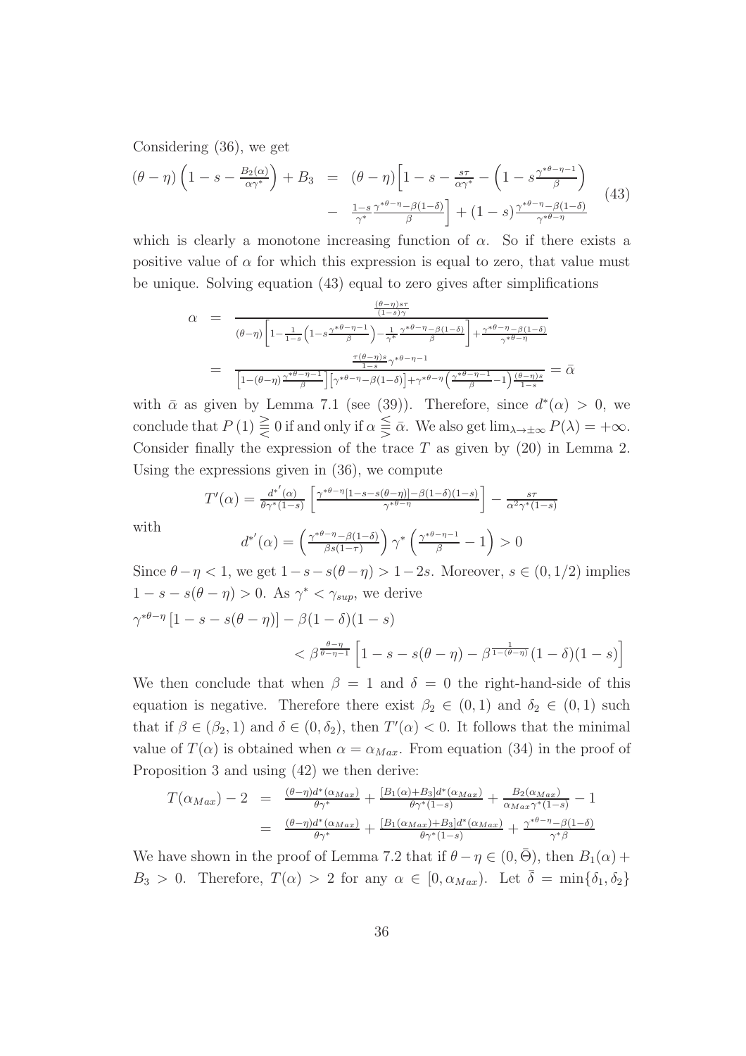Considering (36), we get

$$(\theta-\eta)\left(1-s-\frac{B_2(\alpha)}{\alpha\gamma^*}\right)+B_3 = (\theta-\eta)\Big[1-s-\frac{s\tau}{\alpha\gamma^*}-\left(1-s\frac{\gamma^{*\theta-\eta-1}}{\beta}\right) - \frac{1-s}{\gamma^*}\frac{\gamma^{*\theta-\eta}-\beta(1-\delta)}{\beta}\Big]+(1-s)\frac{\gamma^{*\theta-\eta}-\beta(1-\delta)}{\gamma^{*\theta-\eta}} \tag{43}$$

which is clearly a monotone increasing function of $\alpha$. So if there exists a positive value of $\alpha$ for which this expression is equal to zero, that value must be unique. Solving equation (43) equal to zero gives after simplifications

$$\begin{aligned}\alpha &= \frac{\frac{(\theta-\eta)s\tau}{(1-s)\gamma}}{(\theta-\eta)\left[1-\frac{1}{1-s}\left(1-s\frac{\gamma^{*\theta-\eta-1}}{\beta}\right)-\frac{1}{\gamma^*}\frac{\gamma^{*\theta-\eta}-\beta(1-\delta)}{\beta}\right]+\frac{\gamma^{*\theta-\eta}-\beta(1-\delta)}{\gamma^{*\theta-\eta}}} \\ &= \frac{\frac{\tau(\theta-\eta)s}{1-s}\gamma^{*\theta-\eta-1}}{\left[1-(\theta-\eta)\frac{\gamma^{*\theta-\eta-1}}{\beta}\right]\left[\gamma^{*\theta-\eta}-\beta(1-\delta)\right]+\gamma^{*\theta-\eta}\left(\frac{\gamma^{*\theta-\eta-1}}{\beta}-1\right)\frac{(\theta-\eta)s}{1-s}} = \bar{\alpha}\end{aligned}$$

with $\bar{\alpha}$ as given by Lemma 7.1 (see (39)). Therefore, since $d^*(\alpha)>0$, we conclude that $P(1) \gtreqless 0$ if and only if $\alpha \lesseqgtr \bar{\alpha}$. We also get $\lim_{\lambda\to\pm\infty} P(\lambda)=+\infty$. Consider finally the expression of the trace $T$ as given by (20) in Lemma 2. Using the expressions given in (36), we compute

$$T'(\alpha)=\frac{d^{*'}(\alpha)}{\theta\gamma^*(1-s)}\left[\frac{\gamma^{*\theta-\eta}[1-s-s(\theta-\eta)]-\beta(1-\delta)(1-s)}{\gamma^{*\theta-\eta}}\right]-\frac{s\tau}{\alpha^2\gamma^*(1-s)}$$

with

$$d^{*'}(\alpha)=\left(\frac{\gamma^{*\theta-\eta}-\beta(1-\delta)}{\beta s(1-\tau)}\right)\gamma^*\left(\frac{\gamma^{*\theta-\eta-1}}{\beta}-1\right)>0$$

Since $\theta-\eta<1$, we get $1-s-s(\theta-\eta)>1-2s$. Moreover, $s\in(0,1/2)$ implies $1-s-s(\theta-\eta)>0$. As $\gamma^*<\gamma_{sup}$, we derive

$$\gamma^{*\theta-\eta}\left[1-s-s(\theta-\eta)\right]-\beta(1-\delta)(1-s)$$
$$<\beta^{\frac{\theta-\eta}{\theta-\eta-1}}\left[1-s-s(\theta-\eta)-\beta^{\frac{1}{1-(\theta-\eta)}}(1-\delta)(1-s)\right]$$

We then conclude that when $\beta=1$ and $\delta=0$ the right-hand-side of this equation is negative. Therefore there exist $\beta_2\in(0,1)$ and $\delta_2\in(0,1)$ such that if $\beta\in(\beta_2,1)$ and $\delta\in(0,\delta_2)$, then $T'(\alpha)<0$. It follows that the minimal value of $T(\alpha)$ is obtained when $\alpha=\alpha_{Max}$. From equation (34) in the proof of Proposition 3 and using (42) we then derive:

$$\begin{aligned}T(\alpha_{Max})-2 &= \frac{(\theta-\eta)d^*(\alpha_{Max})}{\theta\gamma^*}+\frac{[B_1(\alpha)+B_3]d^*(\alpha_{Max})}{\theta\gamma^*(1-s)}+\frac{B_2(\alpha_{Max})}{\alpha_{Max}\gamma^*(1-s)}-1 \\ &= \frac{(\theta-\eta)d^*(\alpha_{Max})}{\theta\gamma^*}+\frac{[B_1(\alpha_{Max})+B_3]d^*(\alpha_{Max})}{\theta\gamma^*(1-s)}+\frac{\gamma^{*\theta-\eta}-\beta(1-\delta)}{\gamma^*\beta}\end{aligned}$$

We have shown in the proof of Lemma 7.2 that if $\theta-\eta\in(0,\bar{\Theta})$, then $B_1(\alpha)+B_3>0$. Therefore, $T(\alpha)>2$ for any $\alpha\in[0,\alpha_{Max})$. Let $\bar{\delta}=\min\{\delta_1,\delta_2\}$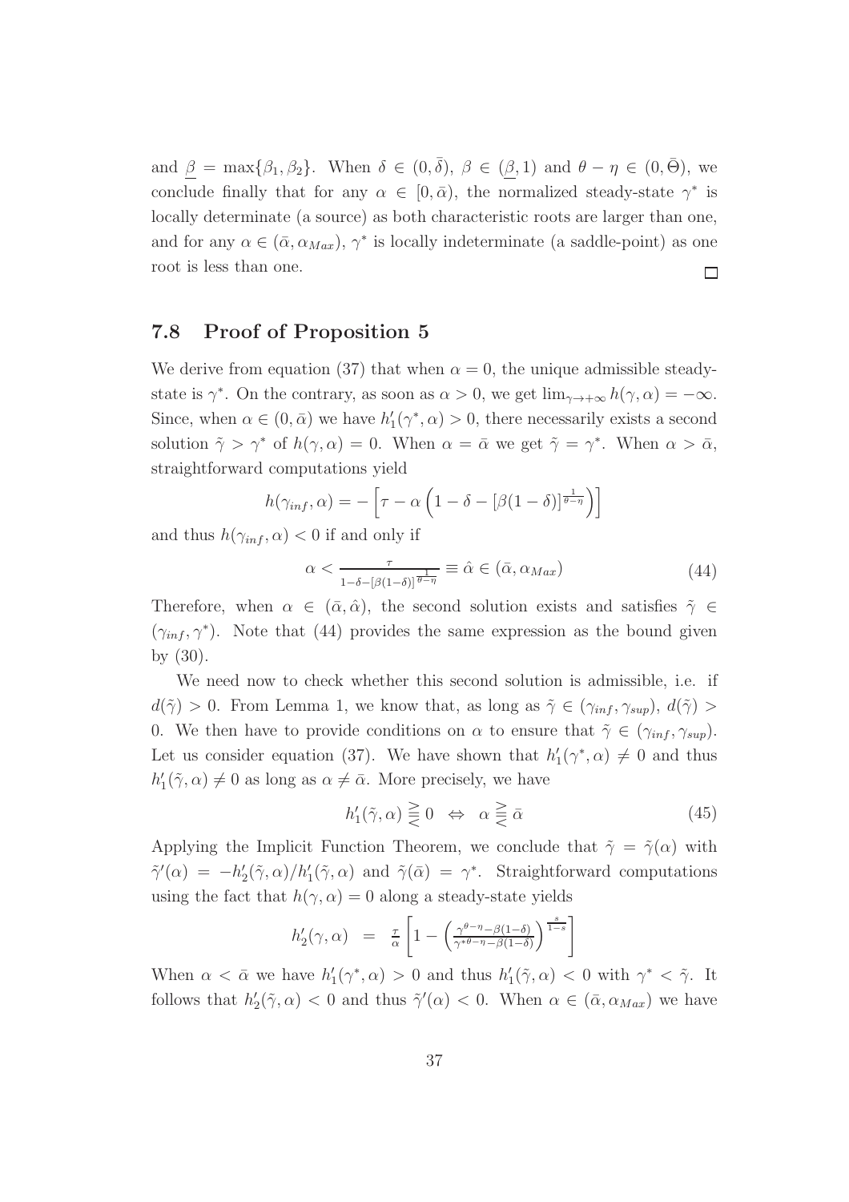and $\underline{\beta} = \max\{\beta_1, \beta_2\}$. When $\delta \in (0, \bar{\delta})$, $\beta \in (\underline{\beta}, 1)$ and $\theta - \eta \in (0, \bar{\Theta})$, we conclude finally that for any $\alpha \in [0, \bar{\alpha})$, the normalized steady-state $\gamma^*$ is locally determinate (a source) as both characteristic roots are larger than one, and for any $\alpha \in (\bar{\alpha}, \alpha_{Max})$, $\gamma^*$ is locally indeterminate (a saddle-point) as one root is less than one. □

## 7.8 Proof of Proposition 5

We derive from equation (37) that when $\alpha = 0$, the unique admissible steady-state is $\gamma^*$. On the contrary, as soon as $\alpha > 0$, we get $\lim_{\gamma \to +\infty} h(\gamma, \alpha) = -\infty$. Since, when $\alpha \in (0, \bar{\alpha})$ we have $h_1'(\gamma^*, \alpha) > 0$, there necessarily exists a second solution $\tilde{\gamma} > \gamma^*$ of $h(\gamma, \alpha) = 0$. When $\alpha = \bar{\alpha}$ we get $\tilde{\gamma} = \gamma^*$. When $\alpha > \bar{\alpha}$, straightforward computations yield

$$h(\gamma_{inf}, \alpha) = -\left[\tau - \alpha\left(1 - \delta - [\beta(1-\delta)]^{\frac{1}{\theta-\eta}}\right)\right]$$

and thus $h(\gamma_{inf}, \alpha) < 0$ if and only if

$$\alpha < \frac{\tau}{1-\delta-[\beta(1-\delta)]^{\frac{1}{\theta-\eta}}} \equiv \hat{\alpha} \in (\bar{\alpha}, \alpha_{Max}) \tag{44}$$

Therefore, when $\alpha \in (\bar{\alpha}, \hat{\alpha})$, the second solution exists and satisfies $\tilde{\gamma} \in (\gamma_{inf}, \gamma^*)$. Note that (44) provides the same expression as the bound given by (30).

We need now to check whether this second solution is admissible, i.e. if $d(\tilde{\gamma}) > 0$. From Lemma 1, we know that, as long as $\tilde{\gamma} \in (\gamma_{inf}, \gamma_{sup})$, $d(\tilde{\gamma}) > 0$. We then have to provide conditions on $\alpha$ to ensure that $\tilde{\gamma} \in (\gamma_{inf}, \gamma_{sup})$. Let us consider equation (37). We have shown that $h_1'(\gamma^*, \alpha) \neq 0$ and thus $h_1'(\tilde{\gamma}, \alpha) \neq 0$ as long as $\alpha \neq \bar{\alpha}$. More precisely, we have

$$h_1'(\tilde{\gamma}, \alpha) \gtreqless 0 \quad \Leftrightarrow \quad \alpha \gtreqless \bar{\alpha} \tag{45}$$

Applying the Implicit Function Theorem, we conclude that $\tilde{\gamma} = \tilde{\gamma}(\alpha)$ with $\tilde{\gamma}'(\alpha) = -h_2'(\tilde{\gamma}, \alpha)/h_1'(\tilde{\gamma}, \alpha)$ and $\tilde{\gamma}(\bar{\alpha}) = \gamma^*$. Straightforward computations using the fact that $h(\gamma, \alpha) = 0$ along a steady-state yields

$$h_2'(\gamma, \alpha) \;\; = \;\; \frac{\tau}{\alpha}\left[1 - \left(\frac{\gamma^{\theta-\eta}-\beta(1-\delta)}{\gamma^{*\theta-\eta}-\beta(1-\delta)}\right)^{\frac{s}{1-s}}\right]$$

When $\alpha < \bar{\alpha}$ we have $h_1'(\gamma^*, \alpha) > 0$ and thus $h_1'(\tilde{\gamma}, \alpha) < 0$ with $\gamma^* < \tilde{\gamma}$. It follows that $h_2'(\tilde{\gamma}, \alpha) < 0$ and thus $\tilde{\gamma}'(\alpha) < 0$. When $\alpha \in (\bar{\alpha}, \alpha_{Max})$ we have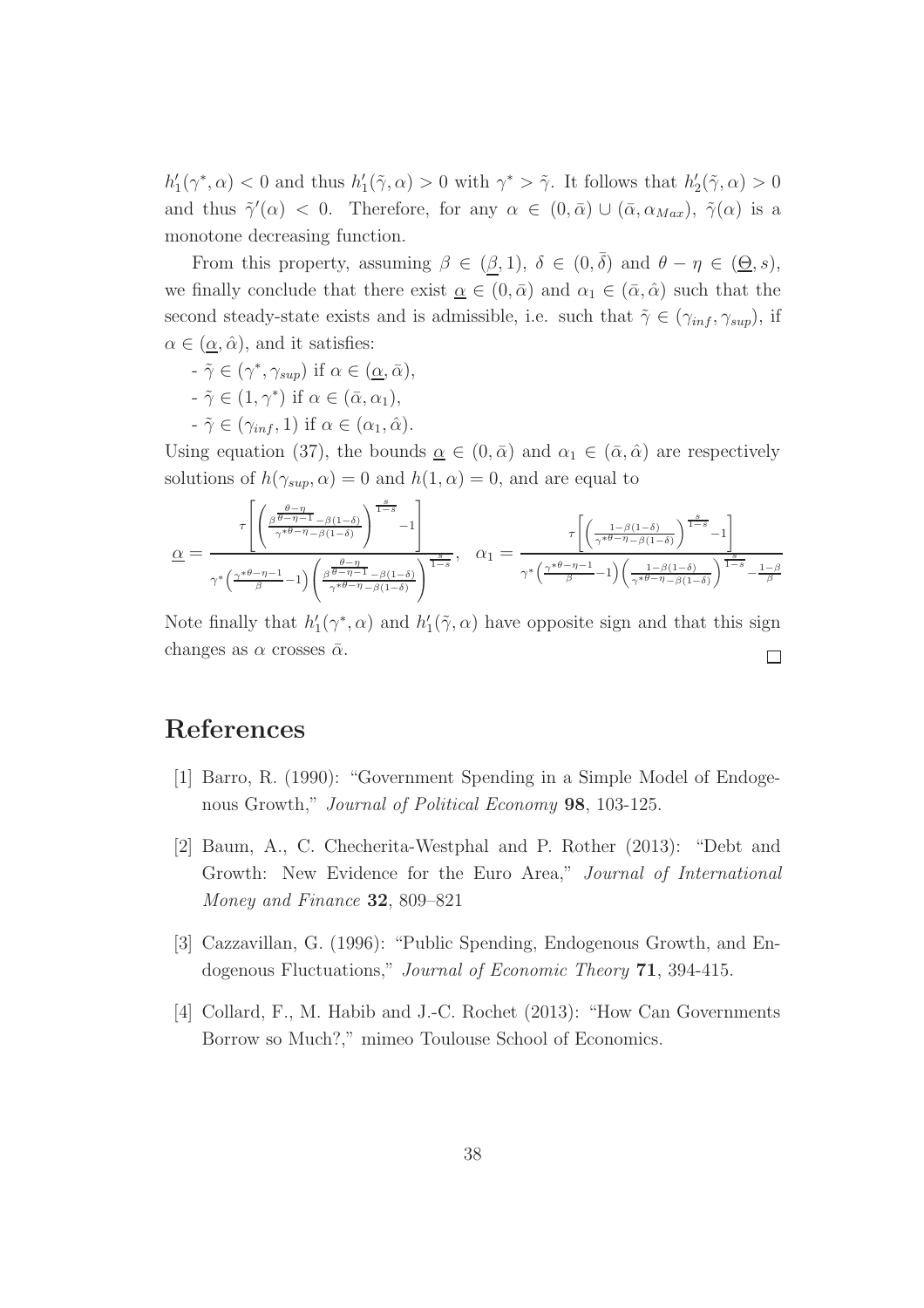$h_1'(\gamma^*, \alpha) < 0$ and thus $h_1'(\tilde{\gamma}, \alpha) > 0$ with $\gamma^* > \tilde{\gamma}$. It follows that $h_2'(\tilde{\gamma}, \alpha) > 0$ and thus $\tilde{\gamma}'(\alpha) < 0$. Therefore, for any $\alpha \in (0, \bar{\alpha}) \cup (\bar{\alpha}, \alpha_{Max})$, $\tilde{\gamma}(\alpha)$ is a monotone decreasing function.

From this property, assuming $\beta \in (\underline{\beta}, 1)$, $\delta \in (0, \bar{\delta})$ and $\theta - \eta \in (\underline{\Theta}, s)$, we finally conclude that there exist $\underline{\alpha} \in (0, \bar{\alpha})$ and $\alpha_1 \in (\bar{\alpha}, \hat{\alpha})$ such that the second steady-state exists and is admissible, i.e. such that $\tilde{\gamma} \in (\gamma_{inf}, \gamma_{sup})$, if $\alpha \in (\underline{\alpha}, \hat{\alpha})$, and it satisfies:

- $\tilde{\gamma} \in (\gamma^*, \gamma_{sup})$ if $\alpha \in (\underline{\alpha}, \bar{\alpha})$,
- $\tilde{\gamma} \in (1, \gamma^*)$ if $\alpha \in (\bar{\alpha}, \alpha_1)$,
- $\tilde{\gamma} \in (\gamma_{inf}, 1)$ if $\alpha \in (\alpha_1, \hat{\alpha})$.

Using equation (37), the bounds $\underline{\alpha} \in (0, \bar{\alpha})$ and $\alpha_1 \in (\bar{\alpha}, \hat{\alpha})$ are respectively solutions of $h(\gamma_{sup}, \alpha) = 0$ and $h(1, \alpha) = 0$, and are equal to

$$\underline{\alpha} = \frac{\tau\left[\left(\frac{\beta^{\frac{\theta-\eta}{\theta-\eta-1}} - \beta(1-\delta)}{\gamma^{*\theta-\eta} - \beta(1-\delta)}\right)^{\frac{s}{1-s}} - 1\right]}{\gamma^*\left(\frac{\gamma^{*\theta-\eta-1}}{\beta} - 1\right)\left(\frac{\beta^{\frac{\theta-\eta}{\theta-\eta-1}} - \beta(1-\delta)}{\gamma^{*\theta-\eta} - \beta(1-\delta)}\right)^{\frac{s}{1-s}}}, \quad \alpha_1 = \frac{\tau\left[\left(\frac{1-\beta(1-\delta)}{\gamma^{*\theta-\eta} - \beta(1-\delta)}\right)^{\frac{s}{1-s}} - 1\right]}{\gamma^*\left(\frac{\gamma^{*\theta-\eta-1}}{\beta} - 1\right)\left(\frac{1-\beta(1-\delta)}{\gamma^{*\theta-\eta} - \beta(1-\delta)}\right)^{\frac{s}{1-s}} - \frac{1-\beta}{\beta}}$$

Note finally that $h_1'(\gamma^*, \alpha)$ and $h_1'(\tilde{\gamma}, \alpha)$ have opposite sign and that this sign changes as $\alpha$ crosses $\bar{\alpha}$. □

# References

[1] Barro, R. (1990): "Government Spending in a Simple Model of Endogenous Growth," *Journal of Political Economy* **98**, 103-125.

[2] Baum, A., C. Checherita-Westphal and P. Rother (2013): "Debt and Growth: New Evidence for the Euro Area," *Journal of International Money and Finance* **32**, 809–821

[3] Cazzavillan, G. (1996): "Public Spending, Endogenous Growth, and Endogenous Fluctuations," *Journal of Economic Theory* **71**, 394-415.

[4] Collard, F., M. Habib and J.-C. Rochet (2013): "How Can Governments Borrow so Much?," mimeo Toulouse School of Economics.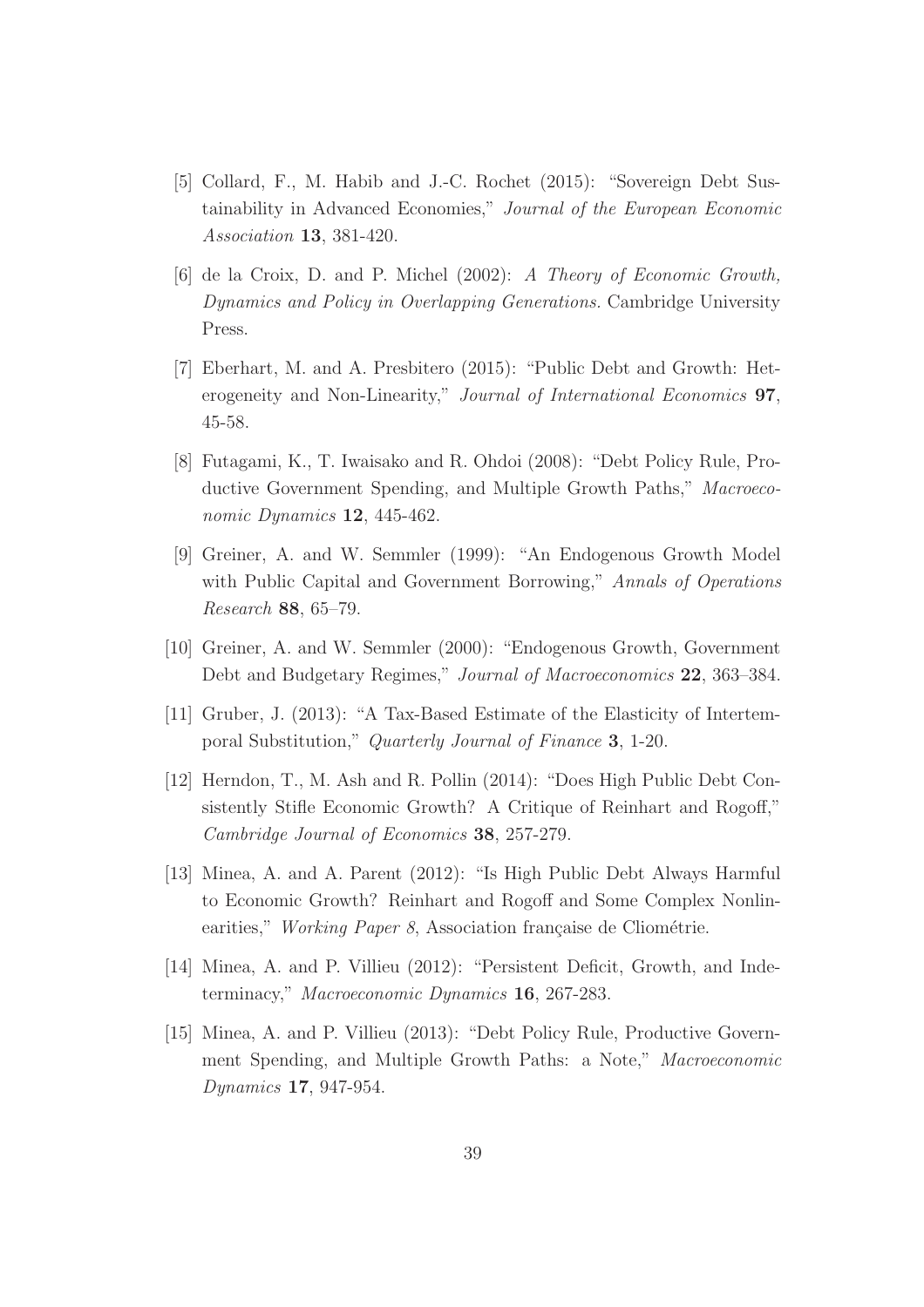[5] Collard, F., M. Habib and J.-C. Rochet (2015): "Sovereign Debt Sustainability in Advanced Economies," *Journal of the European Economic Association* **13**, 381-420.

[6] de la Croix, D. and P. Michel (2002): *A Theory of Economic Growth, Dynamics and Policy in Overlapping Generations.* Cambridge University Press.

[7] Eberhart, M. and A. Presbitero (2015): "Public Debt and Growth: Heterogeneity and Non-Linearity," *Journal of International Economics* **97**, 45-58.

[8] Futagami, K., T. Iwaisako and R. Ohdoi (2008): "Debt Policy Rule, Productive Government Spending, and Multiple Growth Paths," *Macroeconomic Dynamics* **12**, 445-462.

[9] Greiner, A. and W. Semmler (1999): "An Endogenous Growth Model with Public Capital and Government Borrowing," *Annals of Operations Research* **88**, 65–79.

[10] Greiner, A. and W. Semmler (2000): "Endogenous Growth, Government Debt and Budgetary Regimes," *Journal of Macroeconomics* **22**, 363–384.

[11] Gruber, J. (2013): "A Tax-Based Estimate of the Elasticity of Intertemporal Substitution," *Quarterly Journal of Finance* **3**, 1-20.

[12] Herndon, T., M. Ash and R. Pollin (2014): "Does High Public Debt Consistently Stifle Economic Growth? A Critique of Reinhart and Rogoff," *Cambridge Journal of Economics* **38**, 257-279.

[13] Minea, A. and A. Parent (2012): "Is High Public Debt Always Harmful to Economic Growth? Reinhart and Rogoff and Some Complex Nonlinearities," *Working Paper 8*, Association française de Cliométrie.

[14] Minea, A. and P. Villieu (2012): "Persistent Deficit, Growth, and Indeterminacy," *Macroeconomic Dynamics* **16**, 267-283.

[15] Minea, A. and P. Villieu (2013): "Debt Policy Rule, Productive Government Spending, and Multiple Growth Paths: a Note," *Macroeconomic Dynamics* **17**, 947-954.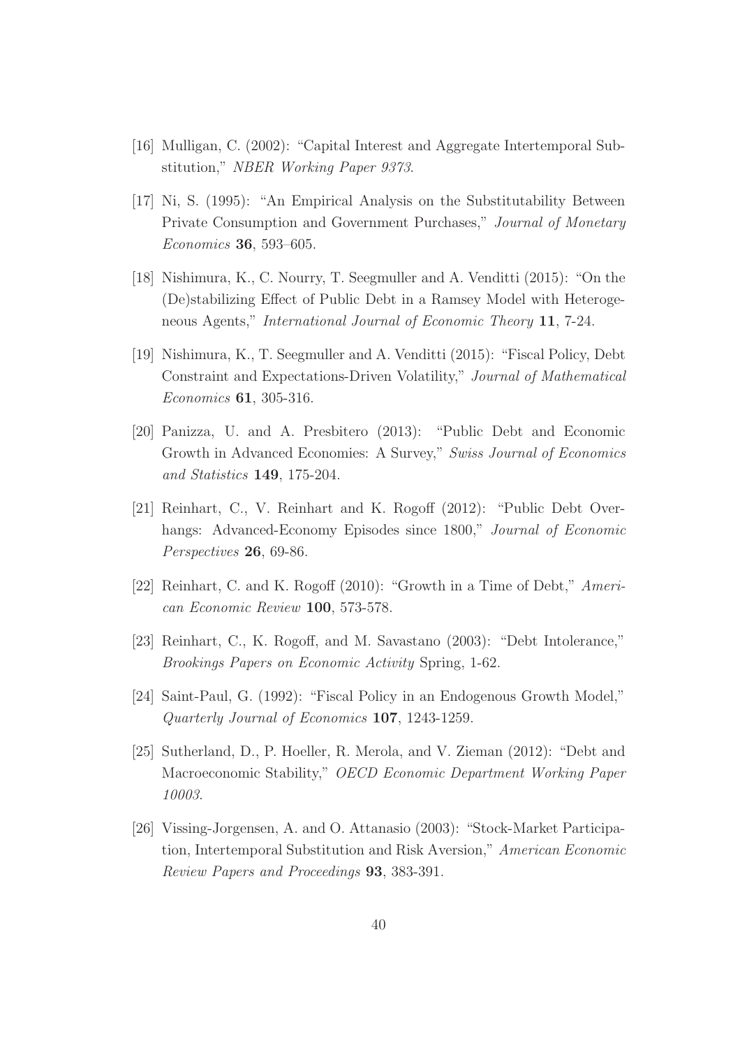[16] Mulligan, C. (2002): "Capital Interest and Aggregate Intertemporal Substitution," *NBER Working Paper 9373*.

[17] Ni, S. (1995): "An Empirical Analysis on the Substitutability Between Private Consumption and Government Purchases," *Journal of Monetary Economics* **36**, 593–605.

[18] Nishimura, K., C. Nourry, T. Seegmuller and A. Venditti (2015): "On the (De)stabilizing Effect of Public Debt in a Ramsey Model with Heterogeneous Agents," *International Journal of Economic Theory* **11**, 7-24.

[19] Nishimura, K., T. Seegmuller and A. Venditti (2015): "Fiscal Policy, Debt Constraint and Expectations-Driven Volatility," *Journal of Mathematical Economics* **61**, 305-316.

[20] Panizza, U. and A. Presbitero (2013): "Public Debt and Economic Growth in Advanced Economies: A Survey," *Swiss Journal of Economics and Statistics* **149**, 175-204.

[21] Reinhart, C., V. Reinhart and K. Rogoff (2012): "Public Debt Overhangs: Advanced-Economy Episodes since 1800," *Journal of Economic Perspectives* **26**, 69-86.

[22] Reinhart, C. and K. Rogoff (2010): "Growth in a Time of Debt," *American Economic Review* **100**, 573-578.

[23] Reinhart, C., K. Rogoff, and M. Savastano (2003): "Debt Intolerance," *Brookings Papers on Economic Activity* Spring, 1-62.

[24] Saint-Paul, G. (1992): "Fiscal Policy in an Endogenous Growth Model," *Quarterly Journal of Economics* **107**, 1243-1259.

[25] Sutherland, D., P. Hoeller, R. Merola, and V. Zieman (2012): "Debt and Macroeconomic Stability," *OECD Economic Department Working Paper 10003*.

[26] Vissing-Jorgensen, A. and O. Attanasio (2003): "Stock-Market Participation, Intertemporal Substitution and Risk Aversion," *American Economic Review Papers and Proceedings* **93**, 383-391.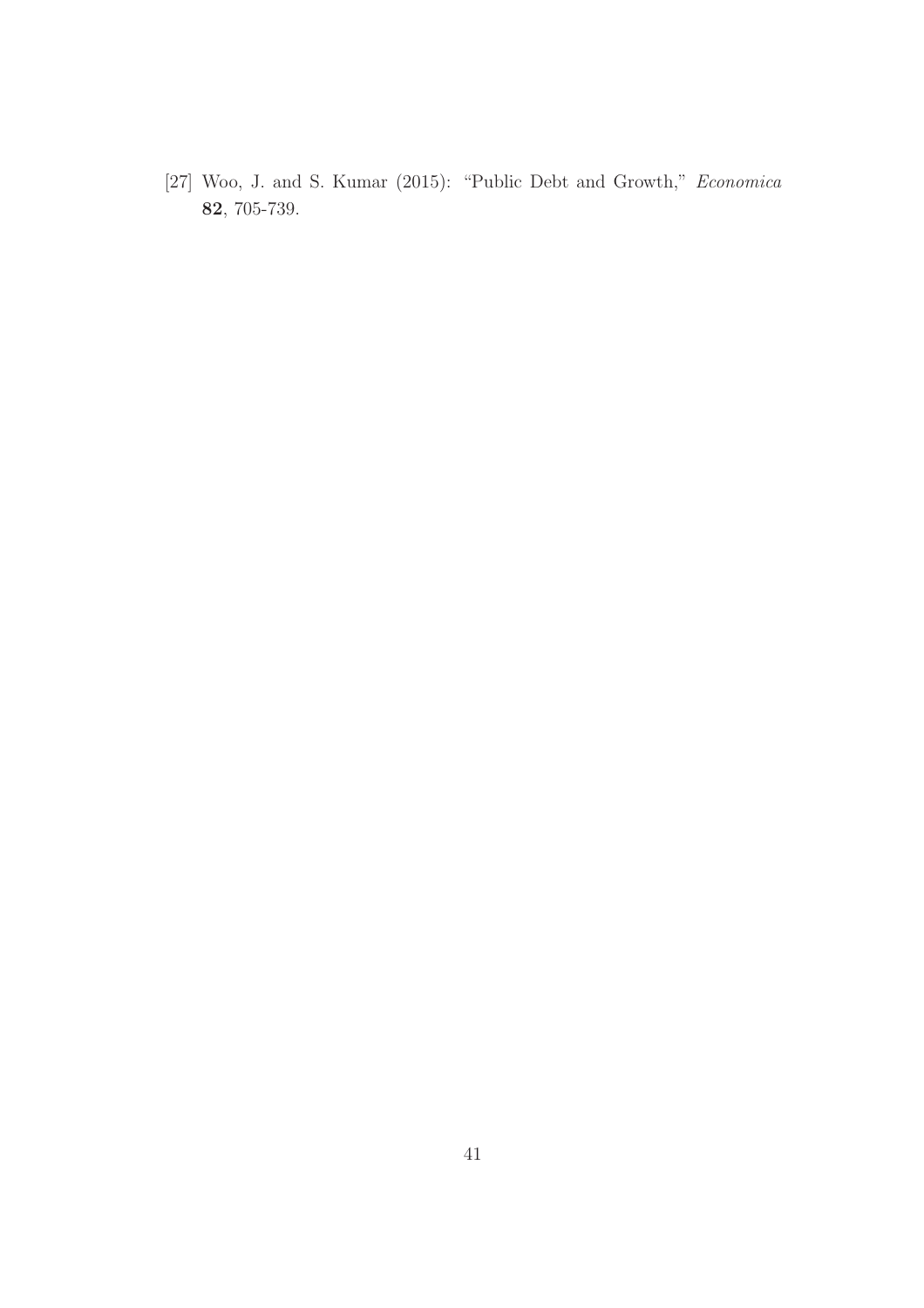[27] Woo, J. and S. Kumar (2015): "Public Debt and Growth," *Economica* **82**, 705-739.